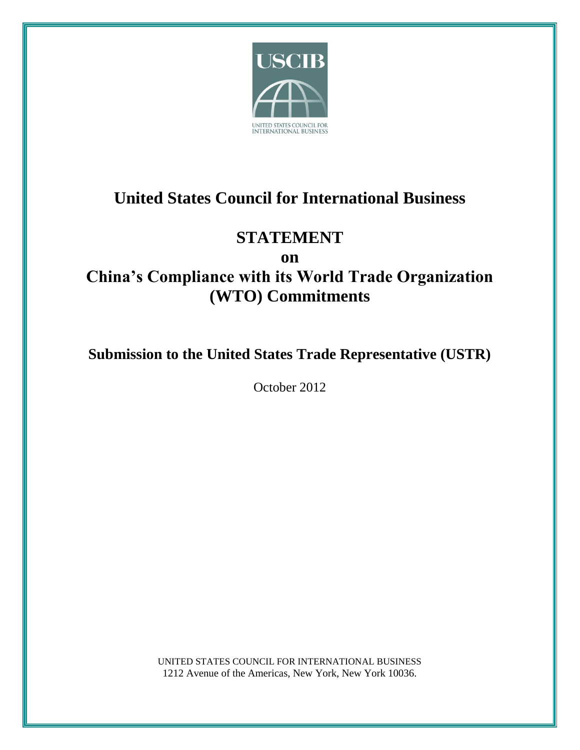# United States Council for International Business

## STATEMENT

## on

## China's Compliance with its World Trade Organization (WTO) Commitments

### Submission to the United States Trade Representative (USTR)

October 2012

UNITED STATES COUNCIL FOR INTERNATIONAL BUSINESS
1212 Avenue of the Americas, New York, New York 10036.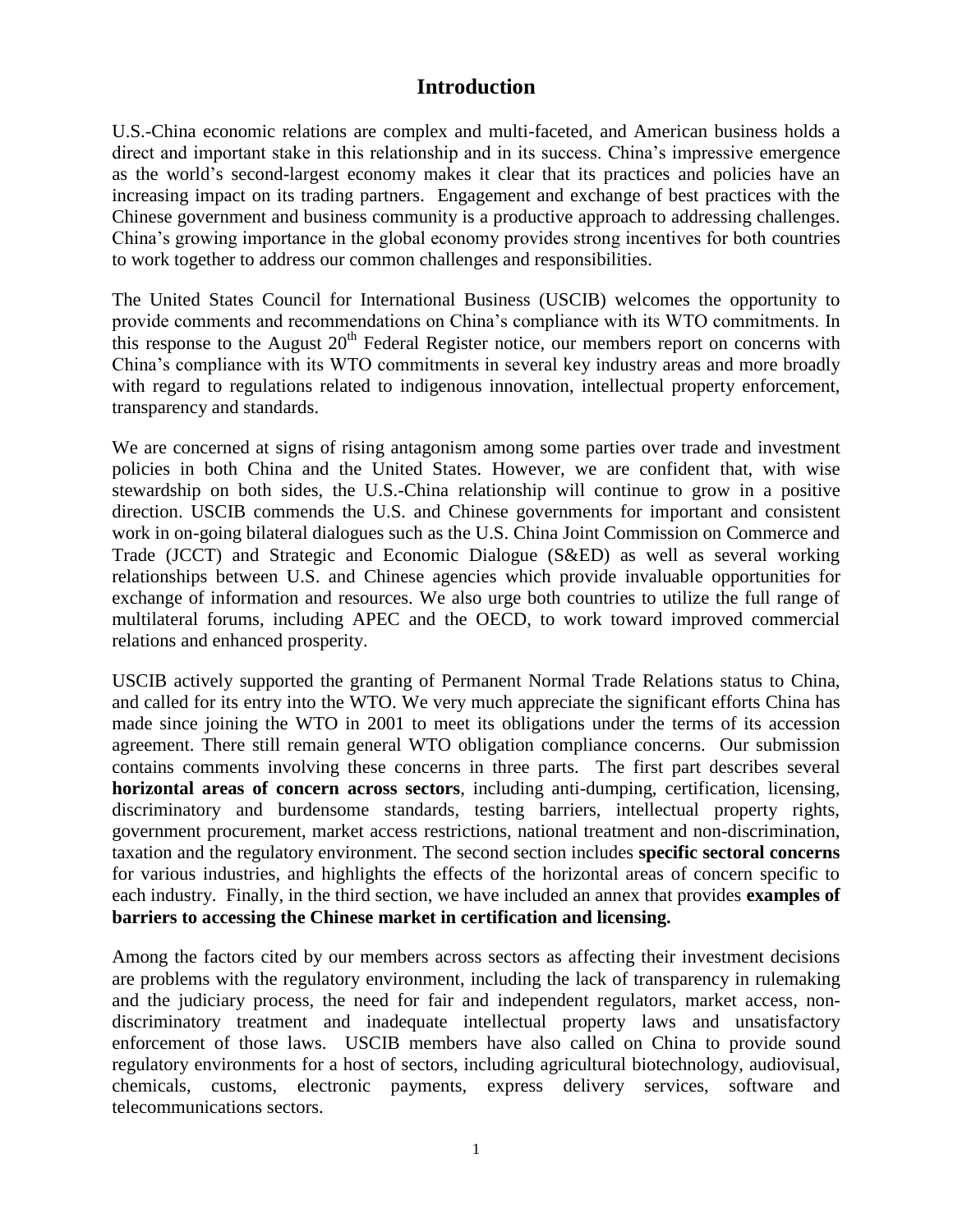# Introduction

U.S.-China economic relations are complex and multi-faceted, and American business holds a direct and important stake in this relationship and in its success. China's impressive emergence as the world's second-largest economy makes it clear that its practices and policies have an increasing impact on its trading partners. Engagement and exchange of best practices with the Chinese government and business community is a productive approach to addressing challenges. China's growing importance in the global economy provides strong incentives for both countries to work together to address our common challenges and responsibilities.

The United States Council for International Business (USCIB) welcomes the opportunity to provide comments and recommendations on China's compliance with its WTO commitments. In this response to the August 20th Federal Register notice, our members report on concerns with China's compliance with its WTO commitments in several key industry areas and more broadly with regard to regulations related to indigenous innovation, intellectual property enforcement, transparency and standards.

We are concerned at signs of rising antagonism among some parties over trade and investment policies in both China and the United States. However, we are confident that, with wise stewardship on both sides, the U.S.-China relationship will continue to grow in a positive direction. USCIB commends the U.S. and Chinese governments for important and consistent work in on-going bilateral dialogues such as the U.S. China Joint Commission on Commerce and Trade (JCCT) and Strategic and Economic Dialogue (S&ED) as well as several working relationships between U.S. and Chinese agencies which provide invaluable opportunities for exchange of information and resources. We also urge both countries to utilize the full range of multilateral forums, including APEC and the OECD, to work toward improved commercial relations and enhanced prosperity.

USCIB actively supported the granting of Permanent Normal Trade Relations status to China, and called for its entry into the WTO. We very much appreciate the significant efforts China has made since joining the WTO in 2001 to meet its obligations under the terms of its accession agreement. There still remain general WTO obligation compliance concerns. Our submission contains comments involving these concerns in three parts. The first part describes several **horizontal areas of concern across sectors**, including anti-dumping, certification, licensing, discriminatory and burdensome standards, testing barriers, intellectual property rights, government procurement, market access restrictions, national treatment and non-discrimination, taxation and the regulatory environment. The second section includes **specific sectoral concerns** for various industries, and highlights the effects of the horizontal areas of concern specific to each industry. Finally, in the third section, we have included an annex that provides **examples of barriers to accessing the Chinese market in certification and licensing.**

Among the factors cited by our members across sectors as affecting their investment decisions are problems with the regulatory environment, including the lack of transparency in rulemaking and the judiciary process, the need for fair and independent regulators, market access, non-discriminatory treatment and inadequate intellectual property laws and unsatisfactory enforcement of those laws. USCIB members have also called on China to provide sound regulatory environments for a host of sectors, including agricultural biotechnology, audiovisual, chemicals, customs, electronic payments, express delivery services, software and telecommunications sectors.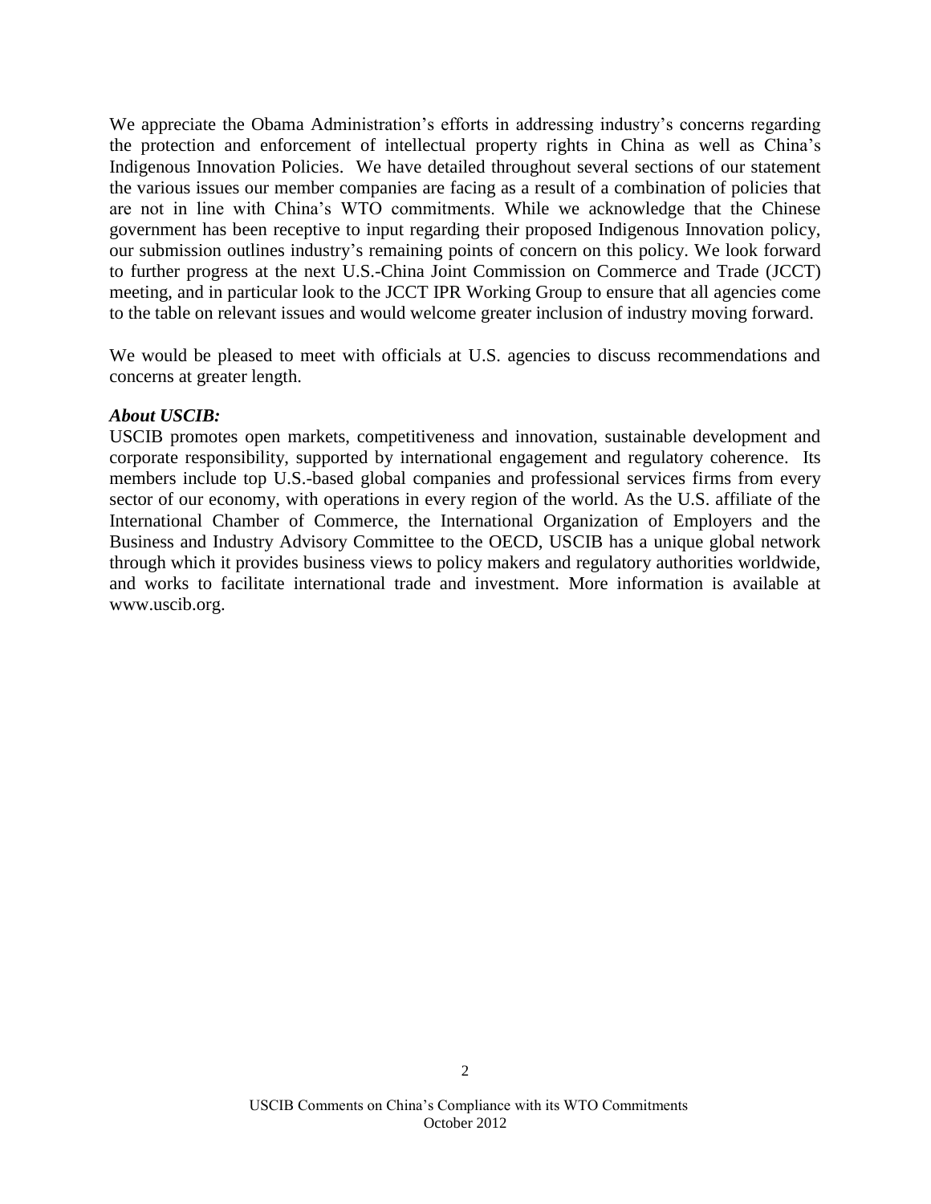We appreciate the Obama Administration's efforts in addressing industry's concerns regarding the protection and enforcement of intellectual property rights in China as well as China's Indigenous Innovation Policies. We have detailed throughout several sections of our statement the various issues our member companies are facing as a result of a combination of policies that are not in line with China's WTO commitments. While we acknowledge that the Chinese government has been receptive to input regarding their proposed Indigenous Innovation policy, our submission outlines industry's remaining points of concern on this policy. We look forward to further progress at the next U.S.-China Joint Commission on Commerce and Trade (JCCT) meeting, and in particular look to the JCCT IPR Working Group to ensure that all agencies come to the table on relevant issues and would welcome greater inclusion of industry moving forward.

We would be pleased to meet with officials at U.S. agencies to discuss recommendations and concerns at greater length.

***About USCIB:***

USCIB promotes open markets, competitiveness and innovation, sustainable development and corporate responsibility, supported by international engagement and regulatory coherence. Its members include top U.S.-based global companies and professional services firms from every sector of our economy, with operations in every region of the world. As the U.S. affiliate of the International Chamber of Commerce, the International Organization of Employers and the Business and Industry Advisory Committee to the OECD, USCIB has a unique global network through which it provides business views to policy makers and regulatory authorities worldwide, and works to facilitate international trade and investment. More information is available at www.uscib.org.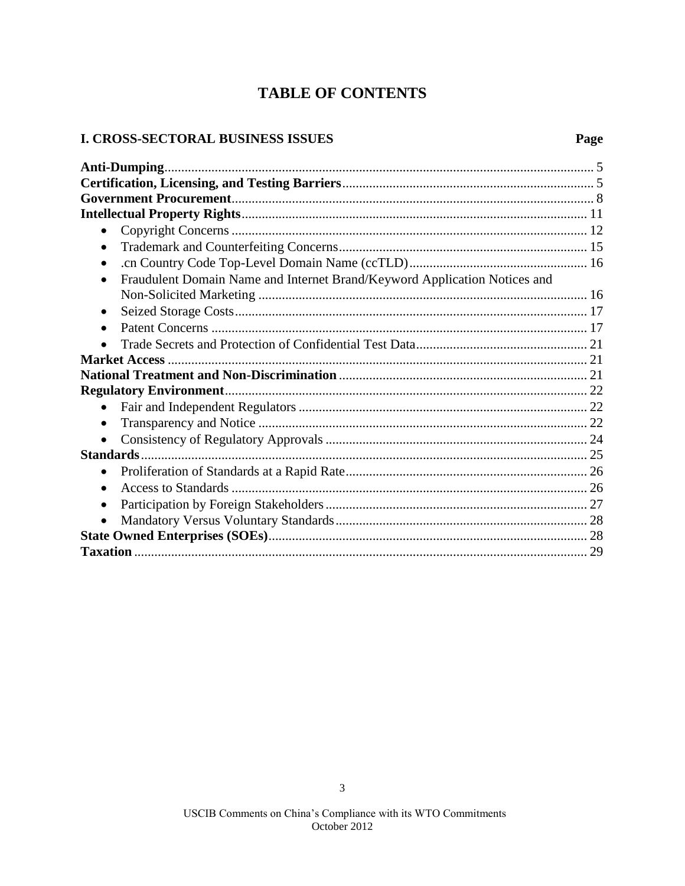# TABLE OF CONTENTS

## I. CROSS-SECTORAL BUSINESS ISSUES

| | Page |
|---|---|
| **Anti-Dumping** | 5 |
| **Certification, Licensing, and Testing Barriers** | 5 |
| **Government Procurement** | 8 |
| **Intellectual Property Rights** | 11 |
| • Copyright Concerns | 12 |
| • Trademark and Counterfeiting Concerns | 15 |
| • .cn Country Code Top-Level Domain Name (ccTLD) | 16 |
| • Fraudulent Domain Name and Internet Brand/Keyword Application Notices and Non-Solicited Marketing | 16 |
| • Seized Storage Costs | 17 |
| • Patent Concerns | 17 |
| • Trade Secrets and Protection of Confidential Test Data | 21 |
| **Market Access** | 21 |
| **National Treatment and Non-Discrimination** | 21 |
| **Regulatory Environment** | 22 |
| • Fair and Independent Regulators | 22 |
| • Transparency and Notice | 22 |
| • Consistency of Regulatory Approvals | 24 |
| **Standards** | 25 |
| • Proliferation of Standards at a Rapid Rate | 26 |
| • Access to Standards | 26 |
| • Participation by Foreign Stakeholders | 27 |
| • Mandatory Versus Voluntary Standards | 28 |
| **State Owned Enterprises (SOEs)** | 28 |
| **Taxation** | 29 |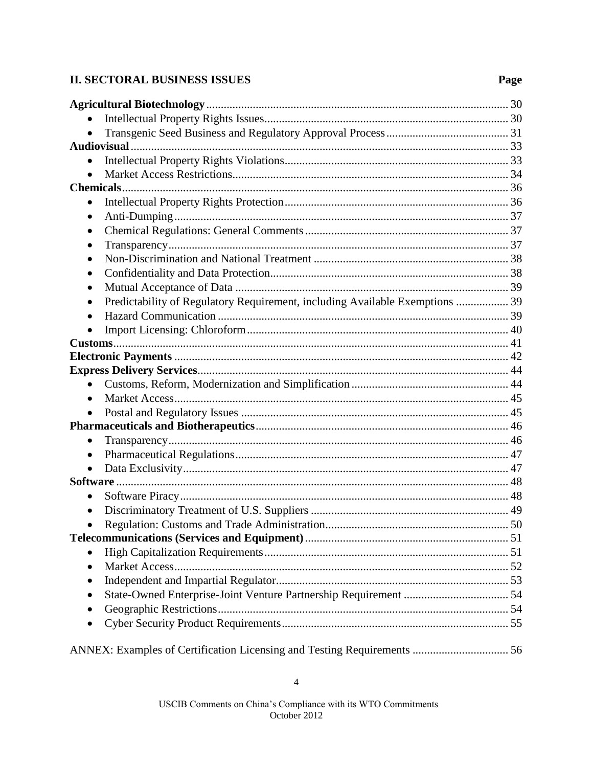## II. SECTORAL BUSINESS ISSUES

| | Page |
|---|---|
| **Agricultural Biotechnology** | 30 |
| • Intellectual Property Rights Issues | 30 |
| • Transgenic Seed Business and Regulatory Approval Process | 31 |
| **Audiovisual** | 33 |
| • Intellectual Property Rights Violations | 33 |
| • Market Access Restrictions | 34 |
| **Chemicals** | 36 |
| • Intellectual Property Rights Protection | 36 |
| • Anti-Dumping | 37 |
| • Chemical Regulations: General Comments | 37 |
| • Transparency | 37 |
| • Non-Discrimination and National Treatment | 38 |
| • Confidentiality and Data Protection | 38 |
| • Mutual Acceptance of Data | 39 |
| • Predictability of Regulatory Requirement, including Available Exemptions | 39 |
| • Hazard Communication | 39 |
| • Import Licensing: Chloroform | 40 |
| **Customs** | 41 |
| **Electronic Payments** | 42 |
| **Express Delivery Services** | 44 |
| • Customs, Reform, Modernization and Simplification | 44 |
| • Market Access | 45 |
| • Postal and Regulatory Issues | 45 |
| **Pharmaceuticals and Biotherapeutics** | 46 |
| • Transparency | 46 |
| • Pharmaceutical Regulations | 47 |
| • Data Exclusivity | 47 |
| **Software** | 48 |
| • Software Piracy | 48 |
| • Discriminatory Treatment of U.S. Suppliers | 49 |
| • Regulation: Customs and Trade Administration | 50 |
| **Telecommunications (Services and Equipment)** | 51 |
| • High Capitalization Requirements | 51 |
| • Market Access | 52 |
| • Independent and Impartial Regulator | 53 |
| • State-Owned Enterprise-Joint Venture Partnership Requirement | 54 |
| • Geographic Restrictions | 54 |
| • Cyber Security Product Requirements | 55 |
| ANNEX: Examples of Certification Licensing and Testing Requirements | 56 |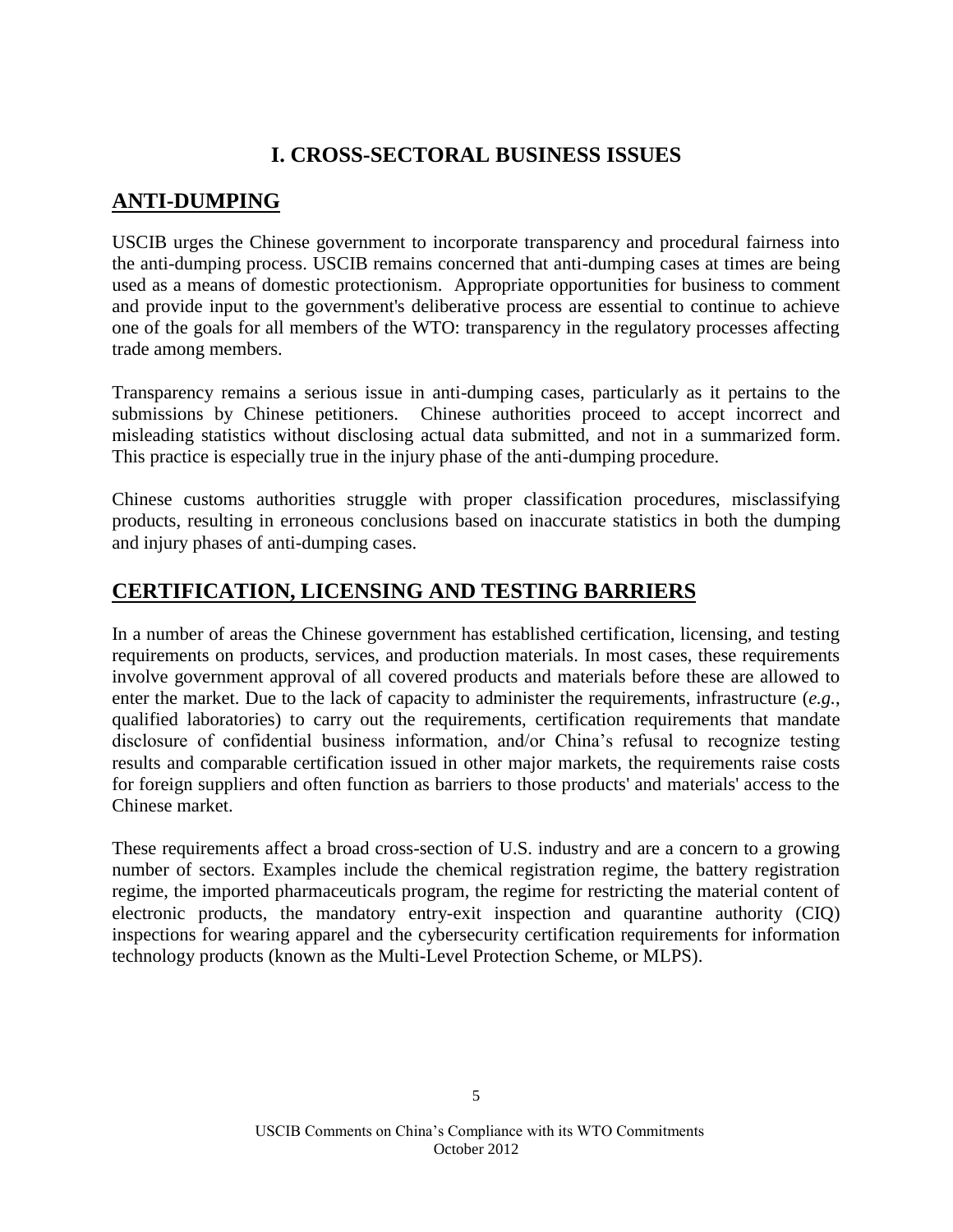# I. CROSS-SECTORAL BUSINESS ISSUES

## ANTI-DUMPING

USCIB urges the Chinese government to incorporate transparency and procedural fairness into the anti-dumping process. USCIB remains concerned that anti-dumping cases at times are being used as a means of domestic protectionism. Appropriate opportunities for business to comment and provide input to the government's deliberative process are essential to continue to achieve one of the goals for all members of the WTO: transparency in the regulatory processes affecting trade among members.

Transparency remains a serious issue in anti-dumping cases, particularly as it pertains to the submissions by Chinese petitioners. Chinese authorities proceed to accept incorrect and misleading statistics without disclosing actual data submitted, and not in a summarized form. This practice is especially true in the injury phase of the anti-dumping procedure.

Chinese customs authorities struggle with proper classification procedures, misclassifying products, resulting in erroneous conclusions based on inaccurate statistics in both the dumping and injury phases of anti-dumping cases.

## CERTIFICATION, LICENSING AND TESTING BARRIERS

In a number of areas the Chinese government has established certification, licensing, and testing requirements on products, services, and production materials. In most cases, these requirements involve government approval of all covered products and materials before these are allowed to enter the market. Due to the lack of capacity to administer the requirements, infrastructure (*e.g.*, qualified laboratories) to carry out the requirements, certification requirements that mandate disclosure of confidential business information, and/or China's refusal to recognize testing results and comparable certification issued in other major markets, the requirements raise costs for foreign suppliers and often function as barriers to those products' and materials' access to the Chinese market.

These requirements affect a broad cross-section of U.S. industry and are a concern to a growing number of sectors. Examples include the chemical registration regime, the battery registration regime, the imported pharmaceuticals program, the regime for restricting the material content of electronic products, the mandatory entry-exit inspection and quarantine authority (CIQ) inspections for wearing apparel and the cybersecurity certification requirements for information technology products (known as the Multi-Level Protection Scheme, or MLPS).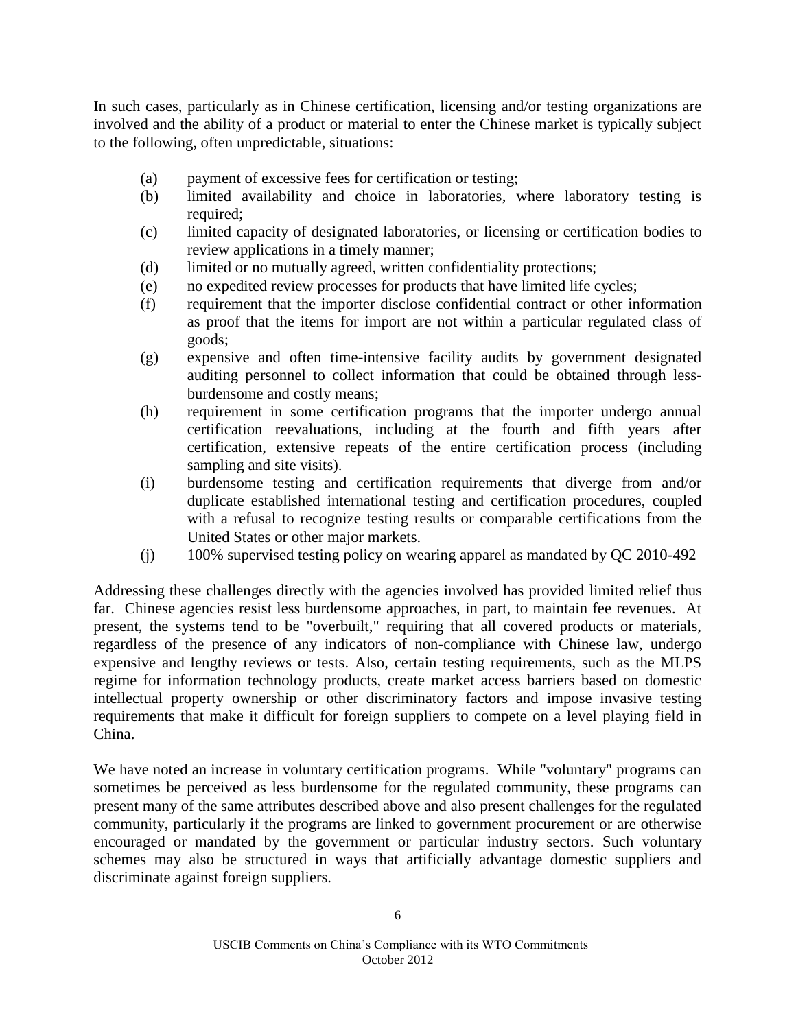In such cases, particularly as in Chinese certification, licensing and/or testing organizations are involved and the ability of a product or material to enter the Chinese market is typically subject to the following, often unpredictable, situations:

(a) payment of excessive fees for certification or testing;
(b) limited availability and choice in laboratories, where laboratory testing is required;
(c) limited capacity of designated laboratories, or licensing or certification bodies to review applications in a timely manner;
(d) limited or no mutually agreed, written confidentiality protections;
(e) no expedited review processes for products that have limited life cycles;
(f) requirement that the importer disclose confidential contract or other information as proof that the items for import are not within a particular regulated class of goods;
(g) expensive and often time-intensive facility audits by government designated auditing personnel to collect information that could be obtained through less-burdensome and costly means;
(h) requirement in some certification programs that the importer undergo annual certification reevaluations, including at the fourth and fifth years after certification, extensive repeats of the entire certification process (including sampling and site visits).
(i) burdensome testing and certification requirements that diverge from and/or duplicate established international testing and certification procedures, coupled with a refusal to recognize testing results or comparable certifications from the United States or other major markets.
(j) 100% supervised testing policy on wearing apparel as mandated by QC 2010-492

Addressing these challenges directly with the agencies involved has provided limited relief thus far. Chinese agencies resist less burdensome approaches, in part, to maintain fee revenues. At present, the systems tend to be "overbuilt," requiring that all covered products or materials, regardless of the presence of any indicators of non-compliance with Chinese law, undergo expensive and lengthy reviews or tests. Also, certain testing requirements, such as the MLPS regime for information technology products, create market access barriers based on domestic intellectual property ownership or other discriminatory factors and impose invasive testing requirements that make it difficult for foreign suppliers to compete on a level playing field in China.

We have noted an increase in voluntary certification programs. While "voluntary" programs can sometimes be perceived as less burdensome for the regulated community, these programs can present many of the same attributes described above and also present challenges for the regulated community, particularly if the programs are linked to government procurement or are otherwise encouraged or mandated by the government or particular industry sectors. Such voluntary schemes may also be structured in ways that artificially advantage domestic suppliers and discriminate against foreign suppliers.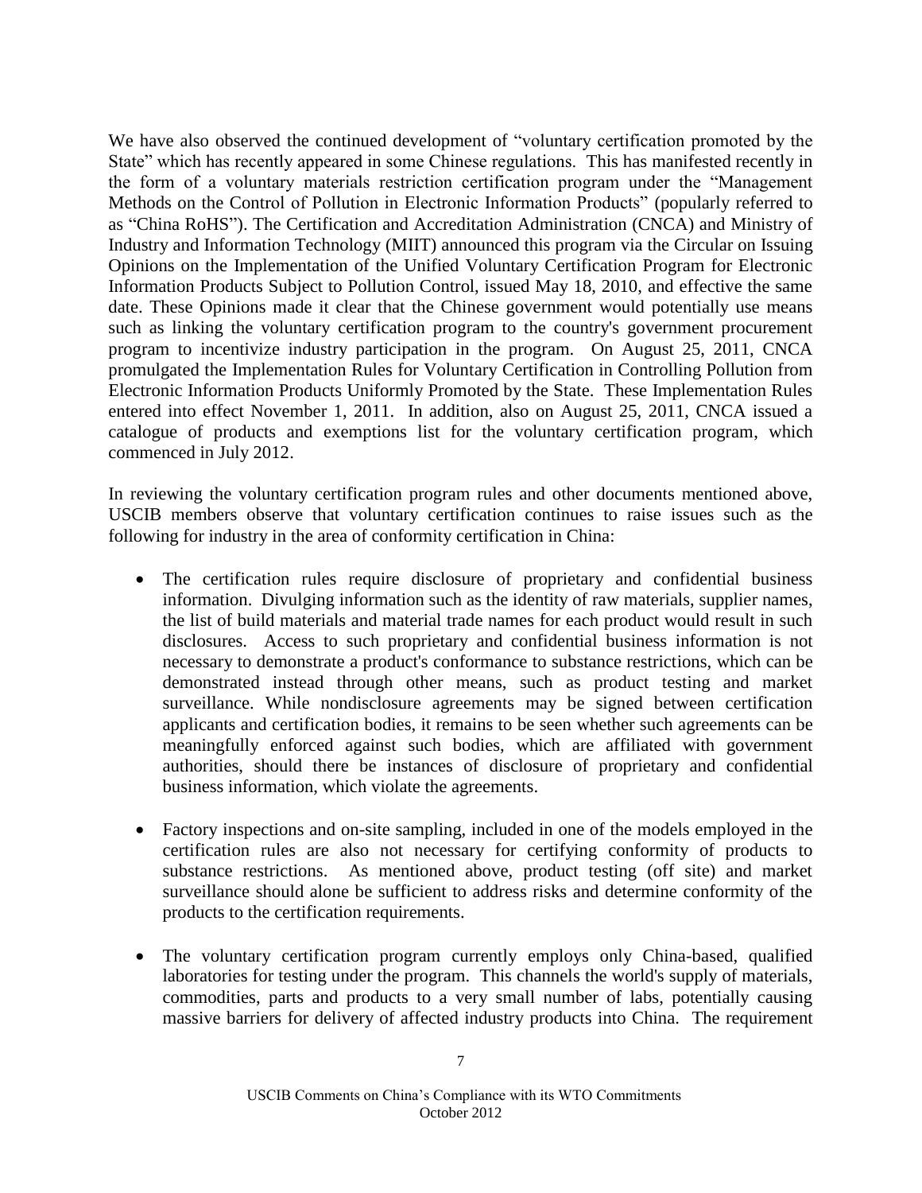We have also observed the continued development of "voluntary certification promoted by the State" which has recently appeared in some Chinese regulations. This has manifested recently in the form of a voluntary materials restriction certification program under the "Management Methods on the Control of Pollution in Electronic Information Products" (popularly referred to as "China RoHS"). The Certification and Accreditation Administration (CNCA) and Ministry of Industry and Information Technology (MIIT) announced this program via the Circular on Issuing Opinions on the Implementation of the Unified Voluntary Certification Program for Electronic Information Products Subject to Pollution Control, issued May 18, 2010, and effective the same date. These Opinions made it clear that the Chinese government would potentially use means such as linking the voluntary certification program to the country's government procurement program to incentivize industry participation in the program. On August 25, 2011, CNCA promulgated the Implementation Rules for Voluntary Certification in Controlling Pollution from Electronic Information Products Uniformly Promoted by the State. These Implementation Rules entered into effect November 1, 2011. In addition, also on August 25, 2011, CNCA issued a catalogue of products and exemptions list for the voluntary certification program, which commenced in July 2012.

In reviewing the voluntary certification program rules and other documents mentioned above, USCIB members observe that voluntary certification continues to raise issues such as the following for industry in the area of conformity certification in China:

- The certification rules require disclosure of proprietary and confidential business information. Divulging information such as the identity of raw materials, supplier names, the list of build materials and material trade names for each product would result in such disclosures. Access to such proprietary and confidential business information is not necessary to demonstrate a product's conformance to substance restrictions, which can be demonstrated instead through other means, such as product testing and market surveillance. While nondisclosure agreements may be signed between certification applicants and certification bodies, it remains to be seen whether such agreements can be meaningfully enforced against such bodies, which are affiliated with government authorities, should there be instances of disclosure of proprietary and confidential business information, which violate the agreements.

- Factory inspections and on-site sampling, included in one of the models employed in the certification rules are also not necessary for certifying conformity of products to substance restrictions. As mentioned above, product testing (off site) and market surveillance should alone be sufficient to address risks and determine conformity of the products to the certification requirements.

- The voluntary certification program currently employs only China-based, qualified laboratories for testing under the program. This channels the world's supply of materials, commodities, parts and products to a very small number of labs, potentially causing massive barriers for delivery of affected industry products into China. The requirement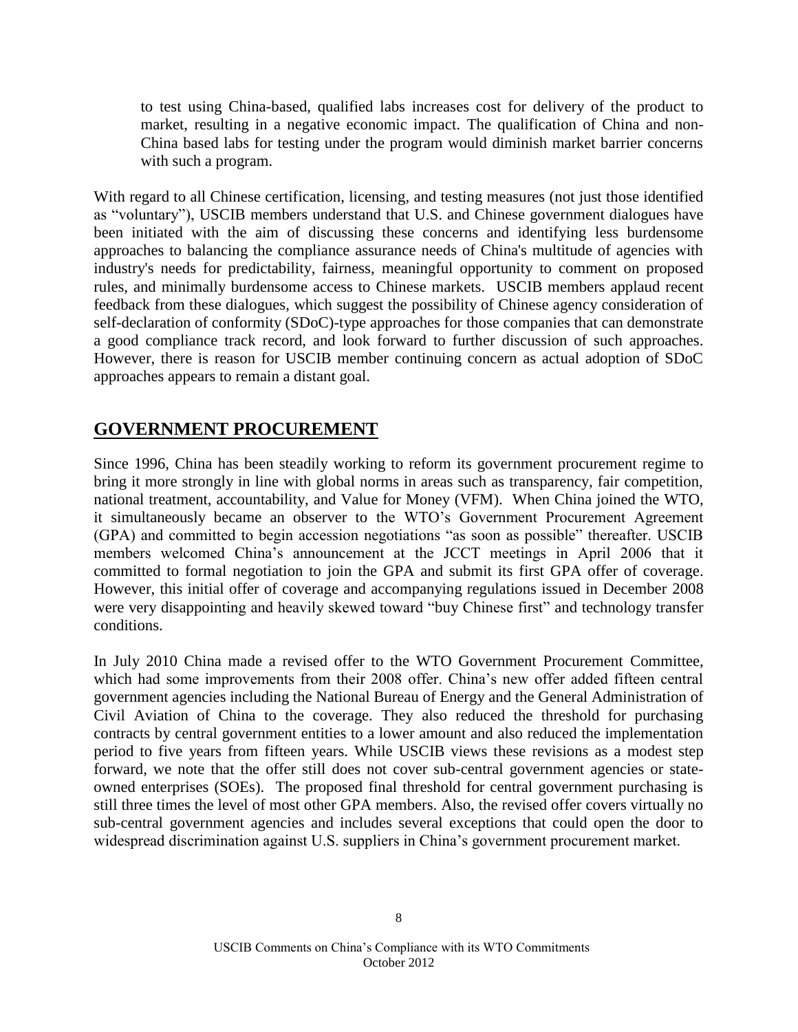> to test using China-based, qualified labs increases cost for delivery of the product to market, resulting in a negative economic impact. The qualification of China and non-China based labs for testing under the program would diminish market barrier concerns with such a program.

With regard to all Chinese certification, licensing, and testing measures (not just those identified as "voluntary"), USCIB members understand that U.S. and Chinese government dialogues have been initiated with the aim of discussing these concerns and identifying less burdensome approaches to balancing the compliance assurance needs of China's multitude of agencies with industry's needs for predictability, fairness, meaningful opportunity to comment on proposed rules, and minimally burdensome access to Chinese markets. USCIB members applaud recent feedback from these dialogues, which suggest the possibility of Chinese agency consideration of self-declaration of conformity (SDoC)-type approaches for those companies that can demonstrate a good compliance track record, and look forward to further discussion of such approaches. However, there is reason for USCIB member continuing concern as actual adoption of SDoC approaches appears to remain a distant goal.

## GOVERNMENT PROCUREMENT

Since 1996, China has been steadily working to reform its government procurement regime to bring it more strongly in line with global norms in areas such as transparency, fair competition, national treatment, accountability, and Value for Money (VFM). When China joined the WTO, it simultaneously became an observer to the WTO's Government Procurement Agreement (GPA) and committed to begin accession negotiations "as soon as possible" thereafter. USCIB members welcomed China's announcement at the JCCT meetings in April 2006 that it committed to formal negotiation to join the GPA and submit its first GPA offer of coverage. However, this initial offer of coverage and accompanying regulations issued in December 2008 were very disappointing and heavily skewed toward "buy Chinese first" and technology transfer conditions.

In July 2010 China made a revised offer to the WTO Government Procurement Committee, which had some improvements from their 2008 offer. China's new offer added fifteen central government agencies including the National Bureau of Energy and the General Administration of Civil Aviation of China to the coverage. They also reduced the threshold for purchasing contracts by central government entities to a lower amount and also reduced the implementation period to five years from fifteen years. While USCIB views these revisions as a modest step forward, we note that the offer still does not cover sub-central government agencies or state-owned enterprises (SOEs). The proposed final threshold for central government purchasing is still three times the level of most other GPA members. Also, the revised offer covers virtually no sub-central government agencies and includes several exceptions that could open the door to widespread discrimination against U.S. suppliers in China's government procurement market.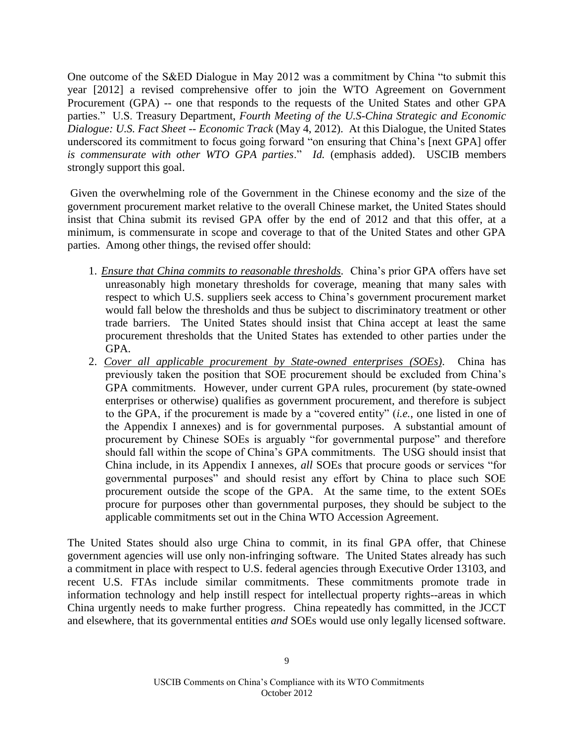One outcome of the S&ED Dialogue in May 2012 was a commitment by China "to submit this year [2012] a revised comprehensive offer to join the WTO Agreement on Government Procurement (GPA) -- one that responds to the requests of the United States and other GPA parties." U.S. Treasury Department, *Fourth Meeting of the U.S-China Strategic and Economic Dialogue: U.S. Fact Sheet -- Economic Track* (May 4, 2012). At this Dialogue, the United States underscored its commitment to focus going forward "on ensuring that China's [next GPA] offer *is commensurate with other WTO GPA parties*." *Id.* (emphasis added). USCIB members strongly support this goal.

Given the overwhelming role of the Government in the Chinese economy and the size of the government procurement market relative to the overall Chinese market, the United States should insist that China submit its revised GPA offer by the end of 2012 and that this offer, at a minimum, is commensurate in scope and coverage to that of the United States and other GPA parties. Among other things, the revised offer should:

1. ***Ensure that China commits to reasonable thresholds.*** China's prior GPA offers have set unreasonably high monetary thresholds for coverage, meaning that many sales with respect to which U.S. suppliers seek access to China's government procurement market would fall below the thresholds and thus be subject to discriminatory treatment or other trade barriers. The United States should insist that China accept at least the same procurement thresholds that the United States has extended to other parties under the GPA.
2. ***Cover all applicable procurement by State-owned enterprises (SOEs).*** China has previously taken the position that SOE procurement should be excluded from China's GPA commitments. However, under current GPA rules, procurement (by state-owned enterprises or otherwise) qualifies as government procurement, and therefore is subject to the GPA, if the procurement is made by a "covered entity" (*i.e.*, one listed in one of the Appendix I annexes) and is for governmental purposes. A substantial amount of procurement by Chinese SOEs is arguably "for governmental purpose" and therefore should fall within the scope of China's GPA commitments. The USG should insist that China include, in its Appendix I annexes, *all* SOEs that procure goods or services "for governmental purposes" and should resist any effort by China to place such SOE procurement outside the scope of the GPA. At the same time, to the extent SOEs procure for purposes other than governmental purposes, they should be subject to the applicable commitments set out in the China WTO Accession Agreement.

The United States should also urge China to commit, in its final GPA offer, that Chinese government agencies will use only non-infringing software. The United States already has such a commitment in place with respect to U.S. federal agencies through Executive Order 13103, and recent U.S. FTAs include similar commitments. These commitments promote trade in information technology and help instill respect for intellectual property rights--areas in which China urgently needs to make further progress. China repeatedly has committed, in the JCCT and elsewhere, that its governmental entities *and* SOEs would use only legally licensed software.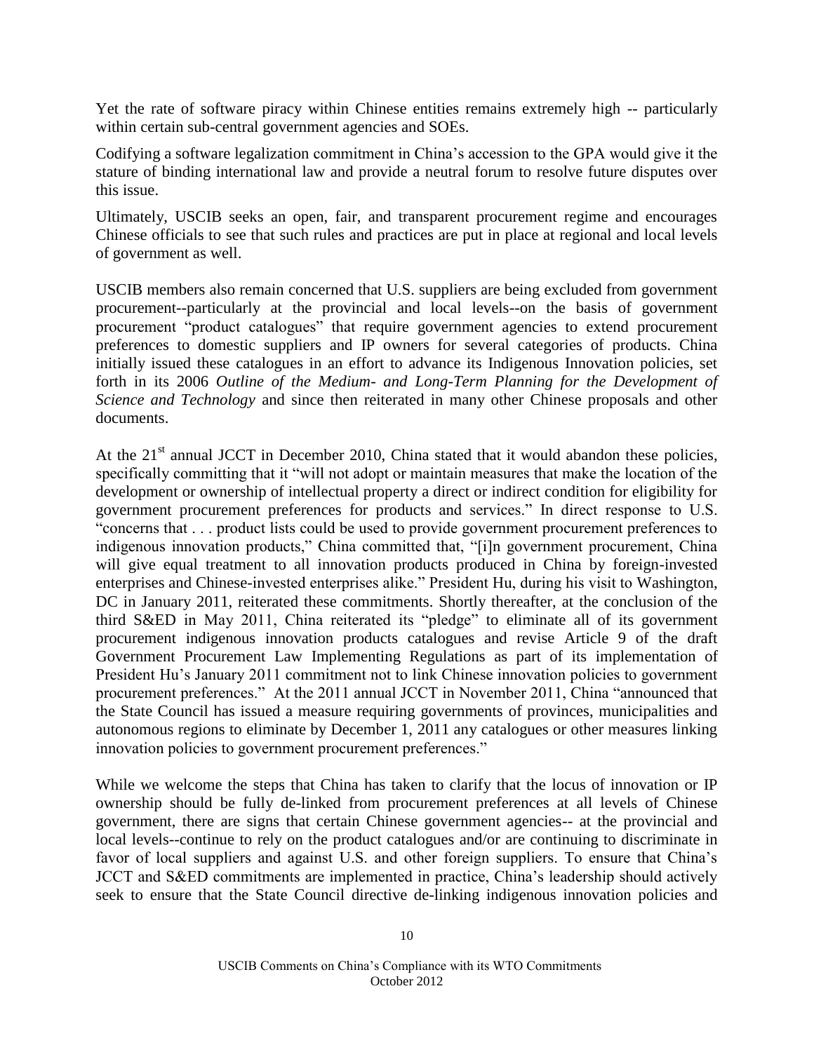Yet the rate of software piracy within Chinese entities remains extremely high -- particularly within certain sub-central government agencies and SOEs.

Codifying a software legalization commitment in China's accession to the GPA would give it the stature of binding international law and provide a neutral forum to resolve future disputes over this issue.

Ultimately, USCIB seeks an open, fair, and transparent procurement regime and encourages Chinese officials to see that such rules and practices are put in place at regional and local levels of government as well.

USCIB members also remain concerned that U.S. suppliers are being excluded from government procurement--particularly at the provincial and local levels--on the basis of government procurement "product catalogues" that require government agencies to extend procurement preferences to domestic suppliers and IP owners for several categories of products. China initially issued these catalogues in an effort to advance its Indigenous Innovation policies, set forth in its 2006 *Outline of the Medium- and Long-Term Planning for the Development of Science and Technology* and since then reiterated in many other Chinese proposals and other documents.

At the 21st annual JCCT in December 2010, China stated that it would abandon these policies, specifically committing that it "will not adopt or maintain measures that make the location of the development or ownership of intellectual property a direct or indirect condition for eligibility for government procurement preferences for products and services." In direct response to U.S. "concerns that . . . product lists could be used to provide government procurement preferences to indigenous innovation products," China committed that, "[i]n government procurement, China will give equal treatment to all innovation products produced in China by foreign-invested enterprises and Chinese-invested enterprises alike." President Hu, during his visit to Washington, DC in January 2011, reiterated these commitments. Shortly thereafter, at the conclusion of the third S&ED in May 2011, China reiterated its "pledge" to eliminate all of its government procurement indigenous innovation products catalogues and revise Article 9 of the draft Government Procurement Law Implementing Regulations as part of its implementation of President Hu's January 2011 commitment not to link Chinese innovation policies to government procurement preferences." At the 2011 annual JCCT in November 2011, China "announced that the State Council has issued a measure requiring governments of provinces, municipalities and autonomous regions to eliminate by December 1, 2011 any catalogues or other measures linking innovation policies to government procurement preferences."

While we welcome the steps that China has taken to clarify that the locus of innovation or IP ownership should be fully de-linked from procurement preferences at all levels of Chinese government, there are signs that certain Chinese government agencies-- at the provincial and local levels--continue to rely on the product catalogues and/or are continuing to discriminate in favor of local suppliers and against U.S. and other foreign suppliers. To ensure that China's JCCT and S&ED commitments are implemented in practice, China's leadership should actively seek to ensure that the State Council directive de-linking indigenous innovation policies and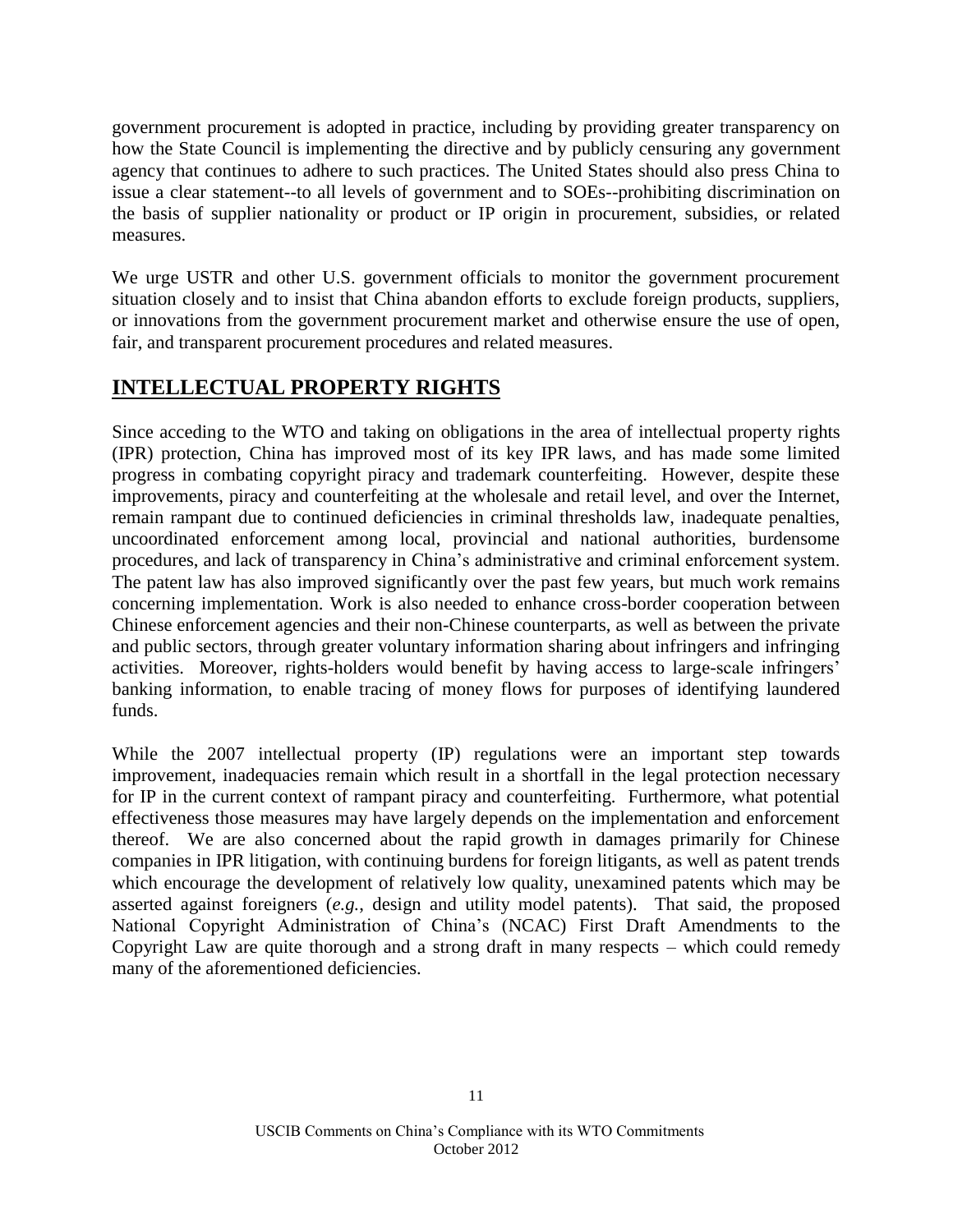government procurement is adopted in practice, including by providing greater transparency on how the State Council is implementing the directive and by publicly censuring any government agency that continues to adhere to such practices. The United States should also press China to issue a clear statement--to all levels of government and to SOEs--prohibiting discrimination on the basis of supplier nationality or product or IP origin in procurement, subsidies, or related measures.

We urge USTR and other U.S. government officials to monitor the government procurement situation closely and to insist that China abandon efforts to exclude foreign products, suppliers, or innovations from the government procurement market and otherwise ensure the use of open, fair, and transparent procurement procedures and related measures.

## INTELLECTUAL PROPERTY RIGHTS

Since acceding to the WTO and taking on obligations in the area of intellectual property rights (IPR) protection, China has improved most of its key IPR laws, and has made some limited progress in combating copyright piracy and trademark counterfeiting. However, despite these improvements, piracy and counterfeiting at the wholesale and retail level, and over the Internet, remain rampant due to continued deficiencies in criminal thresholds law, inadequate penalties, uncoordinated enforcement among local, provincial and national authorities, burdensome procedures, and lack of transparency in China's administrative and criminal enforcement system. The patent law has also improved significantly over the past few years, but much work remains concerning implementation. Work is also needed to enhance cross-border cooperation between Chinese enforcement agencies and their non-Chinese counterparts, as well as between the private and public sectors, through greater voluntary information sharing about infringers and infringing activities. Moreover, rights-holders would benefit by having access to large-scale infringers' banking information, to enable tracing of money flows for purposes of identifying laundered funds.

While the 2007 intellectual property (IP) regulations were an important step towards improvement, inadequacies remain which result in a shortfall in the legal protection necessary for IP in the current context of rampant piracy and counterfeiting. Furthermore, what potential effectiveness those measures may have largely depends on the implementation and enforcement thereof. We are also concerned about the rapid growth in damages primarily for Chinese companies in IPR litigation, with continuing burdens for foreign litigants, as well as patent trends which encourage the development of relatively low quality, unexamined patents which may be asserted against foreigners (*e.g.*, design and utility model patents). That said, the proposed National Copyright Administration of China's (NCAC) First Draft Amendments to the Copyright Law are quite thorough and a strong draft in many respects – which could remedy many of the aforementioned deficiencies.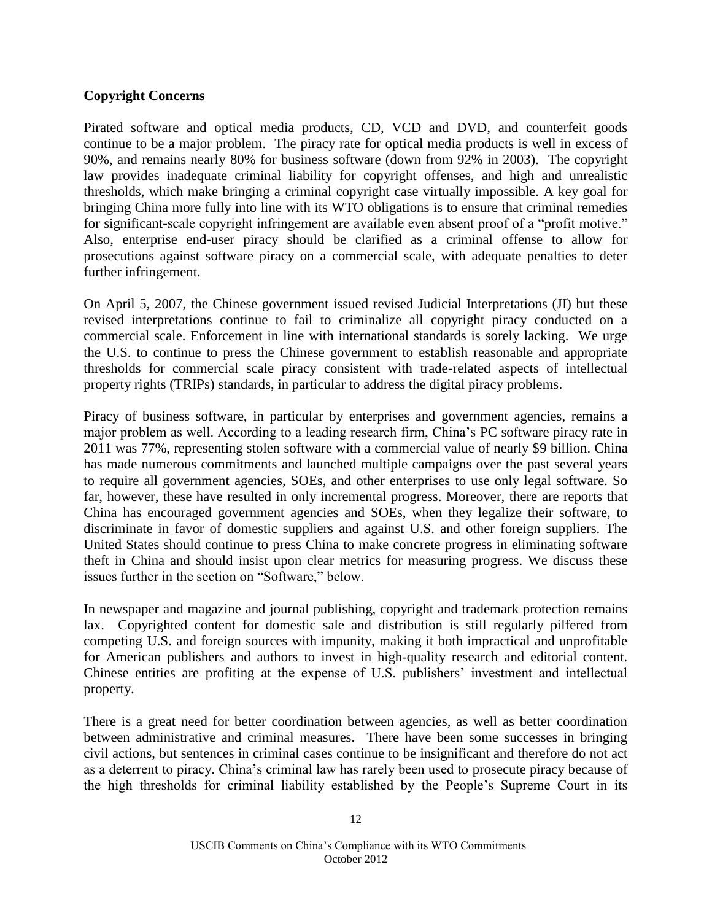**Copyright Concerns**

Pirated software and optical media products, CD, VCD and DVD, and counterfeit goods continue to be a major problem. The piracy rate for optical media products is well in excess of 90%, and remains nearly 80% for business software (down from 92% in 2003). The copyright law provides inadequate criminal liability for copyright offenses, and high and unrealistic thresholds, which make bringing a criminal copyright case virtually impossible. A key goal for bringing China more fully into line with its WTO obligations is to ensure that criminal remedies for significant-scale copyright infringement are available even absent proof of a "profit motive." Also, enterprise end-user piracy should be clarified as a criminal offense to allow for prosecutions against software piracy on a commercial scale, with adequate penalties to deter further infringement.

On April 5, 2007, the Chinese government issued revised Judicial Interpretations (JI) but these revised interpretations continue to fail to criminalize all copyright piracy conducted on a commercial scale. Enforcement in line with international standards is sorely lacking. We urge the U.S. to continue to press the Chinese government to establish reasonable and appropriate thresholds for commercial scale piracy consistent with trade-related aspects of intellectual property rights (TRIPs) standards, in particular to address the digital piracy problems.

Piracy of business software, in particular by enterprises and government agencies, remains a major problem as well. According to a leading research firm, China's PC software piracy rate in 2011 was 77%, representing stolen software with a commercial value of nearly $9 billion. China has made numerous commitments and launched multiple campaigns over the past several years to require all government agencies, SOEs, and other enterprises to use only legal software. So far, however, these have resulted in only incremental progress. Moreover, there are reports that China has encouraged government agencies and SOEs, when they legalize their software, to discriminate in favor of domestic suppliers and against U.S. and other foreign suppliers. The United States should continue to press China to make concrete progress in eliminating software theft in China and should insist upon clear metrics for measuring progress. We discuss these issues further in the section on "Software," below.

In newspaper and magazine and journal publishing, copyright and trademark protection remains lax. Copyrighted content for domestic sale and distribution is still regularly pilfered from competing U.S. and foreign sources with impunity, making it both impractical and unprofitable for American publishers and authors to invest in high-quality research and editorial content. Chinese entities are profiting at the expense of U.S. publishers' investment and intellectual property.

There is a great need for better coordination between agencies, as well as better coordination between administrative and criminal measures. There have been some successes in bringing civil actions, but sentences in criminal cases continue to be insignificant and therefore do not act as a deterrent to piracy. China's criminal law has rarely been used to prosecute piracy because of the high thresholds for criminal liability established by the People's Supreme Court in its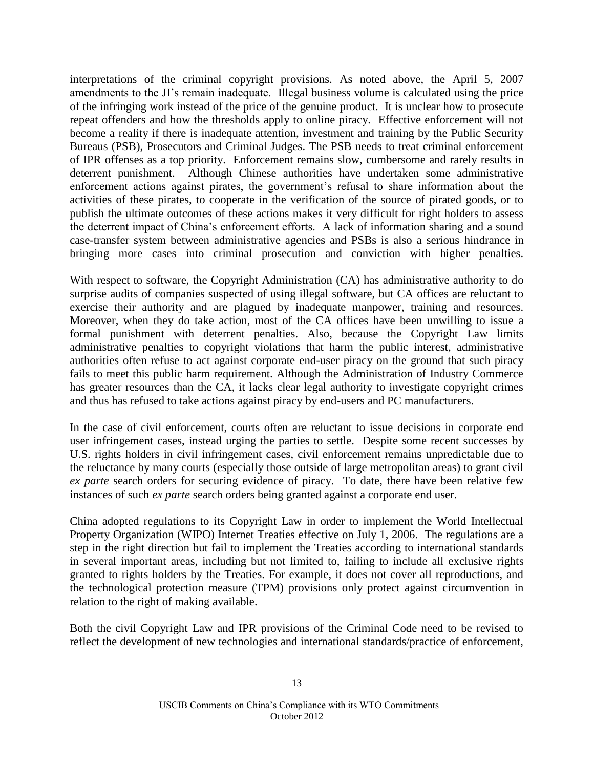interpretations of the criminal copyright provisions. As noted above, the April 5, 2007 amendments to the JI's remain inadequate. Illegal business volume is calculated using the price of the infringing work instead of the price of the genuine product. It is unclear how to prosecute repeat offenders and how the thresholds apply to online piracy. Effective enforcement will not become a reality if there is inadequate attention, investment and training by the Public Security Bureaus (PSB), Prosecutors and Criminal Judges. The PSB needs to treat criminal enforcement of IPR offenses as a top priority. Enforcement remains slow, cumbersome and rarely results in deterrent punishment. Although Chinese authorities have undertaken some administrative enforcement actions against pirates, the government's refusal to share information about the activities of these pirates, to cooperate in the verification of the source of pirated goods, or to publish the ultimate outcomes of these actions makes it very difficult for right holders to assess the deterrent impact of China's enforcement efforts. A lack of information sharing and a sound case-transfer system between administrative agencies and PSBs is also a serious hindrance in bringing more cases into criminal prosecution and conviction with higher penalties.

With respect to software, the Copyright Administration (CA) has administrative authority to do surprise audits of companies suspected of using illegal software, but CA offices are reluctant to exercise their authority and are plagued by inadequate manpower, training and resources. Moreover, when they do take action, most of the CA offices have been unwilling to issue a formal punishment with deterrent penalties. Also, because the Copyright Law limits administrative penalties to copyright violations that harm the public interest, administrative authorities often refuse to act against corporate end-user piracy on the ground that such piracy fails to meet this public harm requirement. Although the Administration of Industry Commerce has greater resources than the CA, it lacks clear legal authority to investigate copyright crimes and thus has refused to take actions against piracy by end-users and PC manufacturers.

In the case of civil enforcement, courts often are reluctant to issue decisions in corporate end user infringement cases, instead urging the parties to settle. Despite some recent successes by U.S. rights holders in civil infringement cases, civil enforcement remains unpredictable due to the reluctance by many courts (especially those outside of large metropolitan areas) to grant civil *ex parte* search orders for securing evidence of piracy. To date, there have been relative few instances of such *ex parte* search orders being granted against a corporate end user.

China adopted regulations to its Copyright Law in order to implement the World Intellectual Property Organization (WIPO) Internet Treaties effective on July 1, 2006. The regulations are a step in the right direction but fail to implement the Treaties according to international standards in several important areas, including but not limited to, failing to include all exclusive rights granted to rights holders by the Treaties. For example, it does not cover all reproductions, and the technological protection measure (TPM) provisions only protect against circumvention in relation to the right of making available.

Both the civil Copyright Law and IPR provisions of the Criminal Code need to be revised to reflect the development of new technologies and international standards/practice of enforcement,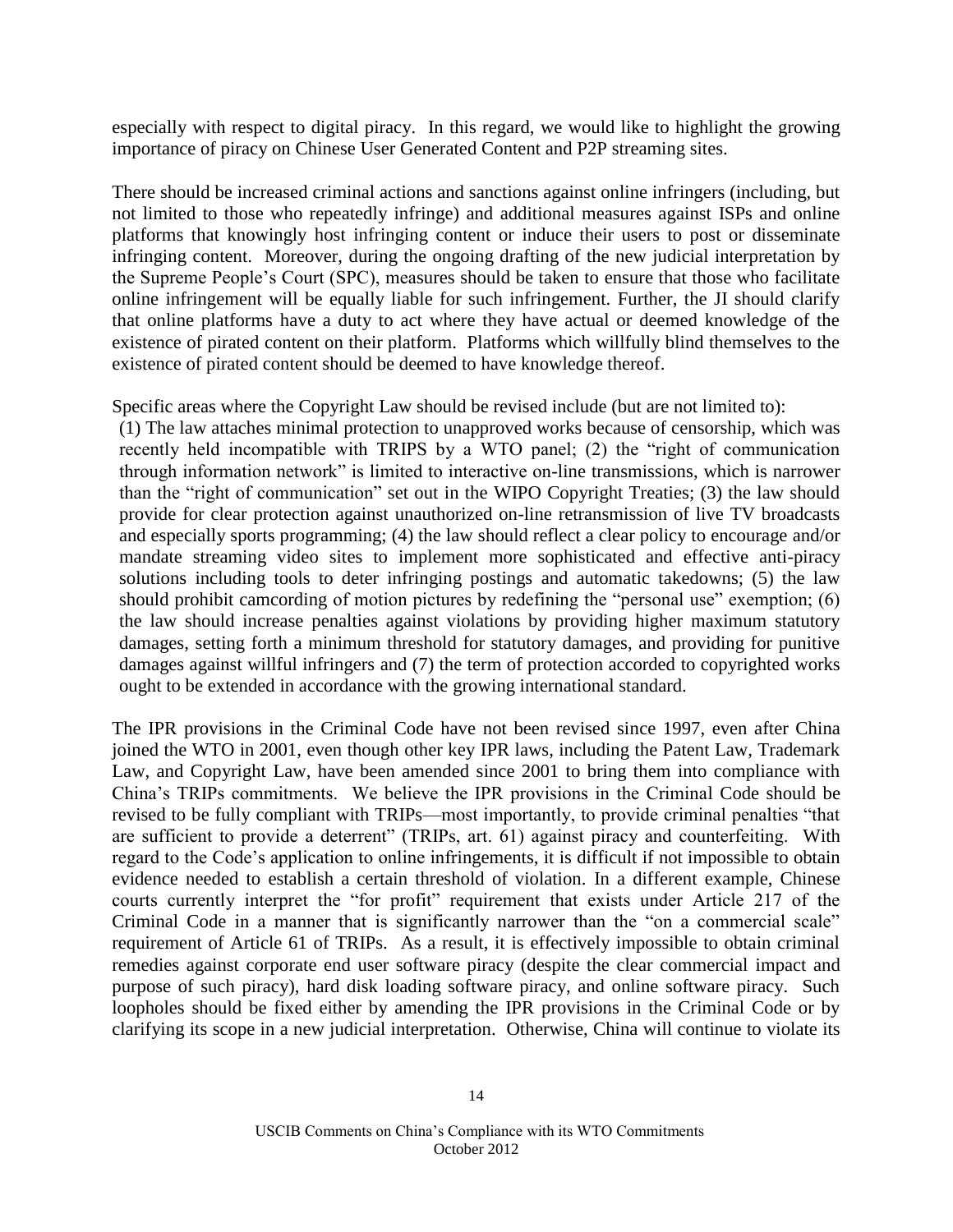especially with respect to digital piracy. In this regard, we would like to highlight the growing importance of piracy on Chinese User Generated Content and P2P streaming sites.

There should be increased criminal actions and sanctions against online infringers (including, but not limited to those who repeatedly infringe) and additional measures against ISPs and online platforms that knowingly host infringing content or induce their users to post or disseminate infringing content. Moreover, during the ongoing drafting of the new judicial interpretation by the Supreme People's Court (SPC), measures should be taken to ensure that those who facilitate online infringement will be equally liable for such infringement. Further, the JI should clarify that online platforms have a duty to act where they have actual or deemed knowledge of the existence of pirated content on their platform. Platforms which willfully blind themselves to the existence of pirated content should be deemed to have knowledge thereof.

Specific areas where the Copyright Law should be revised include (but are not limited to): (1) The law attaches minimal protection to unapproved works because of censorship, which was recently held incompatible with TRIPS by a WTO panel; (2) the "right of communication through information network" is limited to interactive on-line transmissions, which is narrower than the "right of communication" set out in the WIPO Copyright Treaties; (3) the law should provide for clear protection against unauthorized on-line retransmission of live TV broadcasts and especially sports programming; (4) the law should reflect a clear policy to encourage and/or mandate streaming video sites to implement more sophisticated and effective anti-piracy solutions including tools to deter infringing postings and automatic takedowns; (5) the law should prohibit camcording of motion pictures by redefining the "personal use" exemption; (6) the law should increase penalties against violations by providing higher maximum statutory damages, setting forth a minimum threshold for statutory damages, and providing for punitive damages against willful infringers and (7) the term of protection accorded to copyrighted works ought to be extended in accordance with the growing international standard.

The IPR provisions in the Criminal Code have not been revised since 1997, even after China joined the WTO in 2001, even though other key IPR laws, including the Patent Law, Trademark Law, and Copyright Law, have been amended since 2001 to bring them into compliance with China's TRIPs commitments. We believe the IPR provisions in the Criminal Code should be revised to be fully compliant with TRIPs—most importantly, to provide criminal penalties "that are sufficient to provide a deterrent" (TRIPs, art. 61) against piracy and counterfeiting. With regard to the Code's application to online infringements, it is difficult if not impossible to obtain evidence needed to establish a certain threshold of violation. In a different example, Chinese courts currently interpret the "for profit" requirement that exists under Article 217 of the Criminal Code in a manner that is significantly narrower than the "on a commercial scale" requirement of Article 61 of TRIPs. As a result, it is effectively impossible to obtain criminal remedies against corporate end user software piracy (despite the clear commercial impact and purpose of such piracy), hard disk loading software piracy, and online software piracy. Such loopholes should be fixed either by amending the IPR provisions in the Criminal Code or by clarifying its scope in a new judicial interpretation. Otherwise, China will continue to violate its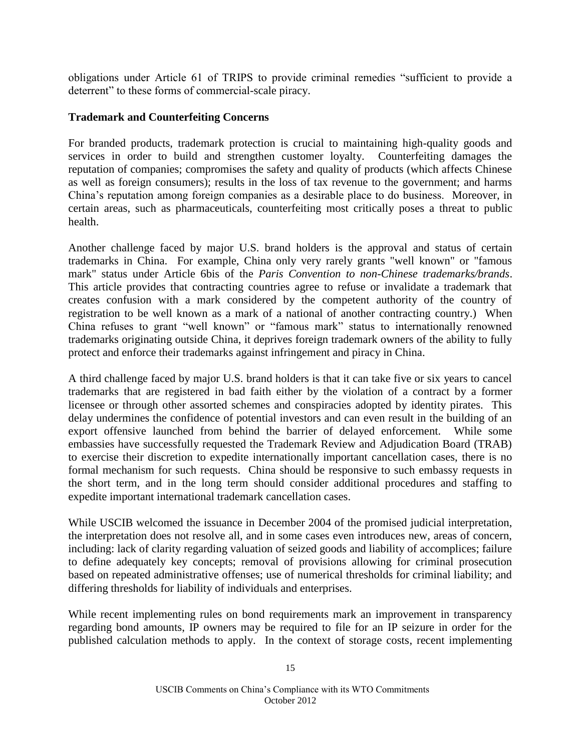obligations under Article 61 of TRIPS to provide criminal remedies "sufficient to provide a deterrent" to these forms of commercial-scale piracy.

**Trademark and Counterfeiting Concerns**

For branded products, trademark protection is crucial to maintaining high-quality goods and services in order to build and strengthen customer loyalty. Counterfeiting damages the reputation of companies; compromises the safety and quality of products (which affects Chinese as well as foreign consumers); results in the loss of tax revenue to the government; and harms China's reputation among foreign companies as a desirable place to do business. Moreover, in certain areas, such as pharmaceuticals, counterfeiting most critically poses a threat to public health.

Another challenge faced by major U.S. brand holders is the approval and status of certain trademarks in China. For example, China only very rarely grants "well known" or "famous mark" status under Article 6bis of the *Paris Convention to non-Chinese trademarks/brands*. This article provides that contracting countries agree to refuse or invalidate a trademark that creates confusion with a mark considered by the competent authority of the country of registration to be well known as a mark of a national of another contracting country.) When China refuses to grant "well known" or "famous mark" status to internationally renowned trademarks originating outside China, it deprives foreign trademark owners of the ability to fully protect and enforce their trademarks against infringement and piracy in China.

A third challenge faced by major U.S. brand holders is that it can take five or six years to cancel trademarks that are registered in bad faith either by the violation of a contract by a former licensee or through other assorted schemes and conspiracies adopted by identity pirates. This delay undermines the confidence of potential investors and can even result in the building of an export offensive launched from behind the barrier of delayed enforcement. While some embassies have successfully requested the Trademark Review and Adjudication Board (TRAB) to exercise their discretion to expedite internationally important cancellation cases, there is no formal mechanism for such requests. China should be responsive to such embassy requests in the short term, and in the long term should consider additional procedures and staffing to expedite important international trademark cancellation cases.

While USCIB welcomed the issuance in December 2004 of the promised judicial interpretation, the interpretation does not resolve all, and in some cases even introduces new, areas of concern, including: lack of clarity regarding valuation of seized goods and liability of accomplices; failure to define adequately key concepts; removal of provisions allowing for criminal prosecution based on repeated administrative offenses; use of numerical thresholds for criminal liability; and differing thresholds for liability of individuals and enterprises.

While recent implementing rules on bond requirements mark an improvement in transparency regarding bond amounts, IP owners may be required to file for an IP seizure in order for the published calculation methods to apply. In the context of storage costs, recent implementing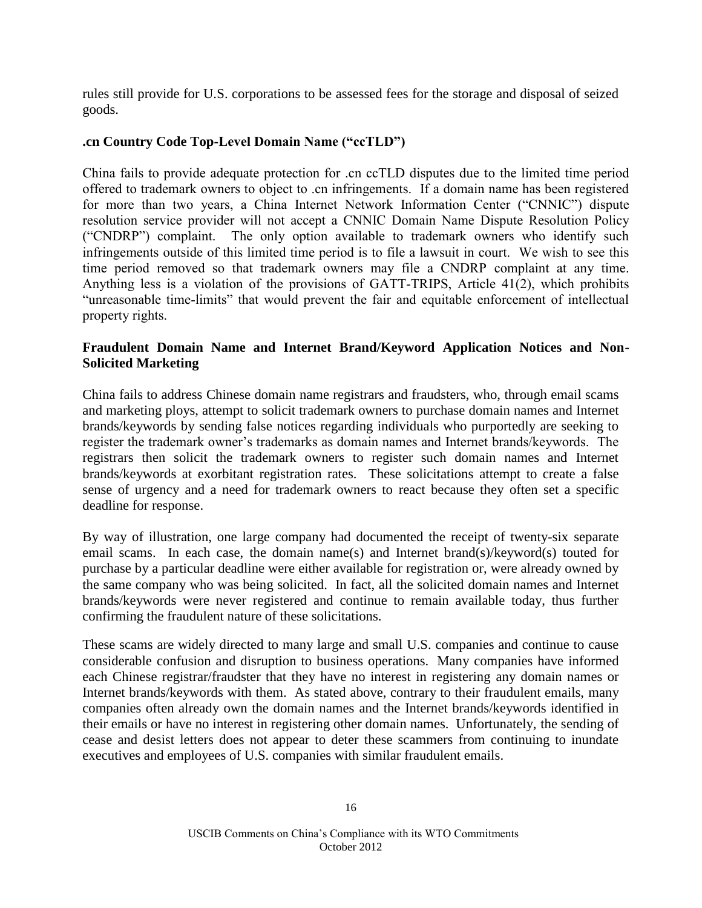rules still provide for U.S. corporations to be assessed fees for the storage and disposal of seized goods.

**.cn Country Code Top-Level Domain Name ("ccTLD")**

China fails to provide adequate protection for .cn ccTLD disputes due to the limited time period offered to trademark owners to object to .cn infringements. If a domain name has been registered for more than two years, a China Internet Network Information Center ("CNNIC") dispute resolution service provider will not accept a CNNIC Domain Name Dispute Resolution Policy ("CNDRP") complaint. The only option available to trademark owners who identify such infringements outside of this limited time period is to file a lawsuit in court. We wish to see this time period removed so that trademark owners may file a CNDRP complaint at any time. Anything less is a violation of the provisions of GATT-TRIPS, Article 41(2), which prohibits "unreasonable time-limits" that would prevent the fair and equitable enforcement of intellectual property rights.

**Fraudulent Domain Name and Internet Brand/Keyword Application Notices and Non-Solicited Marketing**

China fails to address Chinese domain name registrars and fraudsters, who, through email scams and marketing ploys, attempt to solicit trademark owners to purchase domain names and Internet brands/keywords by sending false notices regarding individuals who purportedly are seeking to register the trademark owner's trademarks as domain names and Internet brands/keywords. The registrars then solicit the trademark owners to register such domain names and Internet brands/keywords at exorbitant registration rates. These solicitations attempt to create a false sense of urgency and a need for trademark owners to react because they often set a specific deadline for response.

By way of illustration, one large company had documented the receipt of twenty-six separate email scams. In each case, the domain name(s) and Internet brand(s)/keyword(s) touted for purchase by a particular deadline were either available for registration or, were already owned by the same company who was being solicited. In fact, all the solicited domain names and Internet brands/keywords were never registered and continue to remain available today, thus further confirming the fraudulent nature of these solicitations.

These scams are widely directed to many large and small U.S. companies and continue to cause considerable confusion and disruption to business operations. Many companies have informed each Chinese registrar/fraudster that they have no interest in registering any domain names or Internet brands/keywords with them. As stated above, contrary to their fraudulent emails, many companies often already own the domain names and the Internet brands/keywords identified in their emails or have no interest in registering other domain names. Unfortunately, the sending of cease and desist letters does not appear to deter these scammers from continuing to inundate executives and employees of U.S. companies with similar fraudulent emails.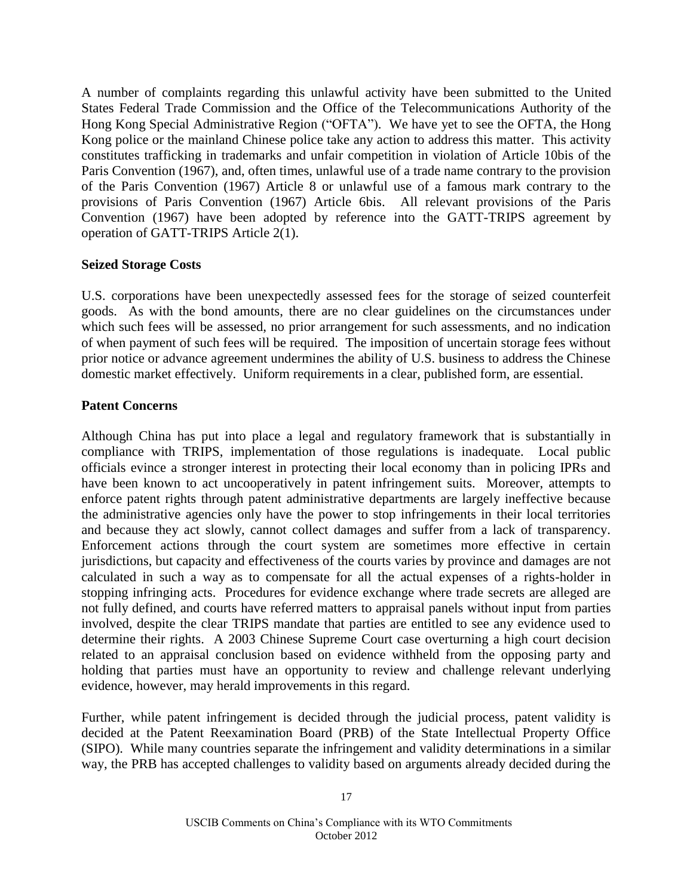A number of complaints regarding this unlawful activity have been submitted to the United States Federal Trade Commission and the Office of the Telecommunications Authority of the Hong Kong Special Administrative Region ("OFTA"). We have yet to see the OFTA, the Hong Kong police or the mainland Chinese police take any action to address this matter. This activity constitutes trafficking in trademarks and unfair competition in violation of Article 10bis of the Paris Convention (1967), and, often times, unlawful use of a trade name contrary to the provision of the Paris Convention (1967) Article 8 or unlawful use of a famous mark contrary to the provisions of Paris Convention (1967) Article 6bis. All relevant provisions of the Paris Convention (1967) have been adopted by reference into the GATT-TRIPS agreement by operation of GATT-TRIPS Article 2(1).

**Seized Storage Costs**

U.S. corporations have been unexpectedly assessed fees for the storage of seized counterfeit goods. As with the bond amounts, there are no clear guidelines on the circumstances under which such fees will be assessed, no prior arrangement for such assessments, and no indication of when payment of such fees will be required. The imposition of uncertain storage fees without prior notice or advance agreement undermines the ability of U.S. business to address the Chinese domestic market effectively. Uniform requirements in a clear, published form, are essential.

**Patent Concerns**

Although China has put into place a legal and regulatory framework that is substantially in compliance with TRIPS, implementation of those regulations is inadequate. Local public officials evince a stronger interest in protecting their local economy than in policing IPRs and have been known to act uncooperatively in patent infringement suits. Moreover, attempts to enforce patent rights through patent administrative departments are largely ineffective because the administrative agencies only have the power to stop infringements in their local territories and because they act slowly, cannot collect damages and suffer from a lack of transparency. Enforcement actions through the court system are sometimes more effective in certain jurisdictions, but capacity and effectiveness of the courts varies by province and damages are not calculated in such a way as to compensate for all the actual expenses of a rights-holder in stopping infringing acts. Procedures for evidence exchange where trade secrets are alleged are not fully defined, and courts have referred matters to appraisal panels without input from parties involved, despite the clear TRIPS mandate that parties are entitled to see any evidence used to determine their rights. A 2003 Chinese Supreme Court case overturning a high court decision related to an appraisal conclusion based on evidence withheld from the opposing party and holding that parties must have an opportunity to review and challenge relevant underlying evidence, however, may herald improvements in this regard.

Further, while patent infringement is decided through the judicial process, patent validity is decided at the Patent Reexamination Board (PRB) of the State Intellectual Property Office (SIPO). While many countries separate the infringement and validity determinations in a similar way, the PRB has accepted challenges to validity based on arguments already decided during the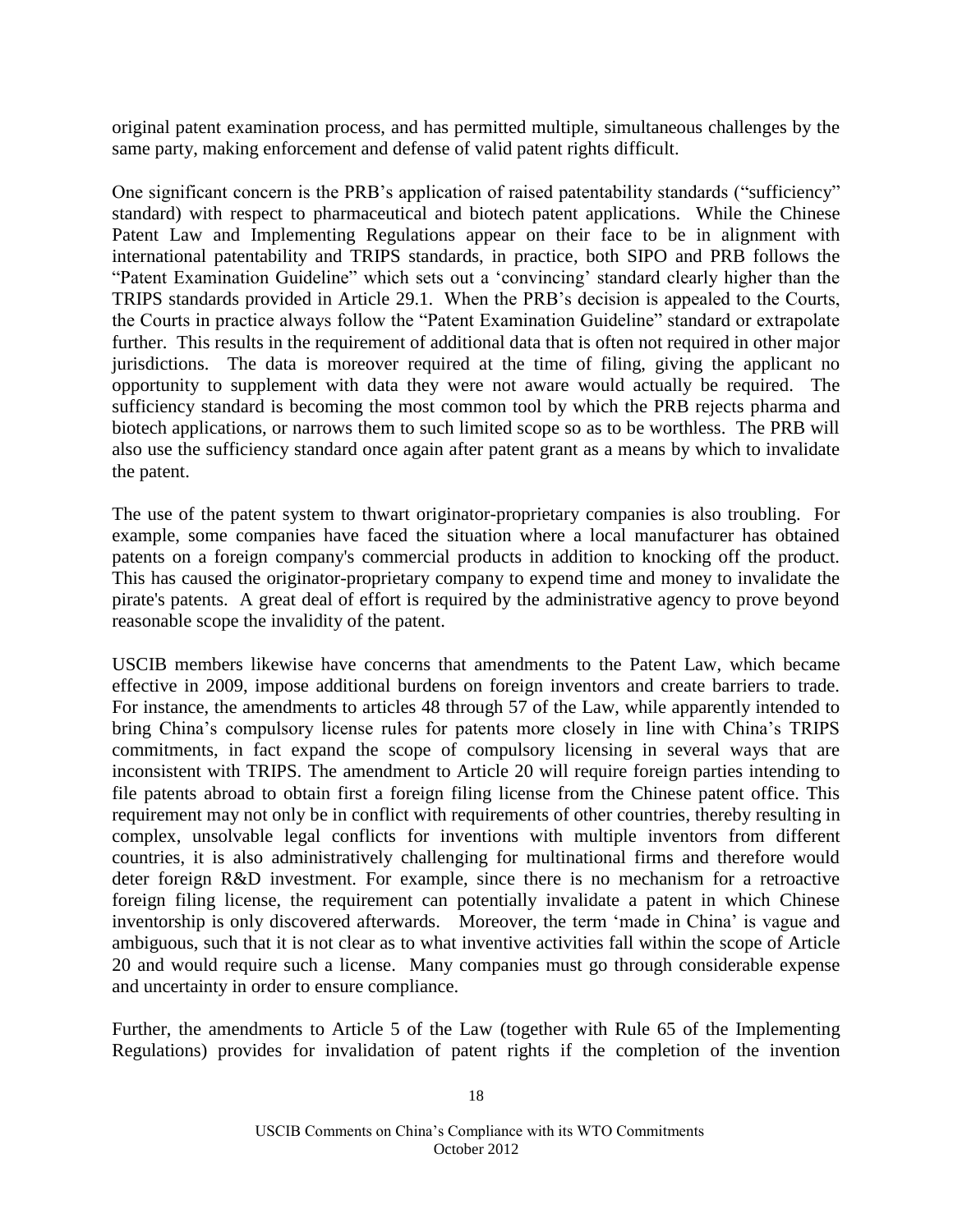original patent examination process, and has permitted multiple, simultaneous challenges by the same party, making enforcement and defense of valid patent rights difficult.

One significant concern is the PRB's application of raised patentability standards ("sufficiency" standard) with respect to pharmaceutical and biotech patent applications. While the Chinese Patent Law and Implementing Regulations appear on their face to be in alignment with international patentability and TRIPS standards, in practice, both SIPO and PRB follows the "Patent Examination Guideline" which sets out a 'convincing' standard clearly higher than the TRIPS standards provided in Article 29.1. When the PRB's decision is appealed to the Courts, the Courts in practice always follow the "Patent Examination Guideline" standard or extrapolate further. This results in the requirement of additional data that is often not required in other major jurisdictions. The data is moreover required at the time of filing, giving the applicant no opportunity to supplement with data they were not aware would actually be required. The sufficiency standard is becoming the most common tool by which the PRB rejects pharma and biotech applications, or narrows them to such limited scope so as to be worthless. The PRB will also use the sufficiency standard once again after patent grant as a means by which to invalidate the patent.

The use of the patent system to thwart originator-proprietary companies is also troubling. For example, some companies have faced the situation where a local manufacturer has obtained patents on a foreign company's commercial products in addition to knocking off the product. This has caused the originator-proprietary company to expend time and money to invalidate the pirate's patents. A great deal of effort is required by the administrative agency to prove beyond reasonable scope the invalidity of the patent.

USCIB members likewise have concerns that amendments to the Patent Law, which became effective in 2009, impose additional burdens on foreign inventors and create barriers to trade. For instance, the amendments to articles 48 through 57 of the Law, while apparently intended to bring China's compulsory license rules for patents more closely in line with China's TRIPS commitments, in fact expand the scope of compulsory licensing in several ways that are inconsistent with TRIPS. The amendment to Article 20 will require foreign parties intending to file patents abroad to obtain first a foreign filing license from the Chinese patent office. This requirement may not only be in conflict with requirements of other countries, thereby resulting in complex, unsolvable legal conflicts for inventions with multiple inventors from different countries, it is also administratively challenging for multinational firms and therefore would deter foreign R&D investment. For example, since there is no mechanism for a retroactive foreign filing license, the requirement can potentially invalidate a patent in which Chinese inventorship is only discovered afterwards. Moreover, the term 'made in China' is vague and ambiguous, such that it is not clear as to what inventive activities fall within the scope of Article 20 and would require such a license. Many companies must go through considerable expense and uncertainty in order to ensure compliance.

Further, the amendments to Article 5 of the Law (together with Rule 65 of the Implementing Regulations) provides for invalidation of patent rights if the completion of the invention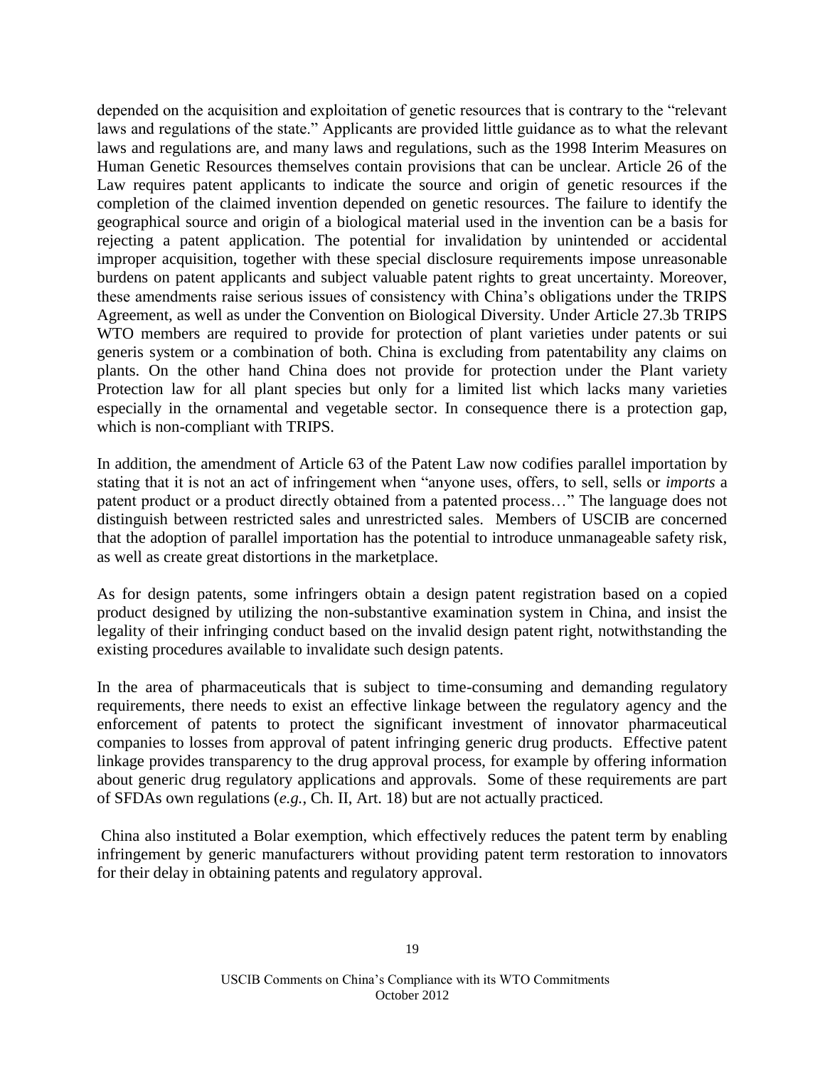depended on the acquisition and exploitation of genetic resources that is contrary to the "relevant laws and regulations of the state." Applicants are provided little guidance as to what the relevant laws and regulations are, and many laws and regulations, such as the 1998 Interim Measures on Human Genetic Resources themselves contain provisions that can be unclear. Article 26 of the Law requires patent applicants to indicate the source and origin of genetic resources if the completion of the claimed invention depended on genetic resources. The failure to identify the geographical source and origin of a biological material used in the invention can be a basis for rejecting a patent application. The potential for invalidation by unintended or accidental improper acquisition, together with these special disclosure requirements impose unreasonable burdens on patent applicants and subject valuable patent rights to great uncertainty. Moreover, these amendments raise serious issues of consistency with China's obligations under the TRIPS Agreement, as well as under the Convention on Biological Diversity. Under Article 27.3b TRIPS WTO members are required to provide for protection of plant varieties under patents or sui generis system or a combination of both. China is excluding from patentability any claims on plants. On the other hand China does not provide for protection under the Plant variety Protection law for all plant species but only for a limited list which lacks many varieties especially in the ornamental and vegetable sector. In consequence there is a protection gap, which is non-compliant with TRIPS.

In addition, the amendment of Article 63 of the Patent Law now codifies parallel importation by stating that it is not an act of infringement when "anyone uses, offers, to sell, sells or *imports* a patent product or a product directly obtained from a patented process…" The language does not distinguish between restricted sales and unrestricted sales. Members of USCIB are concerned that the adoption of parallel importation has the potential to introduce unmanageable safety risk, as well as create great distortions in the marketplace.

As for design patents, some infringers obtain a design patent registration based on a copied product designed by utilizing the non-substantive examination system in China, and insist the legality of their infringing conduct based on the invalid design patent right, notwithstanding the existing procedures available to invalidate such design patents.

In the area of pharmaceuticals that is subject to time-consuming and demanding regulatory requirements, there needs to exist an effective linkage between the regulatory agency and the enforcement of patents to protect the significant investment of innovator pharmaceutical companies to losses from approval of patent infringing generic drug products. Effective patent linkage provides transparency to the drug approval process, for example by offering information about generic drug regulatory applications and approvals. Some of these requirements are part of SFDAs own regulations (*e.g.*, Ch. II, Art. 18) but are not actually practiced.

China also instituted a Bolar exemption, which effectively reduces the patent term by enabling infringement by generic manufacturers without providing patent term restoration to innovators for their delay in obtaining patents and regulatory approval.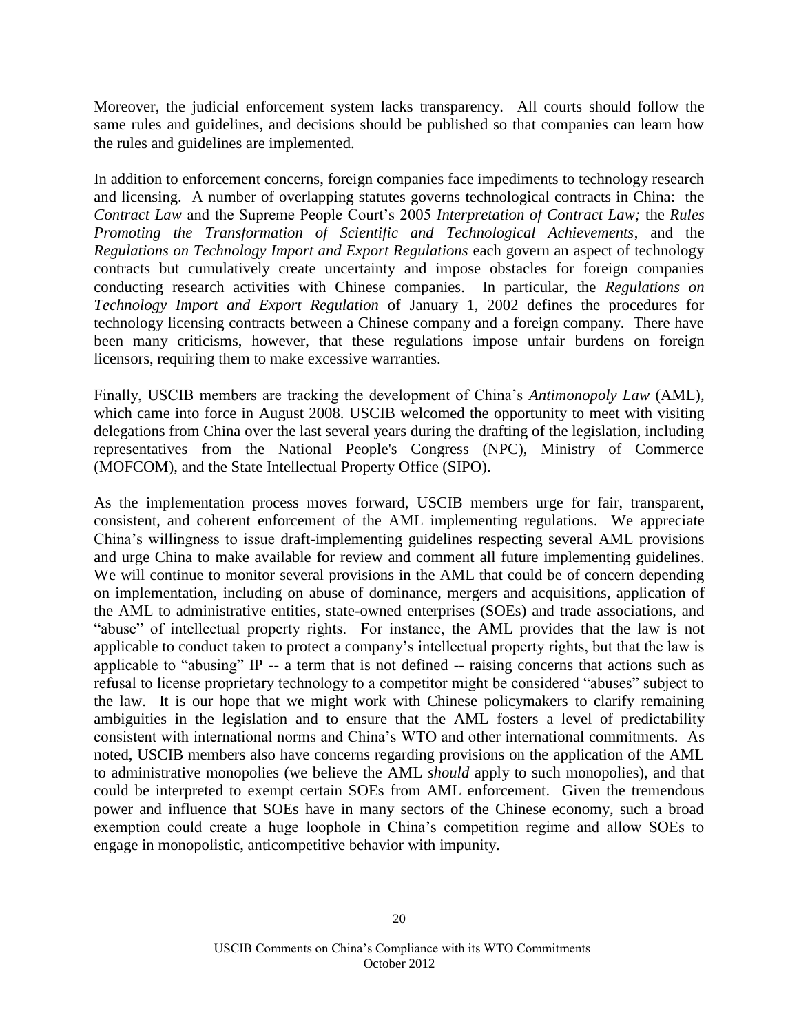Moreover, the judicial enforcement system lacks transparency. All courts should follow the same rules and guidelines, and decisions should be published so that companies can learn how the rules and guidelines are implemented.

In addition to enforcement concerns, foreign companies face impediments to technology research and licensing. A number of overlapping statutes governs technological contracts in China: the *Contract Law* and the Supreme People Court's 2005 *Interpretation of Contract Law;* the *Rules Promoting the Transformation of Scientific and Technological Achievements*, and the *Regulations on Technology Import and Export Regulations* each govern an aspect of technology contracts but cumulatively create uncertainty and impose obstacles for foreign companies conducting research activities with Chinese companies. In particular, the *Regulations on Technology Import and Export Regulation* of January 1, 2002 defines the procedures for technology licensing contracts between a Chinese company and a foreign company. There have been many criticisms, however, that these regulations impose unfair burdens on foreign licensors, requiring them to make excessive warranties.

Finally, USCIB members are tracking the development of China's *Antimonopoly Law* (AML), which came into force in August 2008. USCIB welcomed the opportunity to meet with visiting delegations from China over the last several years during the drafting of the legislation, including representatives from the National People's Congress (NPC), Ministry of Commerce (MOFCOM), and the State Intellectual Property Office (SIPO).

As the implementation process moves forward, USCIB members urge for fair, transparent, consistent, and coherent enforcement of the AML implementing regulations. We appreciate China's willingness to issue draft-implementing guidelines respecting several AML provisions and urge China to make available for review and comment all future implementing guidelines. We will continue to monitor several provisions in the AML that could be of concern depending on implementation, including on abuse of dominance, mergers and acquisitions, application of the AML to administrative entities, state-owned enterprises (SOEs) and trade associations, and "abuse" of intellectual property rights. For instance, the AML provides that the law is not applicable to conduct taken to protect a company's intellectual property rights, but that the law is applicable to "abusing" IP -- a term that is not defined -- raising concerns that actions such as refusal to license proprietary technology to a competitor might be considered "abuses" subject to the law. It is our hope that we might work with Chinese policymakers to clarify remaining ambiguities in the legislation and to ensure that the AML fosters a level of predictability consistent with international norms and China's WTO and other international commitments. As noted, USCIB members also have concerns regarding provisions on the application of the AML to administrative monopolies (we believe the AML *should* apply to such monopolies), and that could be interpreted to exempt certain SOEs from AML enforcement. Given the tremendous power and influence that SOEs have in many sectors of the Chinese economy, such a broad exemption could create a huge loophole in China's competition regime and allow SOEs to engage in monopolistic, anticompetitive behavior with impunity.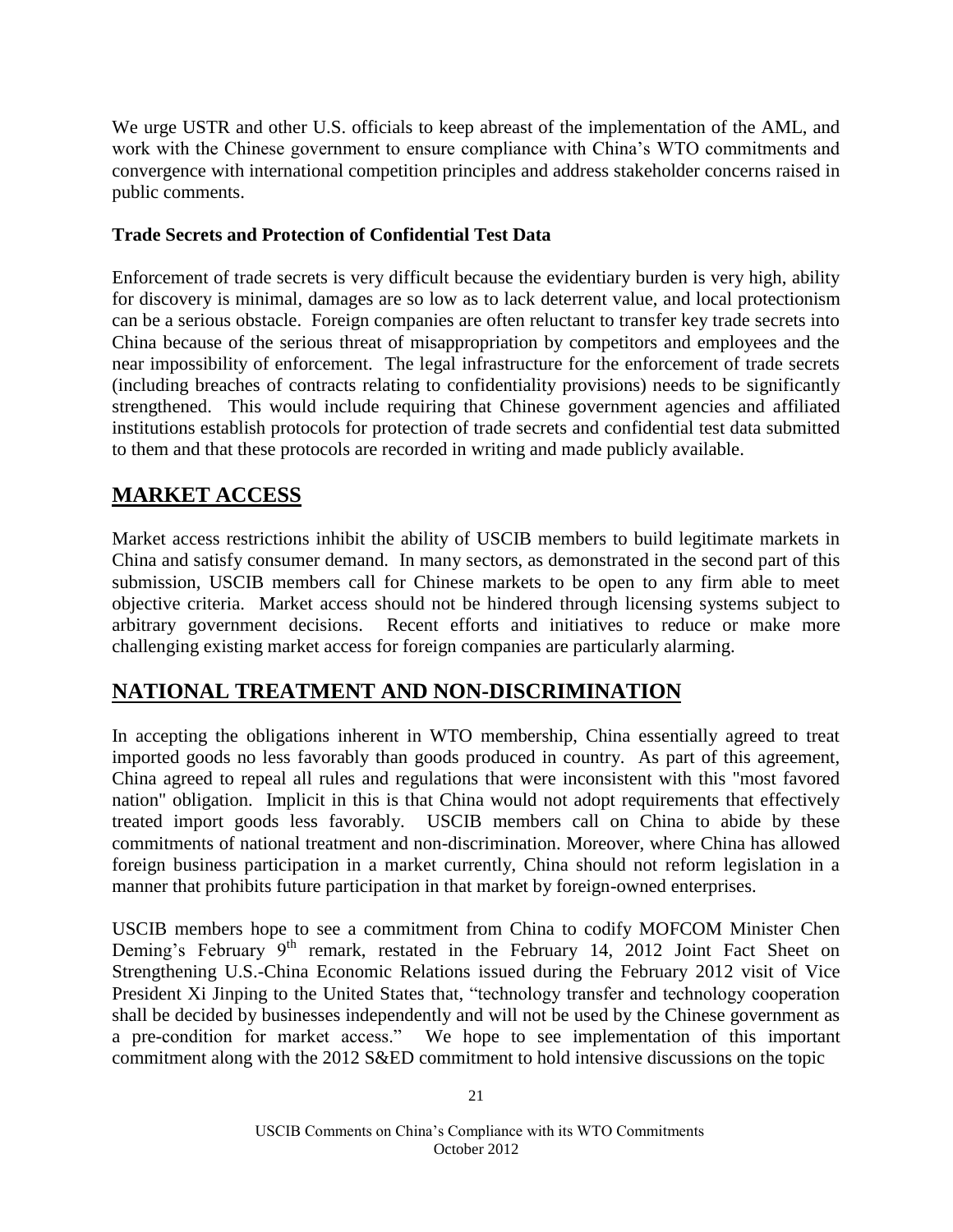We urge USTR and other U.S. officials to keep abreast of the implementation of the AML, and work with the Chinese government to ensure compliance with China's WTO commitments and convergence with international competition principles and address stakeholder concerns raised in public comments.

**Trade Secrets and Protection of Confidential Test Data**

Enforcement of trade secrets is very difficult because the evidentiary burden is very high, ability for discovery is minimal, damages are so low as to lack deterrent value, and local protectionism can be a serious obstacle. Foreign companies are often reluctant to transfer key trade secrets into China because of the serious threat of misappropriation by competitors and employees and the near impossibility of enforcement. The legal infrastructure for the enforcement of trade secrets (including breaches of contracts relating to confidentiality provisions) needs to be significantly strengthened. This would include requiring that Chinese government agencies and affiliated institutions establish protocols for protection of trade secrets and confidential test data submitted to them and that these protocols are recorded in writing and made publicly available.

## MARKET ACCESS

Market access restrictions inhibit the ability of USCIB members to build legitimate markets in China and satisfy consumer demand. In many sectors, as demonstrated in the second part of this submission, USCIB members call for Chinese markets to be open to any firm able to meet objective criteria. Market access should not be hindered through licensing systems subject to arbitrary government decisions. Recent efforts and initiatives to reduce or make more challenging existing market access for foreign companies are particularly alarming.

## NATIONAL TREATMENT AND NON-DISCRIMINATION

In accepting the obligations inherent in WTO membership, China essentially agreed to treat imported goods no less favorably than goods produced in country. As part of this agreement, China agreed to repeal all rules and regulations that were inconsistent with this "most favored nation" obligation. Implicit in this is that China would not adopt requirements that effectively treated import goods less favorably. USCIB members call on China to abide by these commitments of national treatment and non-discrimination. Moreover, where China has allowed foreign business participation in a market currently, China should not reform legislation in a manner that prohibits future participation in that market by foreign-owned enterprises.

USCIB members hope to see a commitment from China to codify MOFCOM Minister Chen Deming's February 9th remark, restated in the February 14, 2012 Joint Fact Sheet on Strengthening U.S.-China Economic Relations issued during the February 2012 visit of Vice President Xi Jinping to the United States that, "technology transfer and technology cooperation shall be decided by businesses independently and will not be used by the Chinese government as a pre-condition for market access." We hope to see implementation of this important commitment along with the 2012 S&ED commitment to hold intensive discussions on the topic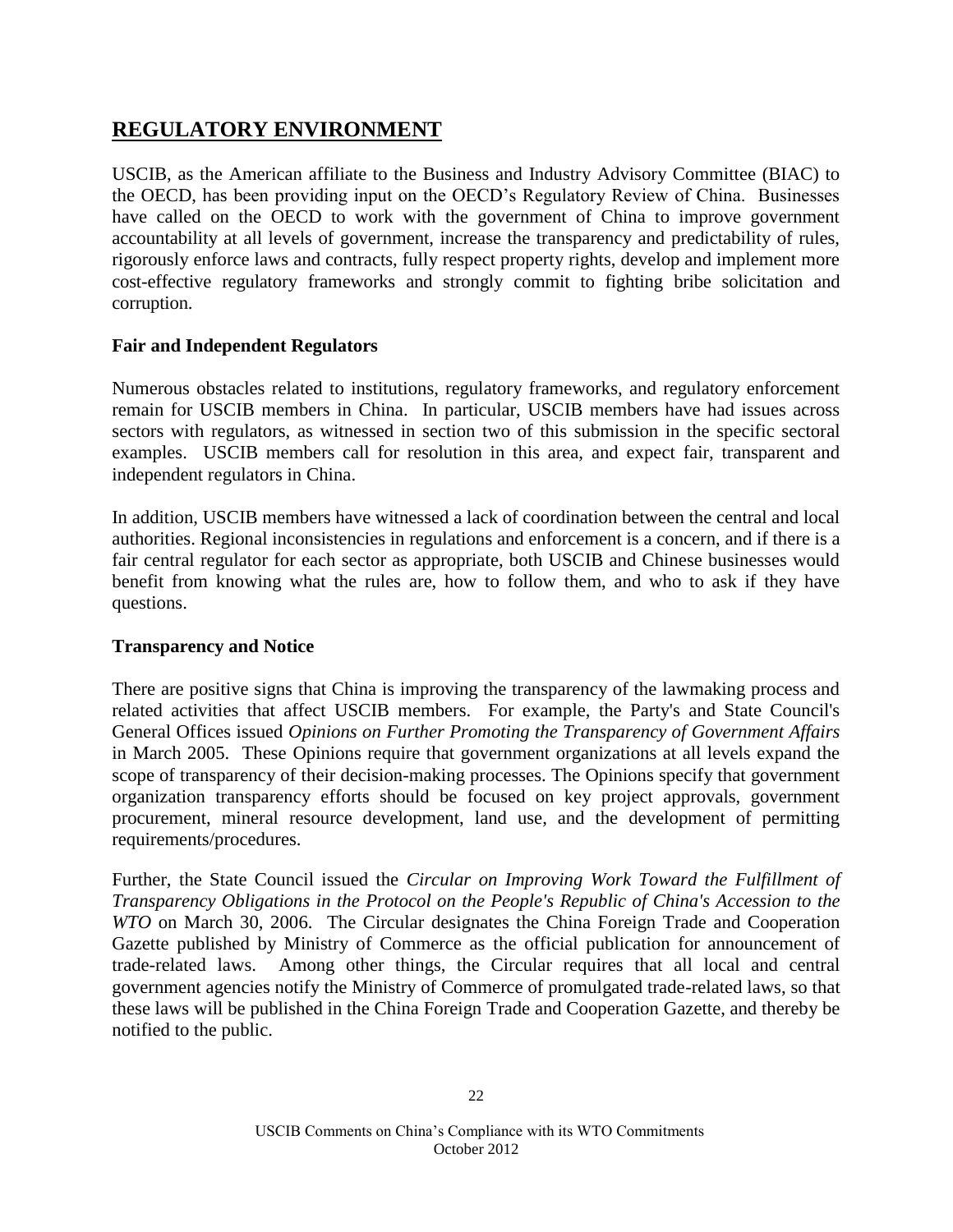## REGULATORY ENVIRONMENT

USCIB, as the American affiliate to the Business and Industry Advisory Committee (BIAC) to the OECD, has been providing input on the OECD's Regulatory Review of China. Businesses have called on the OECD to work with the government of China to improve government accountability at all levels of government, increase the transparency and predictability of rules, rigorously enforce laws and contracts, fully respect property rights, develop and implement more cost-effective regulatory frameworks and strongly commit to fighting bribe solicitation and corruption.

### Fair and Independent Regulators

Numerous obstacles related to institutions, regulatory frameworks, and regulatory enforcement remain for USCIB members in China. In particular, USCIB members have had issues across sectors with regulators, as witnessed in section two of this submission in the specific sectoral examples. USCIB members call for resolution in this area, and expect fair, transparent and independent regulators in China.

In addition, USCIB members have witnessed a lack of coordination between the central and local authorities. Regional inconsistencies in regulations and enforcement is a concern, and if there is a fair central regulator for each sector as appropriate, both USCIB and Chinese businesses would benefit from knowing what the rules are, how to follow them, and who to ask if they have questions.

### Transparency and Notice

There are positive signs that China is improving the transparency of the lawmaking process and related activities that affect USCIB members. For example, the Party's and State Council's General Offices issued *Opinions on Further Promoting the Transparency of Government Affairs* in March 2005. These Opinions require that government organizations at all levels expand the scope of transparency of their decision-making processes. The Opinions specify that government organization transparency efforts should be focused on key project approvals, government procurement, mineral resource development, land use, and the development of permitting requirements/procedures.

Further, the State Council issued the *Circular on Improving Work Toward the Fulfillment of Transparency Obligations in the Protocol on the People's Republic of China's Accession to the WTO* on March 30, 2006. The Circular designates the China Foreign Trade and Cooperation Gazette published by Ministry of Commerce as the official publication for announcement of trade-related laws. Among other things, the Circular requires that all local and central government agencies notify the Ministry of Commerce of promulgated trade-related laws, so that these laws will be published in the China Foreign Trade and Cooperation Gazette, and thereby be notified to the public.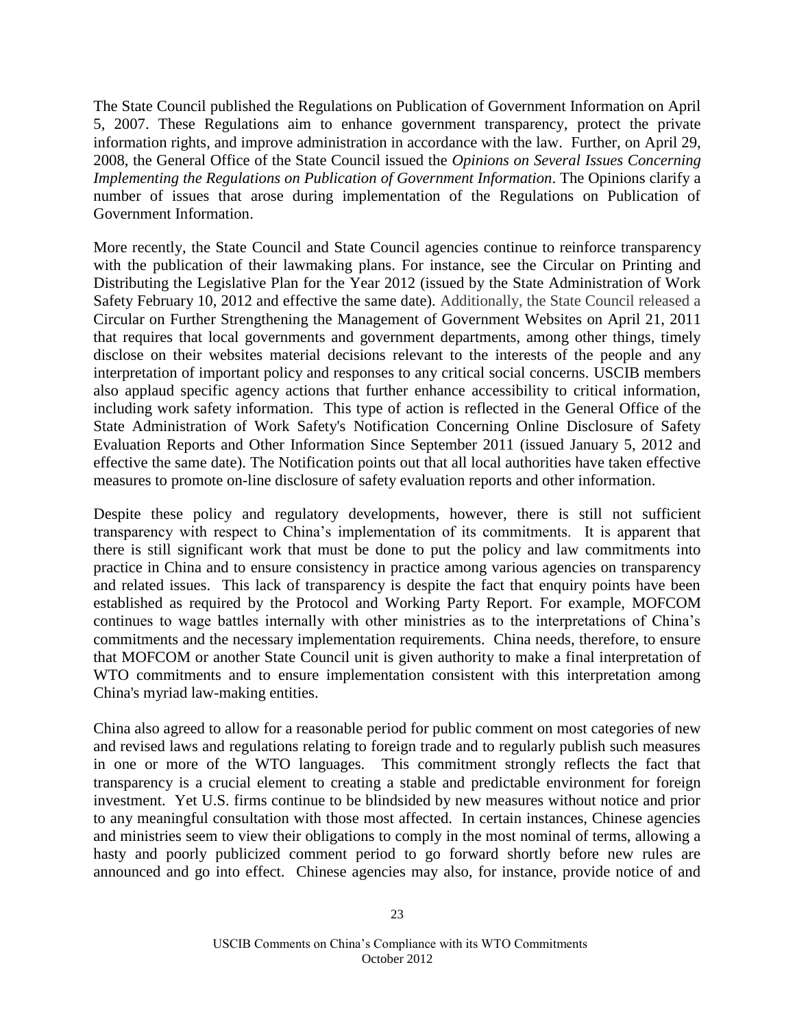The State Council published the Regulations on Publication of Government Information on April 5, 2007. These Regulations aim to enhance government transparency, protect the private information rights, and improve administration in accordance with the law. Further, on April 29, 2008, the General Office of the State Council issued the *Opinions on Several Issues Concerning Implementing the Regulations on Publication of Government Information*. The Opinions clarify a number of issues that arose during implementation of the Regulations on Publication of Government Information.

More recently, the State Council and State Council agencies continue to reinforce transparency with the publication of their lawmaking plans. For instance, see the Circular on Printing and Distributing the Legislative Plan for the Year 2012 (issued by the State Administration of Work Safety February 10, 2012 and effective the same date). Additionally, the State Council released a Circular on Further Strengthening the Management of Government Websites on April 21, 2011 that requires that local governments and government departments, among other things, timely disclose on their websites material decisions relevant to the interests of the people and any interpretation of important policy and responses to any critical social concerns. USCIB members also applaud specific agency actions that further enhance accessibility to critical information, including work safety information. This type of action is reflected in the General Office of the State Administration of Work Safety's Notification Concerning Online Disclosure of Safety Evaluation Reports and Other Information Since September 2011 (issued January 5, 2012 and effective the same date). The Notification points out that all local authorities have taken effective measures to promote on-line disclosure of safety evaluation reports and other information.

Despite these policy and regulatory developments, however, there is still not sufficient transparency with respect to China's implementation of its commitments. It is apparent that there is still significant work that must be done to put the policy and law commitments into practice in China and to ensure consistency in practice among various agencies on transparency and related issues. This lack of transparency is despite the fact that enquiry points have been established as required by the Protocol and Working Party Report. For example, MOFCOM continues to wage battles internally with other ministries as to the interpretations of China's commitments and the necessary implementation requirements. China needs, therefore, to ensure that MOFCOM or another State Council unit is given authority to make a final interpretation of WTO commitments and to ensure implementation consistent with this interpretation among China's myriad law-making entities.

China also agreed to allow for a reasonable period for public comment on most categories of new and revised laws and regulations relating to foreign trade and to regularly publish such measures in one or more of the WTO languages. This commitment strongly reflects the fact that transparency is a crucial element to creating a stable and predictable environment for foreign investment. Yet U.S. firms continue to be blindsided by new measures without notice and prior to any meaningful consultation with those most affected. In certain instances, Chinese agencies and ministries seem to view their obligations to comply in the most nominal of terms, allowing a hasty and poorly publicized comment period to go forward shortly before new rules are announced and go into effect. Chinese agencies may also, for instance, provide notice of and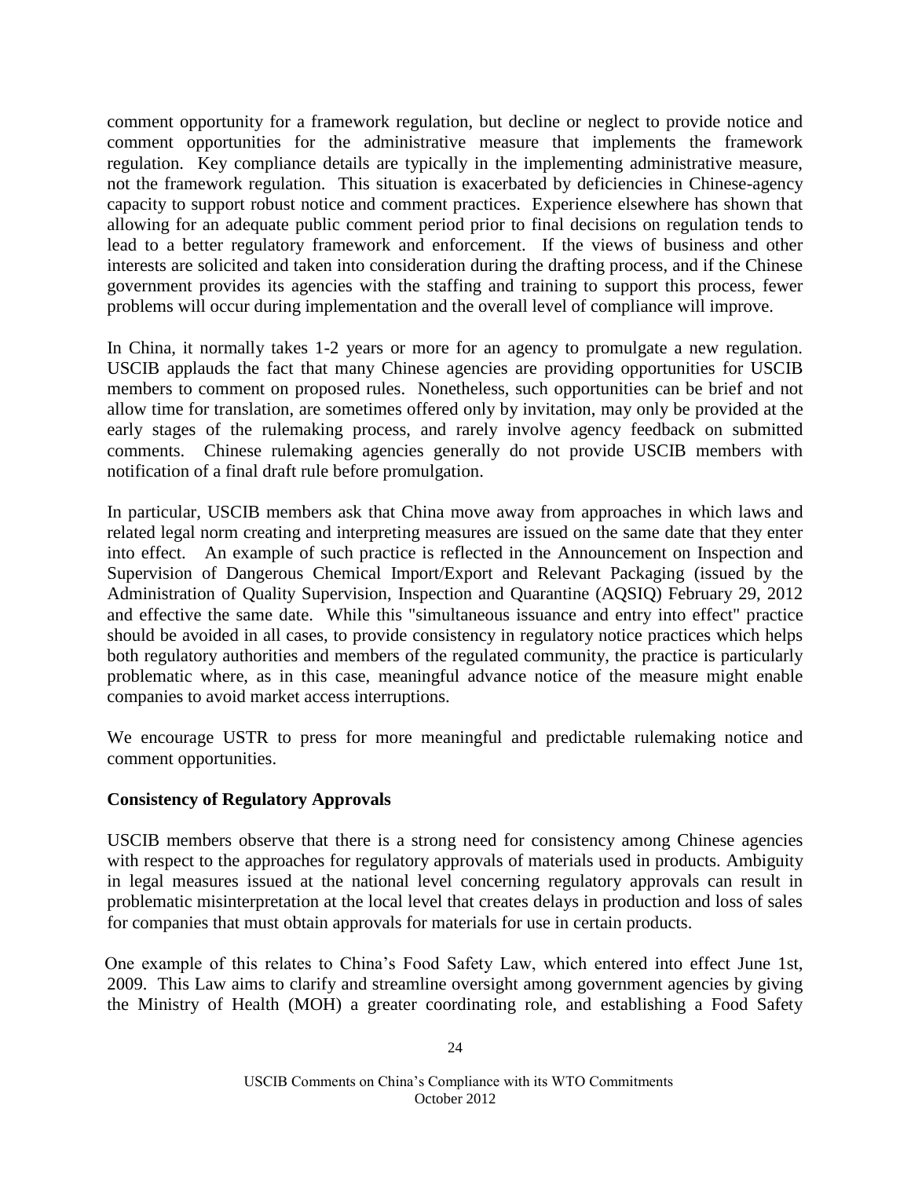comment opportunity for a framework regulation, but decline or neglect to provide notice and comment opportunities for the administrative measure that implements the framework regulation. Key compliance details are typically in the implementing administrative measure, not the framework regulation. This situation is exacerbated by deficiencies in Chinese-agency capacity to support robust notice and comment practices. Experience elsewhere has shown that allowing for an adequate public comment period prior to final decisions on regulation tends to lead to a better regulatory framework and enforcement. If the views of business and other interests are solicited and taken into consideration during the drafting process, and if the Chinese government provides its agencies with the staffing and training to support this process, fewer problems will occur during implementation and the overall level of compliance will improve.

In China, it normally takes 1-2 years or more for an agency to promulgate a new regulation. USCIB applauds the fact that many Chinese agencies are providing opportunities for USCIB members to comment on proposed rules. Nonetheless, such opportunities can be brief and not allow time for translation, are sometimes offered only by invitation, may only be provided at the early stages of the rulemaking process, and rarely involve agency feedback on submitted comments. Chinese rulemaking agencies generally do not provide USCIB members with notification of a final draft rule before promulgation.

In particular, USCIB members ask that China move away from approaches in which laws and related legal norm creating and interpreting measures are issued on the same date that they enter into effect. An example of such practice is reflected in the Announcement on Inspection and Supervision of Dangerous Chemical Import/Export and Relevant Packaging (issued by the Administration of Quality Supervision, Inspection and Quarantine (AQSIQ) February 29, 2012 and effective the same date. While this "simultaneous issuance and entry into effect" practice should be avoided in all cases, to provide consistency in regulatory notice practices which helps both regulatory authorities and members of the regulated community, the practice is particularly problematic where, as in this case, meaningful advance notice of the measure might enable companies to avoid market access interruptions.

We encourage USTR to press for more meaningful and predictable rulemaking notice and comment opportunities.

**Consistency of Regulatory Approvals**

USCIB members observe that there is a strong need for consistency among Chinese agencies with respect to the approaches for regulatory approvals of materials used in products. Ambiguity in legal measures issued at the national level concerning regulatory approvals can result in problematic misinterpretation at the local level that creates delays in production and loss of sales for companies that must obtain approvals for materials for use in certain products.

One example of this relates to China's Food Safety Law, which entered into effect June 1st, 2009. This Law aims to clarify and streamline oversight among government agencies by giving the Ministry of Health (MOH) a greater coordinating role, and establishing a Food Safety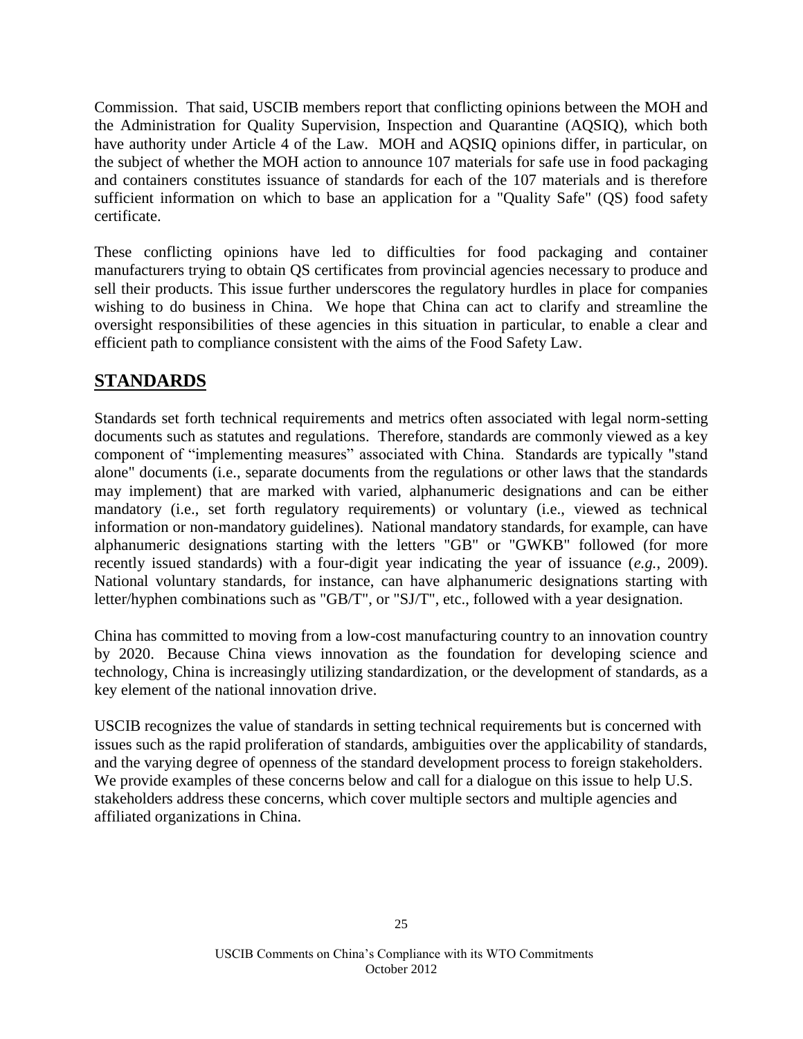Commission. That said, USCIB members report that conflicting opinions between the MOH and the Administration for Quality Supervision, Inspection and Quarantine (AQSIQ), which both have authority under Article 4 of the Law. MOH and AQSIQ opinions differ, in particular, on the subject of whether the MOH action to announce 107 materials for safe use in food packaging and containers constitutes issuance of standards for each of the 107 materials and is therefore sufficient information on which to base an application for a "Quality Safe" (QS) food safety certificate.

These conflicting opinions have led to difficulties for food packaging and container manufacturers trying to obtain QS certificates from provincial agencies necessary to produce and sell their products. This issue further underscores the regulatory hurdles in place for companies wishing to do business in China. We hope that China can act to clarify and streamline the oversight responsibilities of these agencies in this situation in particular, to enable a clear and efficient path to compliance consistent with the aims of the Food Safety Law.

## STANDARDS

Standards set forth technical requirements and metrics often associated with legal norm-setting documents such as statutes and regulations. Therefore, standards are commonly viewed as a key component of "implementing measures" associated with China. Standards are typically "stand alone" documents (i.e., separate documents from the regulations or other laws that the standards may implement) that are marked with varied, alphanumeric designations and can be either mandatory (i.e., set forth regulatory requirements) or voluntary (i.e., viewed as technical information or non-mandatory guidelines). National mandatory standards, for example, can have alphanumeric designations starting with the letters "GB" or "GWKB" followed (for more recently issued standards) with a four-digit year indicating the year of issuance (*e.g.*, 2009). National voluntary standards, for instance, can have alphanumeric designations starting with letter/hyphen combinations such as "GB/T", or "SJ/T", etc., followed with a year designation.

China has committed to moving from a low-cost manufacturing country to an innovation country by 2020. Because China views innovation as the foundation for developing science and technology, China is increasingly utilizing standardization, or the development of standards, as a key element of the national innovation drive.

USCIB recognizes the value of standards in setting technical requirements but is concerned with issues such as the rapid proliferation of standards, ambiguities over the applicability of standards, and the varying degree of openness of the standard development process to foreign stakeholders. We provide examples of these concerns below and call for a dialogue on this issue to help U.S. stakeholders address these concerns, which cover multiple sectors and multiple agencies and affiliated organizations in China.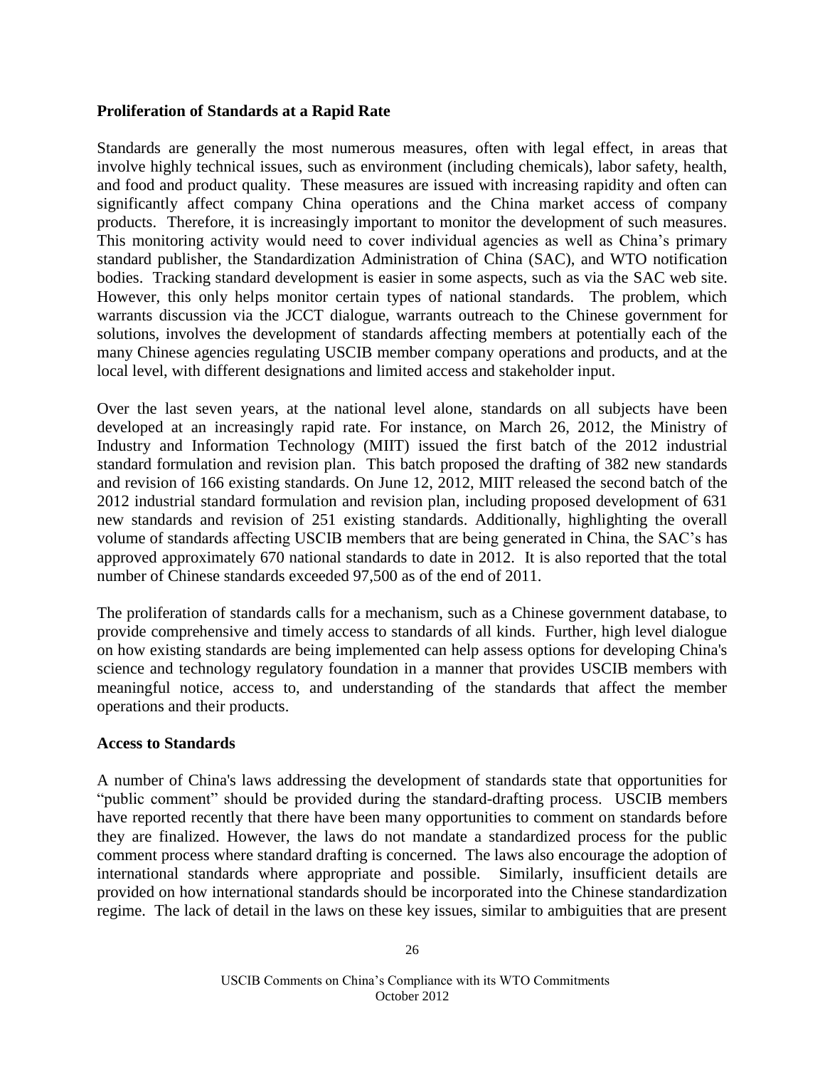**Proliferation of Standards at a Rapid Rate**

Standards are generally the most numerous measures, often with legal effect, in areas that involve highly technical issues, such as environment (including chemicals), labor safety, health, and food and product quality. These measures are issued with increasing rapidity and often can significantly affect company China operations and the China market access of company products. Therefore, it is increasingly important to monitor the development of such measures. This monitoring activity would need to cover individual agencies as well as China's primary standard publisher, the Standardization Administration of China (SAC), and WTO notification bodies. Tracking standard development is easier in some aspects, such as via the SAC web site. However, this only helps monitor certain types of national standards. The problem, which warrants discussion via the JCCT dialogue, warrants outreach to the Chinese government for solutions, involves the development of standards affecting members at potentially each of the many Chinese agencies regulating USCIB member company operations and products, and at the local level, with different designations and limited access and stakeholder input.

Over the last seven years, at the national level alone, standards on all subjects have been developed at an increasingly rapid rate. For instance, on March 26, 2012, the Ministry of Industry and Information Technology (MIIT) issued the first batch of the 2012 industrial standard formulation and revision plan. This batch proposed the drafting of 382 new standards and revision of 166 existing standards. On June 12, 2012, MIIT released the second batch of the 2012 industrial standard formulation and revision plan, including proposed development of 631 new standards and revision of 251 existing standards. Additionally, highlighting the overall volume of standards affecting USCIB members that are being generated in China, the SAC's has approved approximately 670 national standards to date in 2012. It is also reported that the total number of Chinese standards exceeded 97,500 as of the end of 2011.

The proliferation of standards calls for a mechanism, such as a Chinese government database, to provide comprehensive and timely access to standards of all kinds. Further, high level dialogue on how existing standards are being implemented can help assess options for developing China's science and technology regulatory foundation in a manner that provides USCIB members with meaningful notice, access to, and understanding of the standards that affect the member operations and their products.

**Access to Standards**

A number of China's laws addressing the development of standards state that opportunities for "public comment" should be provided during the standard-drafting process. USCIB members have reported recently that there have been many opportunities to comment on standards before they are finalized. However, the laws do not mandate a standardized process for the public comment process where standard drafting is concerned. The laws also encourage the adoption of international standards where appropriate and possible. Similarly, insufficient details are provided on how international standards should be incorporated into the Chinese standardization regime. The lack of detail in the laws on these key issues, similar to ambiguities that are present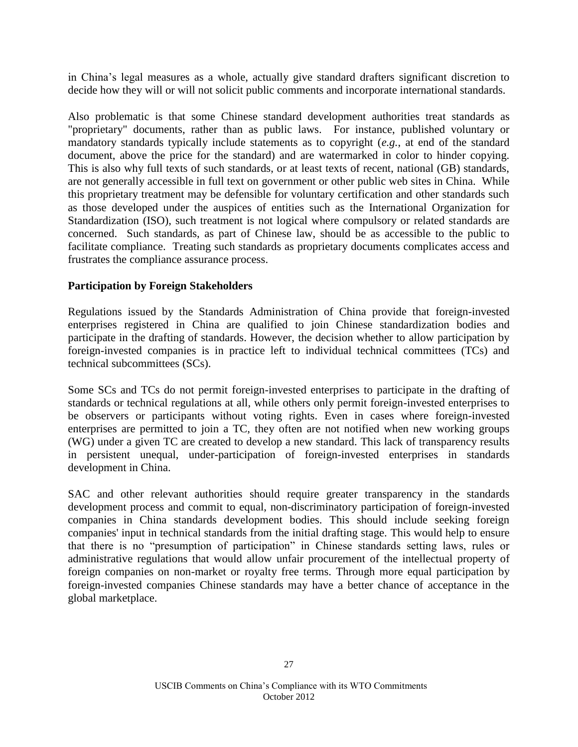in China's legal measures as a whole, actually give standard drafters significant discretion to decide how they will or will not solicit public comments and incorporate international standards.

Also problematic is that some Chinese standard development authorities treat standards as "proprietary" documents, rather than as public laws. For instance, published voluntary or mandatory standards typically include statements as to copyright (*e.g.*, at end of the standard document, above the price for the standard) and are watermarked in color to hinder copying. This is also why full texts of such standards, or at least texts of recent, national (GB) standards, are not generally accessible in full text on government or other public web sites in China. While this proprietary treatment may be defensible for voluntary certification and other standards such as those developed under the auspices of entities such as the International Organization for Standardization (ISO), such treatment is not logical where compulsory or related standards are concerned. Such standards, as part of Chinese law, should be as accessible to the public to facilitate compliance. Treating such standards as proprietary documents complicates access and frustrates the compliance assurance process.

**Participation by Foreign Stakeholders**

Regulations issued by the Standards Administration of China provide that foreign-invested enterprises registered in China are qualified to join Chinese standardization bodies and participate in the drafting of standards. However, the decision whether to allow participation by foreign-invested companies is in practice left to individual technical committees (TCs) and technical subcommittees (SCs).

Some SCs and TCs do not permit foreign-invested enterprises to participate in the drafting of standards or technical regulations at all, while others only permit foreign-invested enterprises to be observers or participants without voting rights. Even in cases where foreign-invested enterprises are permitted to join a TC, they often are not notified when new working groups (WG) under a given TC are created to develop a new standard. This lack of transparency results in persistent unequal, under-participation of foreign-invested enterprises in standards development in China.

SAC and other relevant authorities should require greater transparency in the standards development process and commit to equal, non-discriminatory participation of foreign-invested companies in China standards development bodies. This should include seeking foreign companies' input in technical standards from the initial drafting stage. This would help to ensure that there is no "presumption of participation" in Chinese standards setting laws, rules or administrative regulations that would allow unfair procurement of the intellectual property of foreign companies on non-market or royalty free terms. Through more equal participation by foreign-invested companies Chinese standards may have a better chance of acceptance in the global marketplace.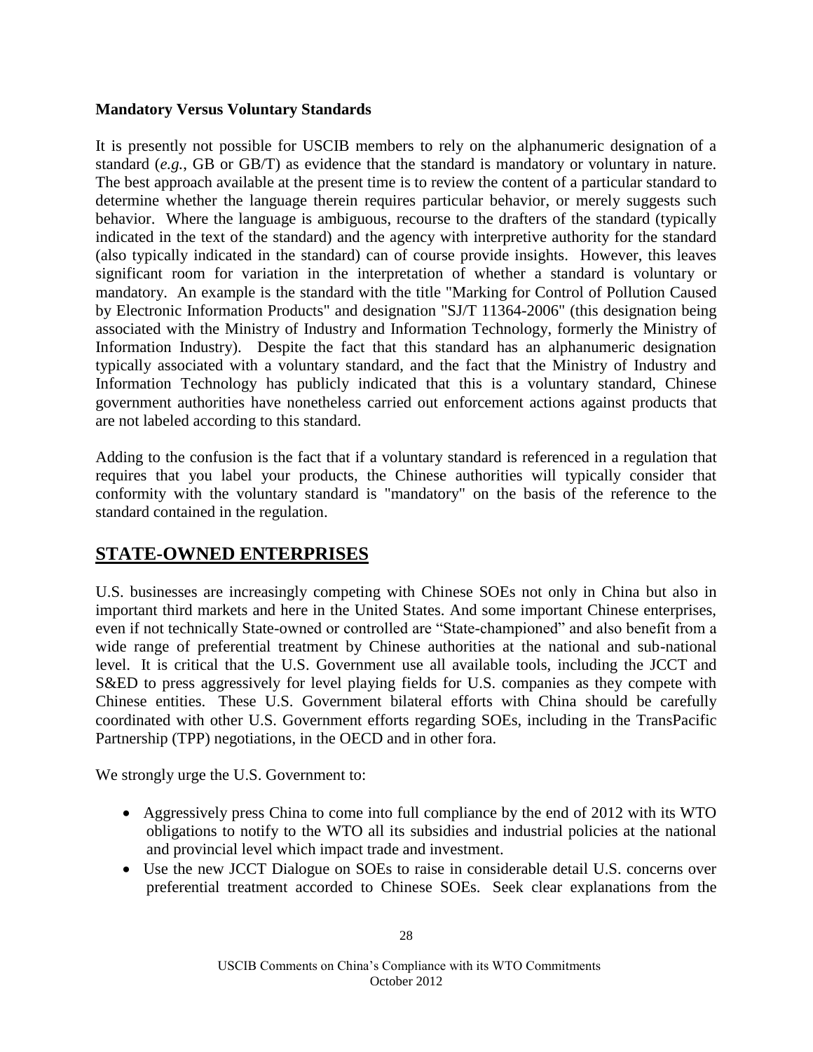**Mandatory Versus Voluntary Standards**

It is presently not possible for USCIB members to rely on the alphanumeric designation of a standard (*e.g.*, GB or GB/T) as evidence that the standard is mandatory or voluntary in nature. The best approach available at the present time is to review the content of a particular standard to determine whether the language therein requires particular behavior, or merely suggests such behavior. Where the language is ambiguous, recourse to the drafters of the standard (typically indicated in the text of the standard) and the agency with interpretive authority for the standard (also typically indicated in the standard) can of course provide insights. However, this leaves significant room for variation in the interpretation of whether a standard is voluntary or mandatory. An example is the standard with the title "Marking for Control of Pollution Caused by Electronic Information Products" and designation "SJ/T 11364-2006" (this designation being associated with the Ministry of Industry and Information Technology, formerly the Ministry of Information Industry). Despite the fact that this standard has an alphanumeric designation typically associated with a voluntary standard, and the fact that the Ministry of Industry and Information Technology has publicly indicated that this is a voluntary standard, Chinese government authorities have nonetheless carried out enforcement actions against products that are not labeled according to this standard.

Adding to the confusion is the fact that if a voluntary standard is referenced in a regulation that requires that you label your products, the Chinese authorities will typically consider that conformity with the voluntary standard is "mandatory" on the basis of the reference to the standard contained in the regulation.

## STATE-OWNED ENTERPRISES

U.S. businesses are increasingly competing with Chinese SOEs not only in China but also in important third markets and here in the United States. And some important Chinese enterprises, even if not technically State-owned or controlled are "State-championed" and also benefit from a wide range of preferential treatment by Chinese authorities at the national and sub-national level. It is critical that the U.S. Government use all available tools, including the JCCT and S&ED to press aggressively for level playing fields for U.S. companies as they compete with Chinese entities. These U.S. Government bilateral efforts with China should be carefully coordinated with other U.S. Government efforts regarding SOEs, including in the TransPacific Partnership (TPP) negotiations, in the OECD and in other fora.

We strongly urge the U.S. Government to:

- Aggressively press China to come into full compliance by the end of 2012 with its WTO obligations to notify to the WTO all its subsidies and industrial policies at the national and provincial level which impact trade and investment.
- Use the new JCCT Dialogue on SOEs to raise in considerable detail U.S. concerns over preferential treatment accorded to Chinese SOEs. Seek clear explanations from the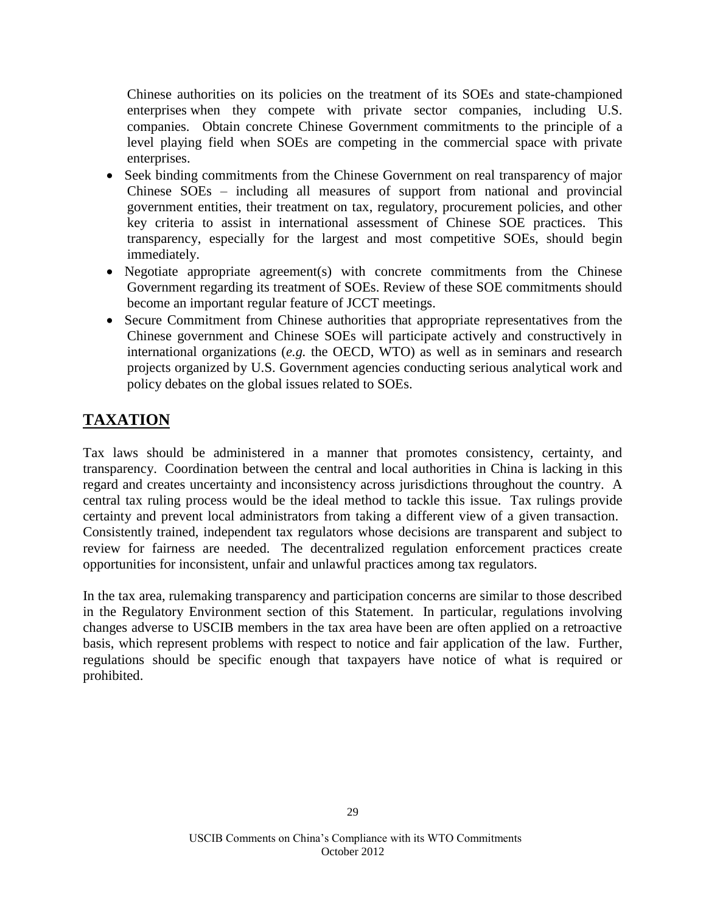Chinese authorities on its policies on the treatment of its SOEs and state-championed enterprises when they compete with private sector companies, including U.S. companies. Obtain concrete Chinese Government commitments to the principle of a level playing field when SOEs are competing in the commercial space with private enterprises.

- Seek binding commitments from the Chinese Government on real transparency of major Chinese SOEs – including all measures of support from national and provincial government entities, their treatment on tax, regulatory, procurement policies, and other key criteria to assist in international assessment of Chinese SOE practices. This transparency, especially for the largest and most competitive SOEs, should begin immediately.
- Negotiate appropriate agreement(s) with concrete commitments from the Chinese Government regarding its treatment of SOEs. Review of these SOE commitments should become an important regular feature of JCCT meetings.
- Secure Commitment from Chinese authorities that appropriate representatives from the Chinese government and Chinese SOEs will participate actively and constructively in international organizations (*e.g.* the OECD, WTO) as well as in seminars and research projects organized by U.S. Government agencies conducting serious analytical work and policy debates on the global issues related to SOEs.

## TAXATION

Tax laws should be administered in a manner that promotes consistency, certainty, and transparency. Coordination between the central and local authorities in China is lacking in this regard and creates uncertainty and inconsistency across jurisdictions throughout the country. A central tax ruling process would be the ideal method to tackle this issue. Tax rulings provide certainty and prevent local administrators from taking a different view of a given transaction. Consistently trained, independent tax regulators whose decisions are transparent and subject to review for fairness are needed. The decentralized regulation enforcement practices create opportunities for inconsistent, unfair and unlawful practices among tax regulators.

In the tax area, rulemaking transparency and participation concerns are similar to those described in the Regulatory Environment section of this Statement. In particular, regulations involving changes adverse to USCIB members in the tax area have been are often applied on a retroactive basis, which represent problems with respect to notice and fair application of the law. Further, regulations should be specific enough that taxpayers have notice of what is required or prohibited.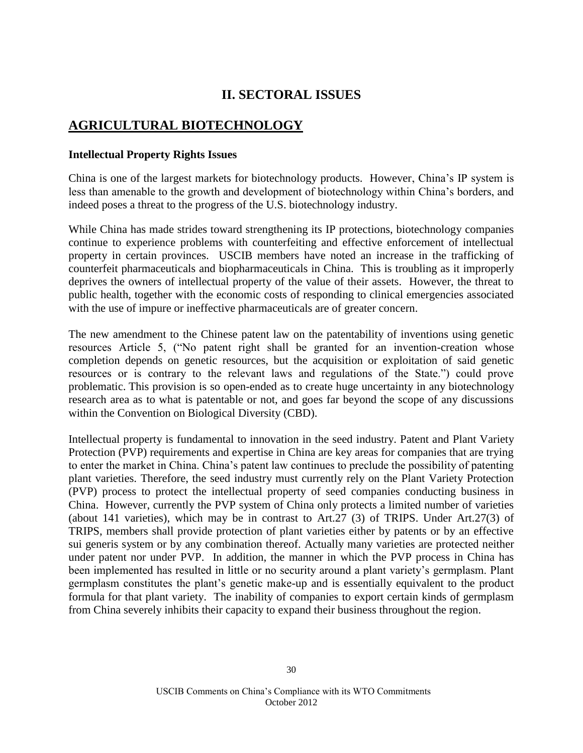# II. SECTORAL ISSUES

## AGRICULTURAL BIOTECHNOLOGY

### Intellectual Property Rights Issues

China is one of the largest markets for biotechnology products. However, China's IP system is less than amenable to the growth and development of biotechnology within China's borders, and indeed poses a threat to the progress of the U.S. biotechnology industry.

While China has made strides toward strengthening its IP protections, biotechnology companies continue to experience problems with counterfeiting and effective enforcement of intellectual property in certain provinces. USCIB members have noted an increase in the trafficking of counterfeit pharmaceuticals and biopharmaceuticals in China. This is troubling as it improperly deprives the owners of intellectual property of the value of their assets. However, the threat to public health, together with the economic costs of responding to clinical emergencies associated with the use of impure or ineffective pharmaceuticals are of greater concern.

The new amendment to the Chinese patent law on the patentability of inventions using genetic resources Article 5, ("No patent right shall be granted for an invention-creation whose completion depends on genetic resources, but the acquisition or exploitation of said genetic resources or is contrary to the relevant laws and regulations of the State.") could prove problematic. This provision is so open-ended as to create huge uncertainty in any biotechnology research area as to what is patentable or not, and goes far beyond the scope of any discussions within the Convention on Biological Diversity (CBD).

Intellectual property is fundamental to innovation in the seed industry. Patent and Plant Variety Protection (PVP) requirements and expertise in China are key areas for companies that are trying to enter the market in China. China's patent law continues to preclude the possibility of patenting plant varieties. Therefore, the seed industry must currently rely on the Plant Variety Protection (PVP) process to protect the intellectual property of seed companies conducting business in China. However, currently the PVP system of China only protects a limited number of varieties (about 141 varieties), which may be in contrast to Art.27 (3) of TRIPS. Under Art.27(3) of TRIPS, members shall provide protection of plant varieties either by patents or by an effective sui generis system or by any combination thereof. Actually many varieties are protected neither under patent nor under PVP. In addition, the manner in which the PVP process in China has been implemented has resulted in little or no security around a plant variety's germplasm. Plant germplasm constitutes the plant's genetic make-up and is essentially equivalent to the product formula for that plant variety. The inability of companies to export certain kinds of germplasm from China severely inhibits their capacity to expand their business throughout the region.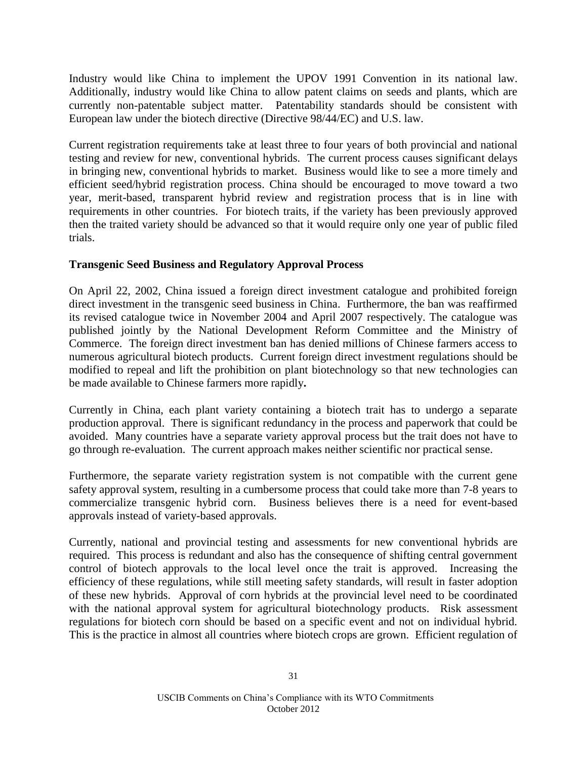Industry would like China to implement the UPOV 1991 Convention in its national law. Additionally, industry would like China to allow patent claims on seeds and plants, which are currently non-patentable subject matter. Patentability standards should be consistent with European law under the biotech directive (Directive 98/44/EC) and U.S. law.

Current registration requirements take at least three to four years of both provincial and national testing and review for new, conventional hybrids. The current process causes significant delays in bringing new, conventional hybrids to market. Business would like to see a more timely and efficient seed/hybrid registration process. China should be encouraged to move toward a two year, merit-based, transparent hybrid review and registration process that is in line with requirements in other countries. For biotech traits, if the variety has been previously approved then the traited variety should be advanced so that it would require only one year of public filed trials.

**Transgenic Seed Business and Regulatory Approval Process**

On April 22, 2002, China issued a foreign direct investment catalogue and prohibited foreign direct investment in the transgenic seed business in China. Furthermore, the ban was reaffirmed its revised catalogue twice in November 2004 and April 2007 respectively. The catalogue was published jointly by the National Development Reform Committee and the Ministry of Commerce. The foreign direct investment ban has denied millions of Chinese farmers access to numerous agricultural biotech products. Current foreign direct investment regulations should be modified to repeal and lift the prohibition on plant biotechnology so that new technologies can be made available to Chinese farmers more rapidly.

Currently in China, each plant variety containing a biotech trait has to undergo a separate production approval. There is significant redundancy in the process and paperwork that could be avoided. Many countries have a separate variety approval process but the trait does not have to go through re-evaluation. The current approach makes neither scientific nor practical sense.

Furthermore, the separate variety registration system is not compatible with the current gene safety approval system, resulting in a cumbersome process that could take more than 7-8 years to commercialize transgenic hybrid corn. Business believes there is a need for event-based approvals instead of variety-based approvals.

Currently, national and provincial testing and assessments for new conventional hybrids are required. This process is redundant and also has the consequence of shifting central government control of biotech approvals to the local level once the trait is approved. Increasing the efficiency of these regulations, while still meeting safety standards, will result in faster adoption of these new hybrids. Approval of corn hybrids at the provincial level need to be coordinated with the national approval system for agricultural biotechnology products. Risk assessment regulations for biotech corn should be based on a specific event and not on individual hybrid. This is the practice in almost all countries where biotech crops are grown. Efficient regulation of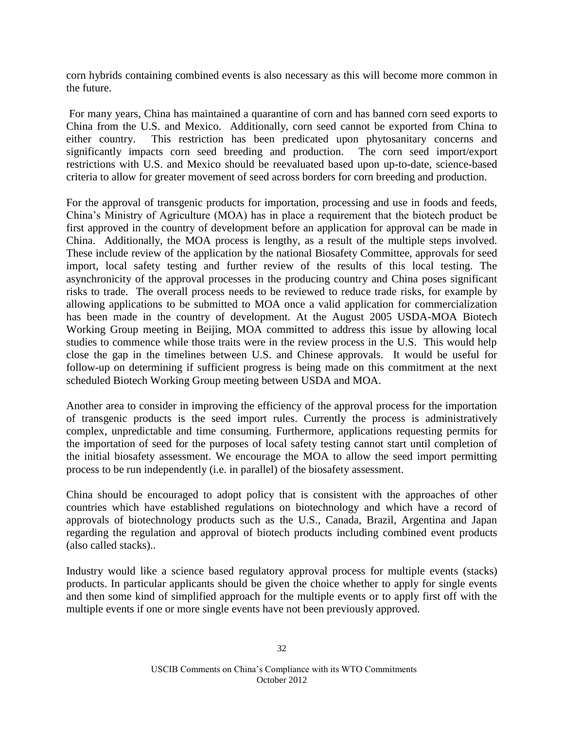corn hybrids containing combined events is also necessary as this will become more common in the future.

For many years, China has maintained a quarantine of corn and has banned corn seed exports to China from the U.S. and Mexico. Additionally, corn seed cannot be exported from China to either country. This restriction has been predicated upon phytosanitary concerns and significantly impacts corn seed breeding and production. The corn seed import/export restrictions with U.S. and Mexico should be reevaluated based upon up-to-date, science-based criteria to allow for greater movement of seed across borders for corn breeding and production.

For the approval of transgenic products for importation, processing and use in foods and feeds, China's Ministry of Agriculture (MOA) has in place a requirement that the biotech product be first approved in the country of development before an application for approval can be made in China. Additionally, the MOA process is lengthy, as a result of the multiple steps involved. These include review of the application by the national Biosafety Committee, approvals for seed import, local safety testing and further review of the results of this local testing. The asynchronicity of the approval processes in the producing country and China poses significant risks to trade. The overall process needs to be reviewed to reduce trade risks, for example by allowing applications to be submitted to MOA once a valid application for commercialization has been made in the country of development. At the August 2005 USDA-MOA Biotech Working Group meeting in Beijing, MOA committed to address this issue by allowing local studies to commence while those traits were in the review process in the U.S. This would help close the gap in the timelines between U.S. and Chinese approvals. It would be useful for follow-up on determining if sufficient progress is being made on this commitment at the next scheduled Biotech Working Group meeting between USDA and MOA.

Another area to consider in improving the efficiency of the approval process for the importation of transgenic products is the seed import rules. Currently the process is administratively complex, unpredictable and time consuming. Furthermore, applications requesting permits for the importation of seed for the purposes of local safety testing cannot start until completion of the initial biosafety assessment. We encourage the MOA to allow the seed import permitting process to be run independently (i.e. in parallel) of the biosafety assessment.

China should be encouraged to adopt policy that is consistent with the approaches of other countries which have established regulations on biotechnology and which have a record of approvals of biotechnology products such as the U.S., Canada, Brazil, Argentina and Japan regarding the regulation and approval of biotech products including combined event products (also called stacks)..

Industry would like a science based regulatory approval process for multiple events (stacks) products. In particular applicants should be given the choice whether to apply for single events and then some kind of simplified approach for the multiple events or to apply first off with the multiple events if one or more single events have not been previously approved.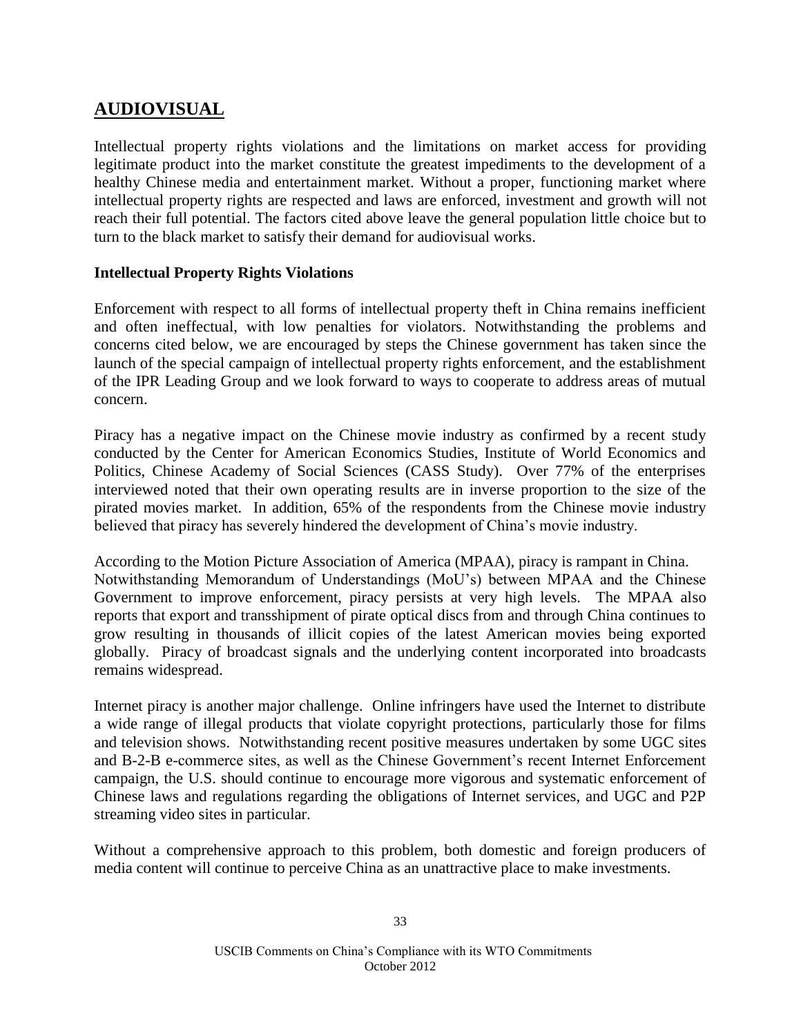## AUDIOVISUAL

Intellectual property rights violations and the limitations on market access for providing legitimate product into the market constitute the greatest impediments to the development of a healthy Chinese media and entertainment market. Without a proper, functioning market where intellectual property rights are respected and laws are enforced, investment and growth will not reach their full potential. The factors cited above leave the general population little choice but to turn to the black market to satisfy their demand for audiovisual works.

### Intellectual Property Rights Violations

Enforcement with respect to all forms of intellectual property theft in China remains inefficient and often ineffectual, with low penalties for violators. Notwithstanding the problems and concerns cited below, we are encouraged by steps the Chinese government has taken since the launch of the special campaign of intellectual property rights enforcement, and the establishment of the IPR Leading Group and we look forward to ways to cooperate to address areas of mutual concern.

Piracy has a negative impact on the Chinese movie industry as confirmed by a recent study conducted by the Center for American Economics Studies, Institute of World Economics and Politics, Chinese Academy of Social Sciences (CASS Study). Over 77% of the enterprises interviewed noted that their own operating results are in inverse proportion to the size of the pirated movies market. In addition, 65% of the respondents from the Chinese movie industry believed that piracy has severely hindered the development of China's movie industry.

According to the Motion Picture Association of America (MPAA), piracy is rampant in China. Notwithstanding Memorandum of Understandings (MoU's) between MPAA and the Chinese Government to improve enforcement, piracy persists at very high levels. The MPAA also reports that export and transshipment of pirate optical discs from and through China continues to grow resulting in thousands of illicit copies of the latest American movies being exported globally. Piracy of broadcast signals and the underlying content incorporated into broadcasts remains widespread.

Internet piracy is another major challenge. Online infringers have used the Internet to distribute a wide range of illegal products that violate copyright protections, particularly those for films and television shows. Notwithstanding recent positive measures undertaken by some UGC sites and B-2-B e-commerce sites, as well as the Chinese Government's recent Internet Enforcement campaign, the U.S. should continue to encourage more vigorous and systematic enforcement of Chinese laws and regulations regarding the obligations of Internet services, and UGC and P2P streaming video sites in particular.

Without a comprehensive approach to this problem, both domestic and foreign producers of media content will continue to perceive China as an unattractive place to make investments.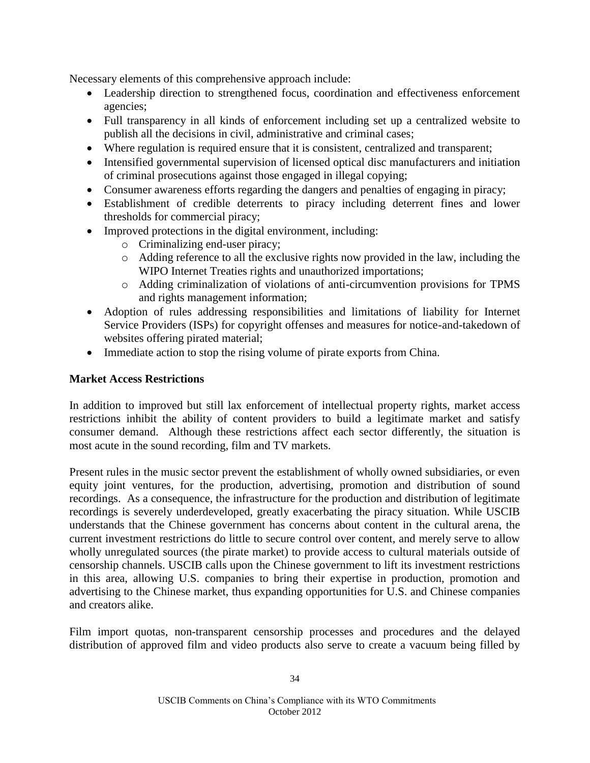Necessary elements of this comprehensive approach include:

- Leadership direction to strengthened focus, coordination and effectiveness enforcement agencies;
- Full transparency in all kinds of enforcement including set up a centralized website to publish all the decisions in civil, administrative and criminal cases;
- Where regulation is required ensure that it is consistent, centralized and transparent;
- Intensified governmental supervision of licensed optical disc manufacturers and initiation of criminal prosecutions against those engaged in illegal copying;
- Consumer awareness efforts regarding the dangers and penalties of engaging in piracy;
- Establishment of credible deterrents to piracy including deterrent fines and lower thresholds for commercial piracy;
- Improved protections in the digital environment, including:
  - Criminalizing end-user piracy;
  - Adding reference to all the exclusive rights now provided in the law, including the WIPO Internet Treaties rights and unauthorized importations;
  - Adding criminalization of violations of anti-circumvention provisions for TPMS and rights management information;
- Adoption of rules addressing responsibilities and limitations of liability for Internet Service Providers (ISPs) for copyright offenses and measures for notice-and-takedown of websites offering pirated material;
- Immediate action to stop the rising volume of pirate exports from China.

**Market Access Restrictions**

In addition to improved but still lax enforcement of intellectual property rights, market access restrictions inhibit the ability of content providers to build a legitimate market and satisfy consumer demand. Although these restrictions affect each sector differently, the situation is most acute in the sound recording, film and TV markets.

Present rules in the music sector prevent the establishment of wholly owned subsidiaries, or even equity joint ventures, for the production, advertising, promotion and distribution of sound recordings. As a consequence, the infrastructure for the production and distribution of legitimate recordings is severely underdeveloped, greatly exacerbating the piracy situation. While USCIB understands that the Chinese government has concerns about content in the cultural arena, the current investment restrictions do little to secure control over content, and merely serve to allow wholly unregulated sources (the pirate market) to provide access to cultural materials outside of censorship channels. USCIB calls upon the Chinese government to lift its investment restrictions in this area, allowing U.S. companies to bring their expertise in production, promotion and advertising to the Chinese market, thus expanding opportunities for U.S. and Chinese companies and creators alike.

Film import quotas, non-transparent censorship processes and procedures and the delayed distribution of approved film and video products also serve to create a vacuum being filled by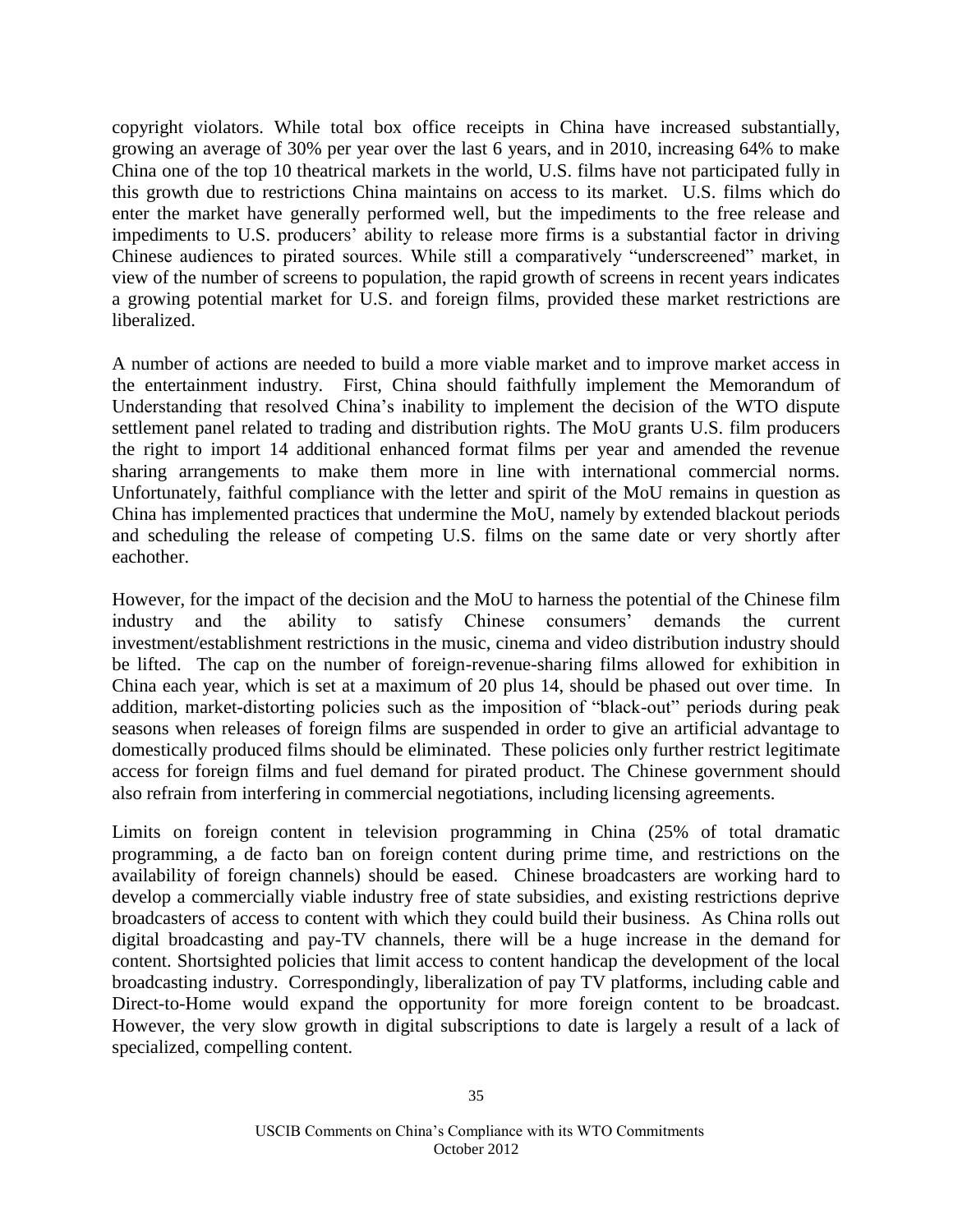copyright violators. While total box office receipts in China have increased substantially, growing an average of 30% per year over the last 6 years, and in 2010, increasing 64% to make China one of the top 10 theatrical markets in the world, U.S. films have not participated fully in this growth due to restrictions China maintains on access to its market. U.S. films which do enter the market have generally performed well, but the impediments to the free release and impediments to U.S. producers' ability to release more firms is a substantial factor in driving Chinese audiences to pirated sources. While still a comparatively "underscreened" market, in view of the number of screens to population, the rapid growth of screens in recent years indicates a growing potential market for U.S. and foreign films, provided these market restrictions are liberalized.

A number of actions are needed to build a more viable market and to improve market access in the entertainment industry. First, China should faithfully implement the Memorandum of Understanding that resolved China's inability to implement the decision of the WTO dispute settlement panel related to trading and distribution rights. The MoU grants U.S. film producers the right to import 14 additional enhanced format films per year and amended the revenue sharing arrangements to make them more in line with international commercial norms. Unfortunately, faithful compliance with the letter and spirit of the MoU remains in question as China has implemented practices that undermine the MoU, namely by extended blackout periods and scheduling the release of competing U.S. films on the same date or very shortly after eachother.

However, for the impact of the decision and the MoU to harness the potential of the Chinese film industry and the ability to satisfy Chinese consumers' demands the current investment/establishment restrictions in the music, cinema and video distribution industry should be lifted. The cap on the number of foreign-revenue-sharing films allowed for exhibition in China each year, which is set at a maximum of 20 plus 14, should be phased out over time. In addition, market-distorting policies such as the imposition of "black-out" periods during peak seasons when releases of foreign films are suspended in order to give an artificial advantage to domestically produced films should be eliminated. These policies only further restrict legitimate access for foreign films and fuel demand for pirated product. The Chinese government should also refrain from interfering in commercial negotiations, including licensing agreements.

Limits on foreign content in television programming in China (25% of total dramatic programming, a de facto ban on foreign content during prime time, and restrictions on the availability of foreign channels) should be eased. Chinese broadcasters are working hard to develop a commercially viable industry free of state subsidies, and existing restrictions deprive broadcasters of access to content with which they could build their business. As China rolls out digital broadcasting and pay-TV channels, there will be a huge increase in the demand for content. Shortsighted policies that limit access to content handicap the development of the local broadcasting industry. Correspondingly, liberalization of pay TV platforms, including cable and Direct-to-Home would expand the opportunity for more foreign content to be broadcast. However, the very slow growth in digital subscriptions to date is largely a result of a lack of specialized, compelling content.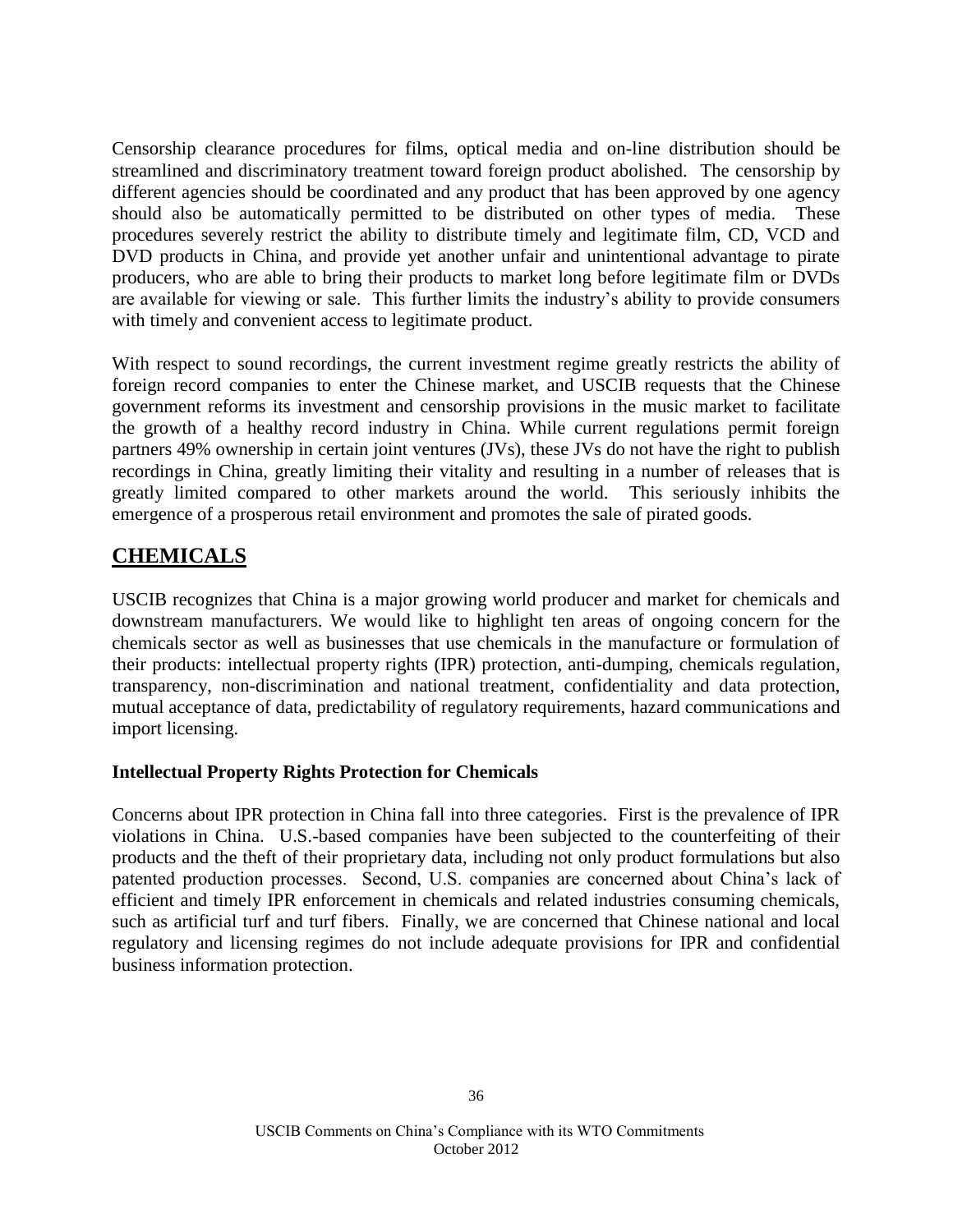Censorship clearance procedures for films, optical media and on-line distribution should be streamlined and discriminatory treatment toward foreign product abolished. The censorship by different agencies should be coordinated and any product that has been approved by one agency should also be automatically permitted to be distributed on other types of media. These procedures severely restrict the ability to distribute timely and legitimate film, CD, VCD and DVD products in China, and provide yet another unfair and unintentional advantage to pirate producers, who are able to bring their products to market long before legitimate film or DVDs are available for viewing or sale. This further limits the industry's ability to provide consumers with timely and convenient access to legitimate product.

With respect to sound recordings, the current investment regime greatly restricts the ability of foreign record companies to enter the Chinese market, and USCIB requests that the Chinese government reforms its investment and censorship provisions in the music market to facilitate the growth of a healthy record industry in China. While current regulations permit foreign partners 49% ownership in certain joint ventures (JVs), these JVs do not have the right to publish recordings in China, greatly limiting their vitality and resulting in a number of releases that is greatly limited compared to other markets around the world. This seriously inhibits the emergence of a prosperous retail environment and promotes the sale of pirated goods.

## CHEMICALS

USCIB recognizes that China is a major growing world producer and market for chemicals and downstream manufacturers. We would like to highlight ten areas of ongoing concern for the chemicals sector as well as businesses that use chemicals in the manufacture or formulation of their products: intellectual property rights (IPR) protection, anti-dumping, chemicals regulation, transparency, non-discrimination and national treatment, confidentiality and data protection, mutual acceptance of data, predictability of regulatory requirements, hazard communications and import licensing.

### Intellectual Property Rights Protection for Chemicals

Concerns about IPR protection in China fall into three categories. First is the prevalence of IPR violations in China. U.S.-based companies have been subjected to the counterfeiting of their products and the theft of their proprietary data, including not only product formulations but also patented production processes. Second, U.S. companies are concerned about China's lack of efficient and timely IPR enforcement in chemicals and related industries consuming chemicals, such as artificial turf and turf fibers. Finally, we are concerned that Chinese national and local regulatory and licensing regimes do not include adequate provisions for IPR and confidential business information protection.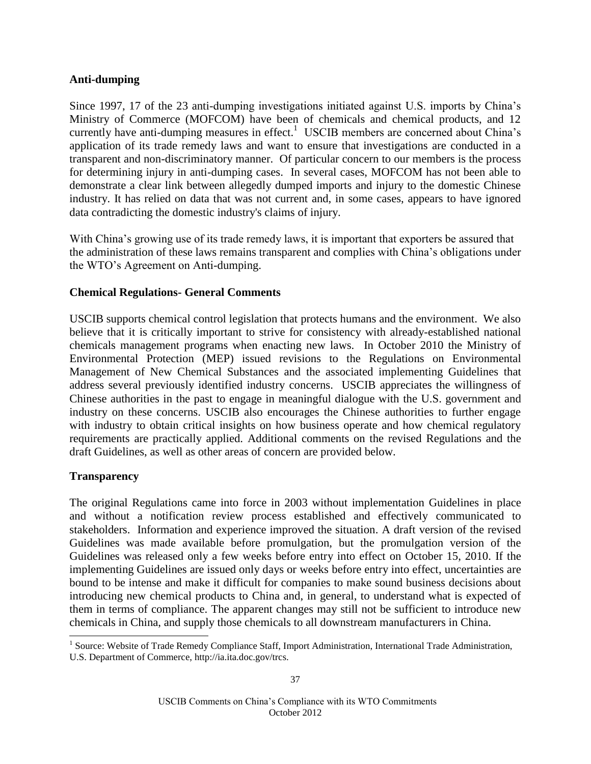### Anti-dumping

Since 1997, 17 of the 23 anti-dumping investigations initiated against U.S. imports by China's Ministry of Commerce (MOFCOM) have been of chemicals and chemical products, and 12 currently have anti-dumping measures in effect.[1] USCIB members are concerned about China's application of its trade remedy laws and want to ensure that investigations are conducted in a transparent and non-discriminatory manner. Of particular concern to our members is the process for determining injury in anti-dumping cases. In several cases, MOFCOM has not been able to demonstrate a clear link between allegedly dumped imports and injury to the domestic Chinese industry. It has relied on data that was not current and, in some cases, appears to have ignored data contradicting the domestic industry's claims of injury.

With China's growing use of its trade remedy laws, it is important that exporters be assured that the administration of these laws remains transparent and complies with China's obligations under the WTO's Agreement on Anti-dumping.

### Chemical Regulations- General Comments

USCIB supports chemical control legislation that protects humans and the environment. We also believe that it is critically important to strive for consistency with already-established national chemicals management programs when enacting new laws. In October 2010 the Ministry of Environmental Protection (MEP) issued revisions to the Regulations on Environmental Management of New Chemical Substances and the associated implementing Guidelines that address several previously identified industry concerns. USCIB appreciates the willingness of Chinese authorities in the past to engage in meaningful dialogue with the U.S. government and industry on these concerns. USCIB also encourages the Chinese authorities to further engage with industry to obtain critical insights on how business operate and how chemical regulatory requirements are practically applied. Additional comments on the revised Regulations and the draft Guidelines, as well as other areas of concern are provided below.

### Transparency

The original Regulations came into force in 2003 without implementation Guidelines in place and without a notification review process established and effectively communicated to stakeholders. Information and experience improved the situation. A draft version of the revised Guidelines was made available before promulgation, but the promulgation version of the Guidelines was released only a few weeks before entry into effect on October 15, 2010. If the implementing Guidelines are issued only days or weeks before entry into effect, uncertainties are bound to be intense and make it difficult for companies to make sound business decisions about introducing new chemical products to China and, in general, to understand what is expected of them in terms of compliance. The apparent changes may still not be sufficient to introduce new chemicals in China, and supply those chemicals to all downstream manufacturers in China.

---

[1] Source: Website of Trade Remedy Compliance Staff, Import Administration, International Trade Administration, U.S. Department of Commerce, http://ia.ita.doc.gov/trcs.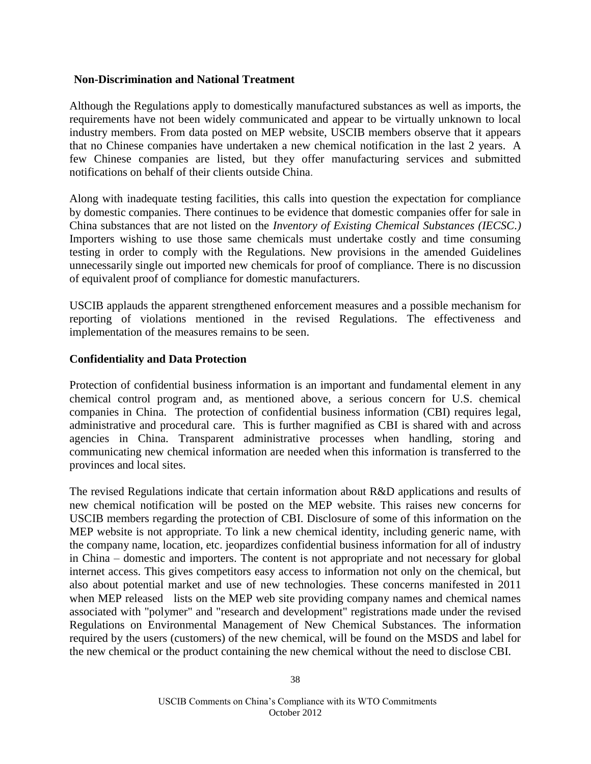**Non-Discrimination and National Treatment**

Although the Regulations apply to domestically manufactured substances as well as imports, the requirements have not been widely communicated and appear to be virtually unknown to local industry members. From data posted on MEP website, USCIB members observe that it appears that no Chinese companies have undertaken a new chemical notification in the last 2 years. A few Chinese companies are listed, but they offer manufacturing services and submitted notifications on behalf of their clients outside China.

Along with inadequate testing facilities, this calls into question the expectation for compliance by domestic companies. There continues to be evidence that domestic companies offer for sale in China substances that are not listed on the *Inventory of Existing Chemical Substances (IECSC.)* Importers wishing to use those same chemicals must undertake costly and time consuming testing in order to comply with the Regulations. New provisions in the amended Guidelines unnecessarily single out imported new chemicals for proof of compliance. There is no discussion of equivalent proof of compliance for domestic manufacturers.

USCIB applauds the apparent strengthened enforcement measures and a possible mechanism for reporting of violations mentioned in the revised Regulations. The effectiveness and implementation of the measures remains to be seen.

**Confidentiality and Data Protection**

Protection of confidential business information is an important and fundamental element in any chemical control program and, as mentioned above, a serious concern for U.S. chemical companies in China. The protection of confidential business information (CBI) requires legal, administrative and procedural care. This is further magnified as CBI is shared with and across agencies in China. Transparent administrative processes when handling, storing and communicating new chemical information are needed when this information is transferred to the provinces and local sites.

The revised Regulations indicate that certain information about R&D applications and results of new chemical notification will be posted on the MEP website. This raises new concerns for USCIB members regarding the protection of CBI. Disclosure of some of this information on the MEP website is not appropriate. To link a new chemical identity, including generic name, with the company name, location, etc. jeopardizes confidential business information for all of industry in China – domestic and importers. The content is not appropriate and not necessary for global internet access. This gives competitors easy access to information not only on the chemical, but also about potential market and use of new technologies. These concerns manifested in 2011 when MEP released lists on the MEP web site providing company names and chemical names associated with "polymer" and "research and development" registrations made under the revised Regulations on Environmental Management of New Chemical Substances. The information required by the users (customers) of the new chemical, will be found on the MSDS and label for the new chemical or the product containing the new chemical without the need to disclose CBI.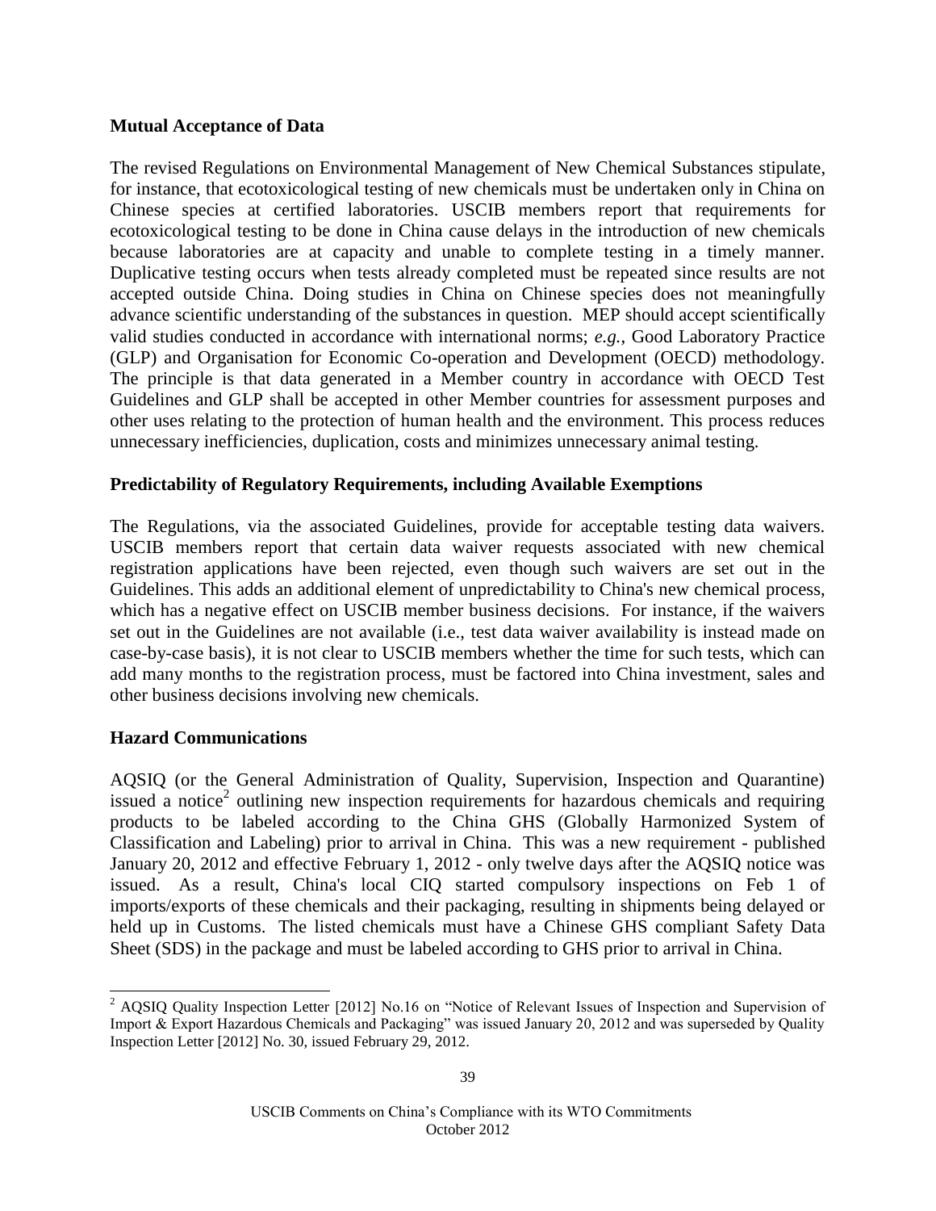**Mutual Acceptance of Data**

The revised Regulations on Environmental Management of New Chemical Substances stipulate, for instance, that ecotoxicological testing of new chemicals must be undertaken only in China on Chinese species at certified laboratories. USCIB members report that requirements for ecotoxicological testing to be done in China cause delays in the introduction of new chemicals because laboratories are at capacity and unable to complete testing in a timely manner. Duplicative testing occurs when tests already completed must be repeated since results are not accepted outside China. Doing studies in China on Chinese species does not meaningfully advance scientific understanding of the substances in question. MEP should accept scientifically valid studies conducted in accordance with international norms; *e.g.*, Good Laboratory Practice (GLP) and Organisation for Economic Co-operation and Development (OECD) methodology. The principle is that data generated in a Member country in accordance with OECD Test Guidelines and GLP shall be accepted in other Member countries for assessment purposes and other uses relating to the protection of human health and the environment. This process reduces unnecessary inefficiencies, duplication, costs and minimizes unnecessary animal testing.

**Predictability of Regulatory Requirements, including Available Exemptions**

The Regulations, via the associated Guidelines, provide for acceptable testing data waivers. USCIB members report that certain data waiver requests associated with new chemical registration applications have been rejected, even though such waivers are set out in the Guidelines. This adds an additional element of unpredictability to China's new chemical process, which has a negative effect on USCIB member business decisions. For instance, if the waivers set out in the Guidelines are not available (i.e., test data waiver availability is instead made on case-by-case basis), it is not clear to USCIB members whether the time for such tests, which can add many months to the registration process, must be factored into China investment, sales and other business decisions involving new chemicals.

**Hazard Communications**

AQSIQ (or the General Administration of Quality, Supervision, Inspection and Quarantine) issued a notice[2] outlining new inspection requirements for hazardous chemicals and requiring products to be labeled according to the China GHS (Globally Harmonized System of Classification and Labeling) prior to arrival in China. This was a new requirement - published January 20, 2012 and effective February 1, 2012 - only twelve days after the AQSIQ notice was issued. As a result, China's local CIQ started compulsory inspections on Feb 1 of imports/exports of these chemicals and their packaging, resulting in shipments being delayed or held up in Customs. The listed chemicals must have a Chinese GHS compliant Safety Data Sheet (SDS) in the package and must be labeled according to GHS prior to arrival in China.

[2] AQSIQ Quality Inspection Letter [2012] No.16 on "Notice of Relevant Issues of Inspection and Supervision of Import & Export Hazardous Chemicals and Packaging" was issued January 20, 2012 and was superseded by Quality Inspection Letter [2012] No. 30, issued February 29, 2012.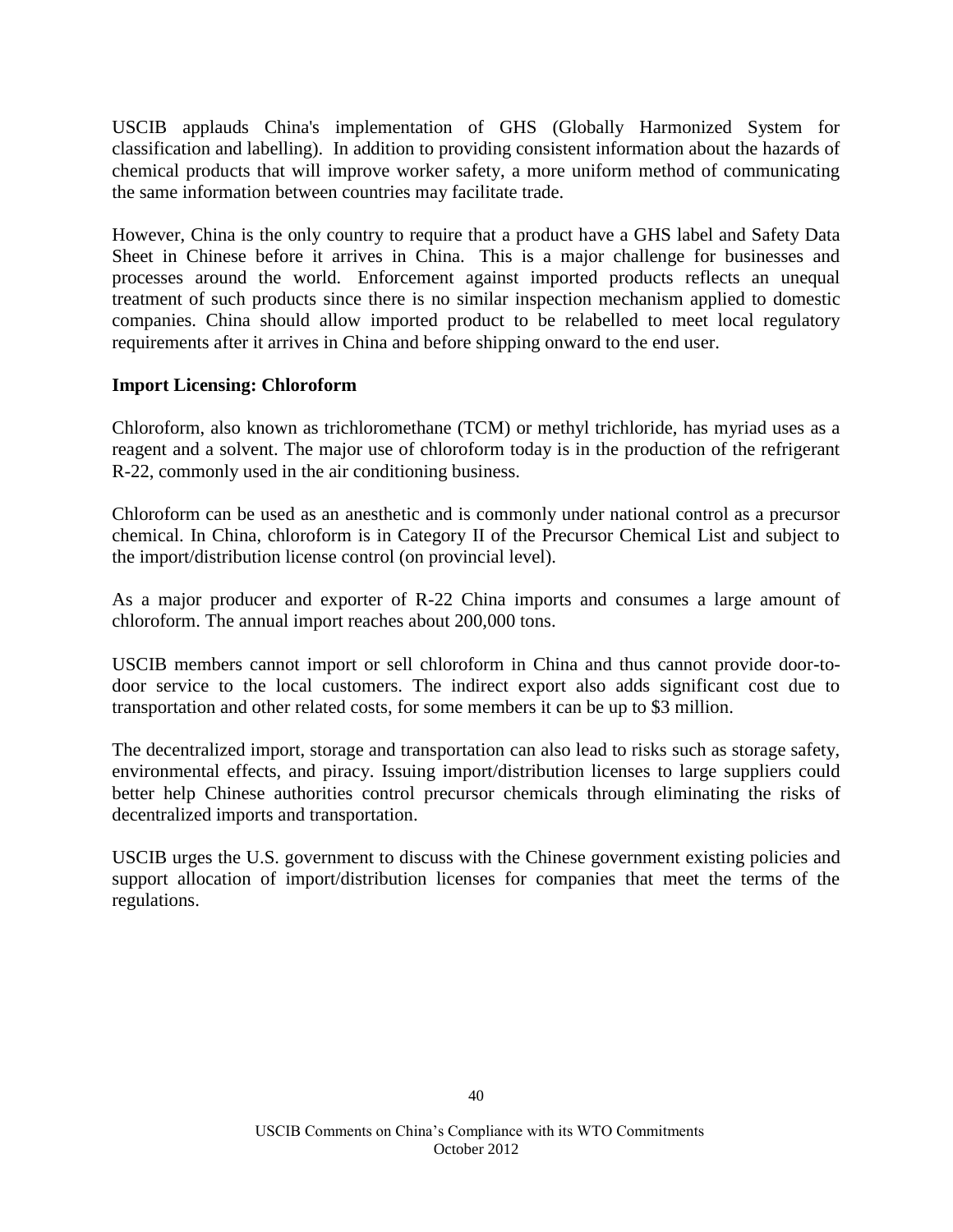USCIB applauds China's implementation of GHS (Globally Harmonized System for classification and labelling). In addition to providing consistent information about the hazards of chemical products that will improve worker safety, a more uniform method of communicating the same information between countries may facilitate trade.

However, China is the only country to require that a product have a GHS label and Safety Data Sheet in Chinese before it arrives in China. This is a major challenge for businesses and processes around the world. Enforcement against imported products reflects an unequal treatment of such products since there is no similar inspection mechanism applied to domestic companies. China should allow imported product to be relabelled to meet local regulatory requirements after it arrives in China and before shipping onward to the end user.

**Import Licensing: Chloroform**

Chloroform, also known as trichloromethane (TCM) or methyl trichloride, has myriad uses as a reagent and a solvent. The major use of chloroform today is in the production of the refrigerant R-22, commonly used in the air conditioning business.

Chloroform can be used as an anesthetic and is commonly under national control as a precursor chemical. In China, chloroform is in Category II of the Precursor Chemical List and subject to the import/distribution license control (on provincial level).

As a major producer and exporter of R-22 China imports and consumes a large amount of chloroform. The annual import reaches about 200,000 tons.

USCIB members cannot import or sell chloroform in China and thus cannot provide door-to-door service to the local customers. The indirect export also adds significant cost due to transportation and other related costs, for some members it can be up to $3 million.

The decentralized import, storage and transportation can also lead to risks such as storage safety, environmental effects, and piracy. Issuing import/distribution licenses to large suppliers could better help Chinese authorities control precursor chemicals through eliminating the risks of decentralized imports and transportation.

USCIB urges the U.S. government to discuss with the Chinese government existing policies and support allocation of import/distribution licenses for companies that meet the terms of the regulations.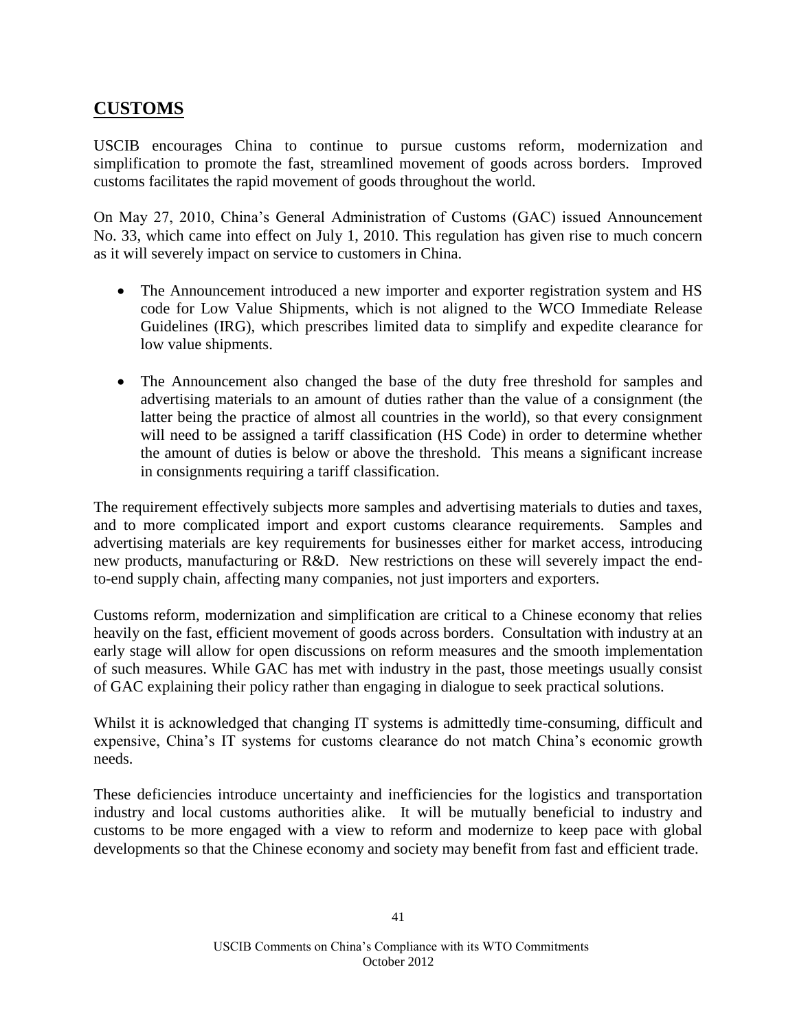## CUSTOMS

USCIB encourages China to continue to pursue customs reform, modernization and simplification to promote the fast, streamlined movement of goods across borders. Improved customs facilitates the rapid movement of goods throughout the world.

On May 27, 2010, China's General Administration of Customs (GAC) issued Announcement No. 33, which came into effect on July 1, 2010. This regulation has given rise to much concern as it will severely impact on service to customers in China.

- The Announcement introduced a new importer and exporter registration system and HS code for Low Value Shipments, which is not aligned to the WCO Immediate Release Guidelines (IRG), which prescribes limited data to simplify and expedite clearance for low value shipments.

- The Announcement also changed the base of the duty free threshold for samples and advertising materials to an amount of duties rather than the value of a consignment (the latter being the practice of almost all countries in the world), so that every consignment will need to be assigned a tariff classification (HS Code) in order to determine whether the amount of duties is below or above the threshold. This means a significant increase in consignments requiring a tariff classification.

The requirement effectively subjects more samples and advertising materials to duties and taxes, and to more complicated import and export customs clearance requirements. Samples and advertising materials are key requirements for businesses either for market access, introducing new products, manufacturing or R&D. New restrictions on these will severely impact the end-to-end supply chain, affecting many companies, not just importers and exporters.

Customs reform, modernization and simplification are critical to a Chinese economy that relies heavily on the fast, efficient movement of goods across borders. Consultation with industry at an early stage will allow for open discussions on reform measures and the smooth implementation of such measures. While GAC has met with industry in the past, those meetings usually consist of GAC explaining their policy rather than engaging in dialogue to seek practical solutions.

Whilst it is acknowledged that changing IT systems is admittedly time-consuming, difficult and expensive, China's IT systems for customs clearance do not match China's economic growth needs.

These deficiencies introduce uncertainty and inefficiencies for the logistics and transportation industry and local customs authorities alike. It will be mutually beneficial to industry and customs to be more engaged with a view to reform and modernize to keep pace with global developments so that the Chinese economy and society may benefit from fast and efficient trade.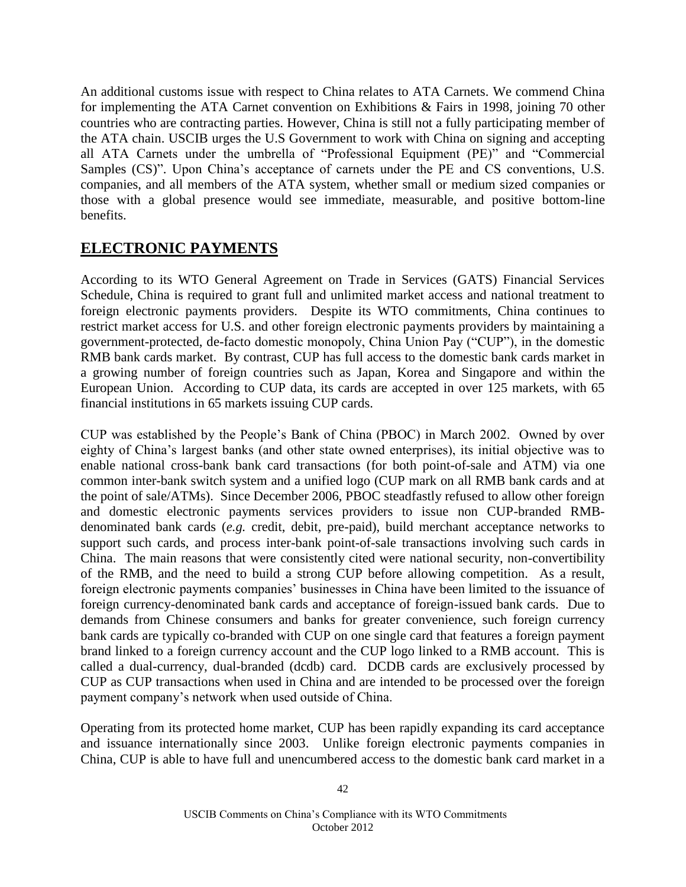An additional customs issue with respect to China relates to ATA Carnets. We commend China for implementing the ATA Carnet convention on Exhibitions & Fairs in 1998, joining 70 other countries who are contracting parties. However, China is still not a fully participating member of the ATA chain. USCIB urges the U.S Government to work with China on signing and accepting all ATA Carnets under the umbrella of "Professional Equipment (PE)" and "Commercial Samples (CS)". Upon China's acceptance of carnets under the PE and CS conventions, U.S. companies, and all members of the ATA system, whether small or medium sized companies or those with a global presence would see immediate, measurable, and positive bottom-line benefits.

## ELECTRONIC PAYMENTS

According to its WTO General Agreement on Trade in Services (GATS) Financial Services Schedule, China is required to grant full and unlimited market access and national treatment to foreign electronic payments providers. Despite its WTO commitments, China continues to restrict market access for U.S. and other foreign electronic payments providers by maintaining a government-protected, de-facto domestic monopoly, China Union Pay ("CUP"), in the domestic RMB bank cards market. By contrast, CUP has full access to the domestic bank cards market in a growing number of foreign countries such as Japan, Korea and Singapore and within the European Union. According to CUP data, its cards are accepted in over 125 markets, with 65 financial institutions in 65 markets issuing CUP cards.

CUP was established by the People's Bank of China (PBOC) in March 2002. Owned by over eighty of China's largest banks (and other state owned enterprises), its initial objective was to enable national cross-bank bank card transactions (for both point-of-sale and ATM) via one common inter-bank switch system and a unified logo (CUP mark on all RMB bank cards and at the point of sale/ATMs). Since December 2006, PBOC steadfastly refused to allow other foreign and domestic electronic payments services providers to issue non CUP-branded RMB-denominated bank cards (*e.g.* credit, debit, pre-paid), build merchant acceptance networks to support such cards, and process inter-bank point-of-sale transactions involving such cards in China. The main reasons that were consistently cited were national security, non-convertibility of the RMB, and the need to build a strong CUP before allowing competition. As a result, foreign electronic payments companies' businesses in China have been limited to the issuance of foreign currency-denominated bank cards and acceptance of foreign-issued bank cards. Due to demands from Chinese consumers and banks for greater convenience, such foreign currency bank cards are typically co-branded with CUP on one single card that features a foreign payment brand linked to a foreign currency account and the CUP logo linked to a RMB account. This is called a dual-currency, dual-branded (dcdb) card. DCDB cards are exclusively processed by CUP as CUP transactions when used in China and are intended to be processed over the foreign payment company's network when used outside of China.

Operating from its protected home market, CUP has been rapidly expanding its card acceptance and issuance internationally since 2003. Unlike foreign electronic payments companies in China, CUP is able to have full and unencumbered access to the domestic bank card market in a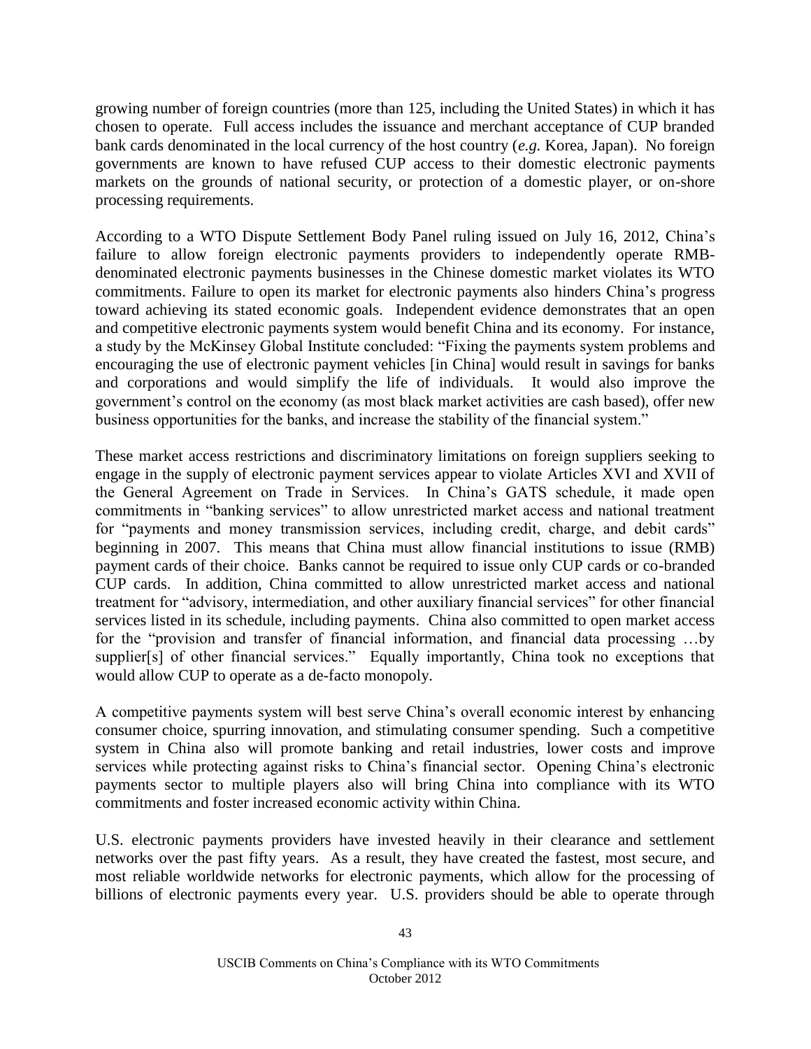growing number of foreign countries (more than 125, including the United States) in which it has chosen to operate. Full access includes the issuance and merchant acceptance of CUP branded bank cards denominated in the local currency of the host country (*e.g.* Korea, Japan). No foreign governments are known to have refused CUP access to their domestic electronic payments markets on the grounds of national security, or protection of a domestic player, or on-shore processing requirements.

According to a WTO Dispute Settlement Body Panel ruling issued on July 16, 2012, China's failure to allow foreign electronic payments providers to independently operate RMB-denominated electronic payments businesses in the Chinese domestic market violates its WTO commitments. Failure to open its market for electronic payments also hinders China's progress toward achieving its stated economic goals. Independent evidence demonstrates that an open and competitive electronic payments system would benefit China and its economy. For instance, a study by the McKinsey Global Institute concluded: "Fixing the payments system problems and encouraging the use of electronic payment vehicles [in China] would result in savings for banks and corporations and would simplify the life of individuals. It would also improve the government's control on the economy (as most black market activities are cash based), offer new business opportunities for the banks, and increase the stability of the financial system."

These market access restrictions and discriminatory limitations on foreign suppliers seeking to engage in the supply of electronic payment services appear to violate Articles XVI and XVII of the General Agreement on Trade in Services. In China's GATS schedule, it made open commitments in "banking services" to allow unrestricted market access and national treatment for "payments and money transmission services, including credit, charge, and debit cards" beginning in 2007. This means that China must allow financial institutions to issue (RMB) payment cards of their choice. Banks cannot be required to issue only CUP cards or co-branded CUP cards. In addition, China committed to allow unrestricted market access and national treatment for "advisory, intermediation, and other auxiliary financial services" for other financial services listed in its schedule, including payments. China also committed to open market access for the "provision and transfer of financial information, and financial data processing …by supplier[s] of other financial services." Equally importantly, China took no exceptions that would allow CUP to operate as a de-facto monopoly.

A competitive payments system will best serve China's overall economic interest by enhancing consumer choice, spurring innovation, and stimulating consumer spending. Such a competitive system in China also will promote banking and retail industries, lower costs and improve services while protecting against risks to China's financial sector. Opening China's electronic payments sector to multiple players also will bring China into compliance with its WTO commitments and foster increased economic activity within China.

U.S. electronic payments providers have invested heavily in their clearance and settlement networks over the past fifty years. As a result, they have created the fastest, most secure, and most reliable worldwide networks for electronic payments, which allow for the processing of billions of electronic payments every year. U.S. providers should be able to operate through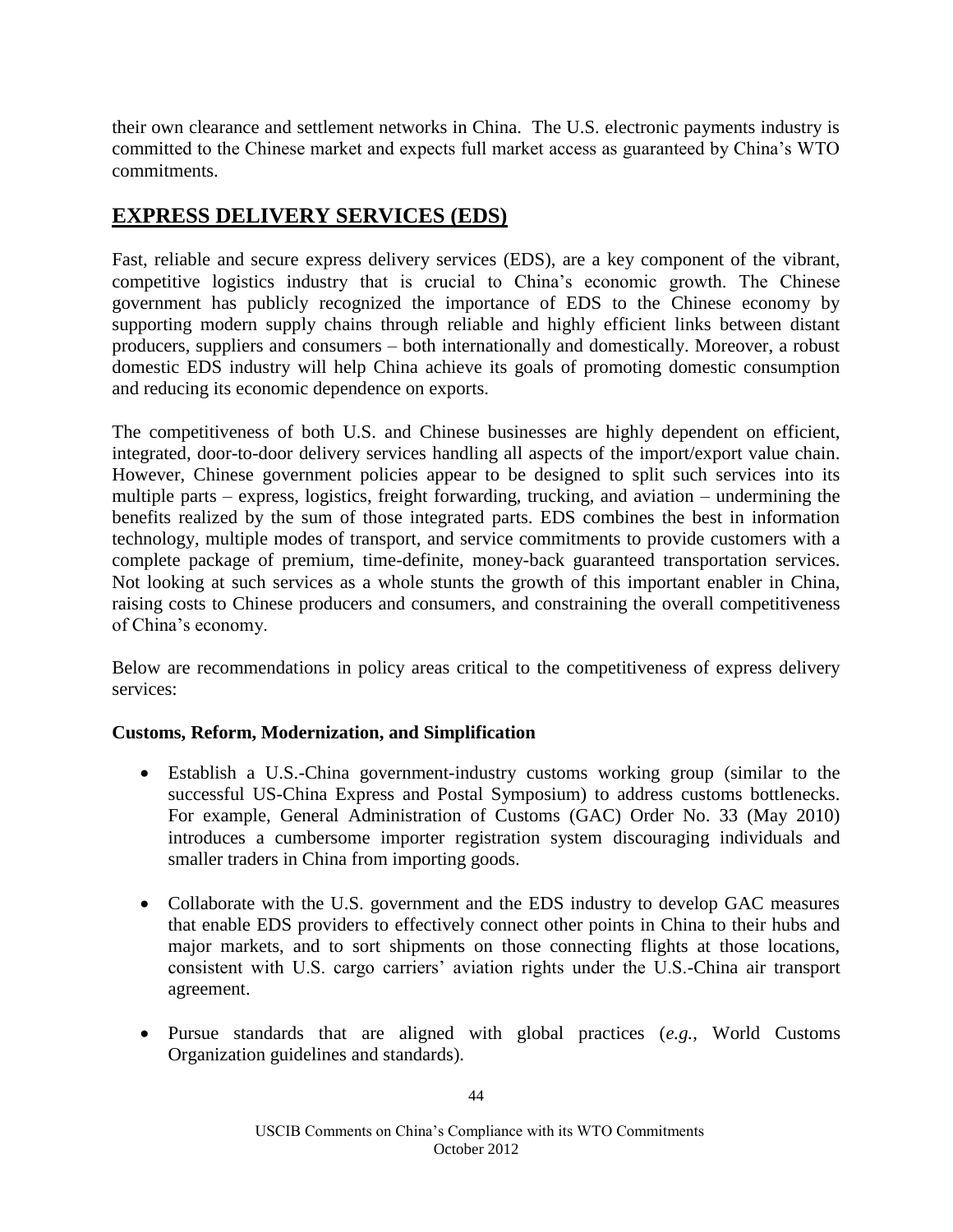their own clearance and settlement networks in China. The U.S. electronic payments industry is committed to the Chinese market and expects full market access as guaranteed by China's WTO commitments.

## EXPRESS DELIVERY SERVICES (EDS)

Fast, reliable and secure express delivery services (EDS), are a key component of the vibrant, competitive logistics industry that is crucial to China's economic growth. The Chinese government has publicly recognized the importance of EDS to the Chinese economy by supporting modern supply chains through reliable and highly efficient links between distant producers, suppliers and consumers – both internationally and domestically. Moreover, a robust domestic EDS industry will help China achieve its goals of promoting domestic consumption and reducing its economic dependence on exports.

The competitiveness of both U.S. and Chinese businesses are highly dependent on efficient, integrated, door-to-door delivery services handling all aspects of the import/export value chain. However, Chinese government policies appear to be designed to split such services into its multiple parts – express, logistics, freight forwarding, trucking, and aviation – undermining the benefits realized by the sum of those integrated parts. EDS combines the best in information technology, multiple modes of transport, and service commitments to provide customers with a complete package of premium, time-definite, money-back guaranteed transportation services. Not looking at such services as a whole stunts the growth of this important enabler in China, raising costs to Chinese producers and consumers, and constraining the overall competitiveness of China's economy.

Below are recommendations in policy areas critical to the competitiveness of express delivery services:

**Customs, Reform, Modernization, and Simplification**

- Establish a U.S.-China government-industry customs working group (similar to the successful US-China Express and Postal Symposium) to address customs bottlenecks. For example, General Administration of Customs (GAC) Order No. 33 (May 2010) introduces a cumbersome importer registration system discouraging individuals and smaller traders in China from importing goods.

- Collaborate with the U.S. government and the EDS industry to develop GAC measures that enable EDS providers to effectively connect other points in China to their hubs and major markets, and to sort shipments on those connecting flights at those locations, consistent with U.S. cargo carriers' aviation rights under the U.S.-China air transport agreement.

- Pursue standards that are aligned with global practices (*e.g.*, World Customs Organization guidelines and standards).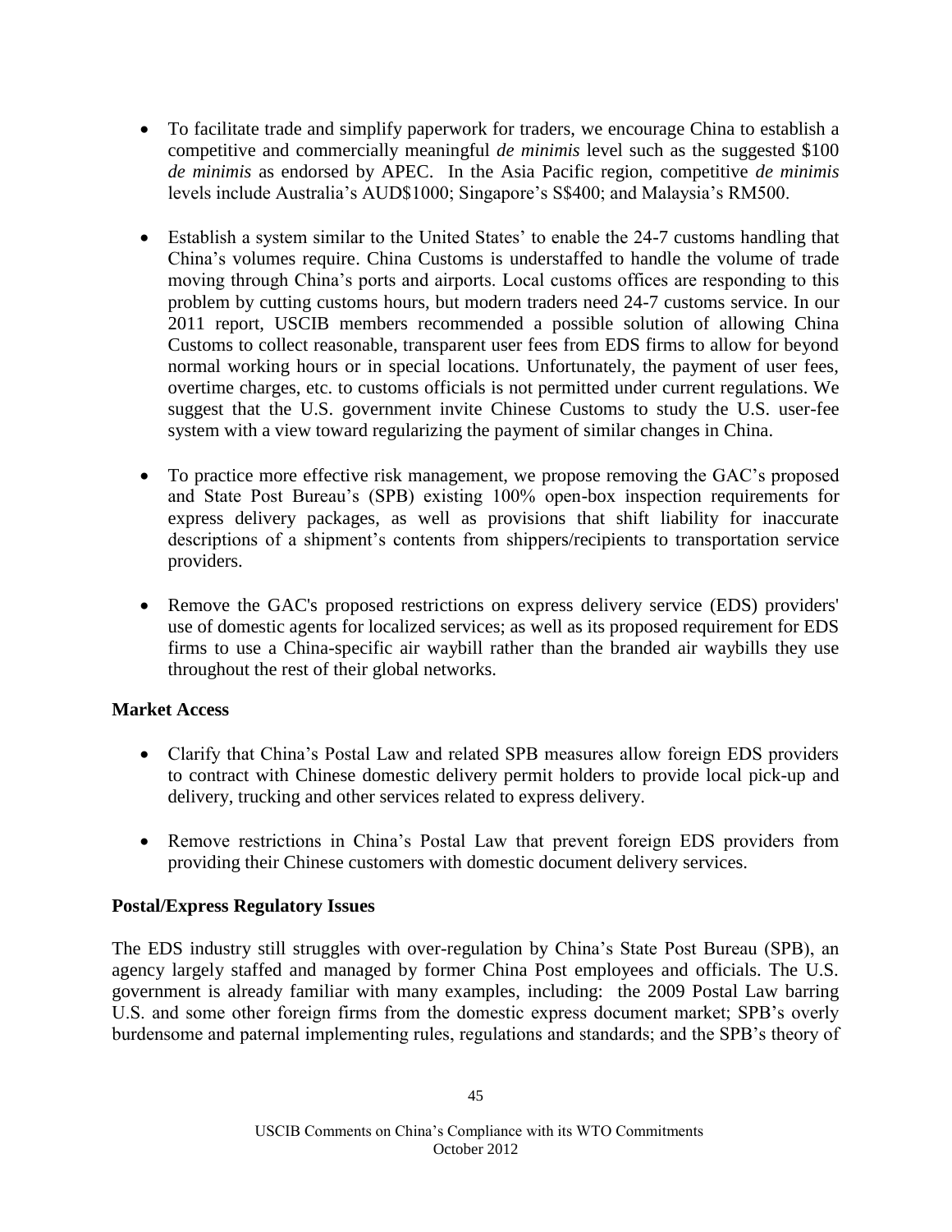- To facilitate trade and simplify paperwork for traders, we encourage China to establish a competitive and commercially meaningful *de minimis* level such as the suggested $100 *de minimis* as endorsed by APEC. In the Asia Pacific region, competitive *de minimis* levels include Australia's AUD$1000; Singapore's S$400; and Malaysia's RM500.

- Establish a system similar to the United States' to enable the 24-7 customs handling that China's volumes require. China Customs is understaffed to handle the volume of trade moving through China's ports and airports. Local customs offices are responding to this problem by cutting customs hours, but modern traders need 24-7 customs service. In our 2011 report, USCIB members recommended a possible solution of allowing China Customs to collect reasonable, transparent user fees from EDS firms to allow for beyond normal working hours or in special locations. Unfortunately, the payment of user fees, overtime charges, etc. to customs officials is not permitted under current regulations. We suggest that the U.S. government invite Chinese Customs to study the U.S. user-fee system with a view toward regularizing the payment of similar changes in China.

- To practice more effective risk management, we propose removing the GAC's proposed and State Post Bureau's (SPB) existing 100% open-box inspection requirements for express delivery packages, as well as provisions that shift liability for inaccurate descriptions of a shipment's contents from shippers/recipients to transportation service providers.

- Remove the GAC's proposed restrictions on express delivery service (EDS) providers' use of domestic agents for localized services; as well as its proposed requirement for EDS firms to use a China-specific air waybill rather than the branded air waybills they use throughout the rest of their global networks.

**Market Access**

- Clarify that China's Postal Law and related SPB measures allow foreign EDS providers to contract with Chinese domestic delivery permit holders to provide local pick-up and delivery, trucking and other services related to express delivery.

- Remove restrictions in China's Postal Law that prevent foreign EDS providers from providing their Chinese customers with domestic document delivery services.

**Postal/Express Regulatory Issues**

The EDS industry still struggles with over-regulation by China's State Post Bureau (SPB), an agency largely staffed and managed by former China Post employees and officials. The U.S. government is already familiar with many examples, including: the 2009 Postal Law barring U.S. and some other foreign firms from the domestic express document market; SPB's overly burdensome and paternal implementing rules, regulations and standards; and the SPB's theory of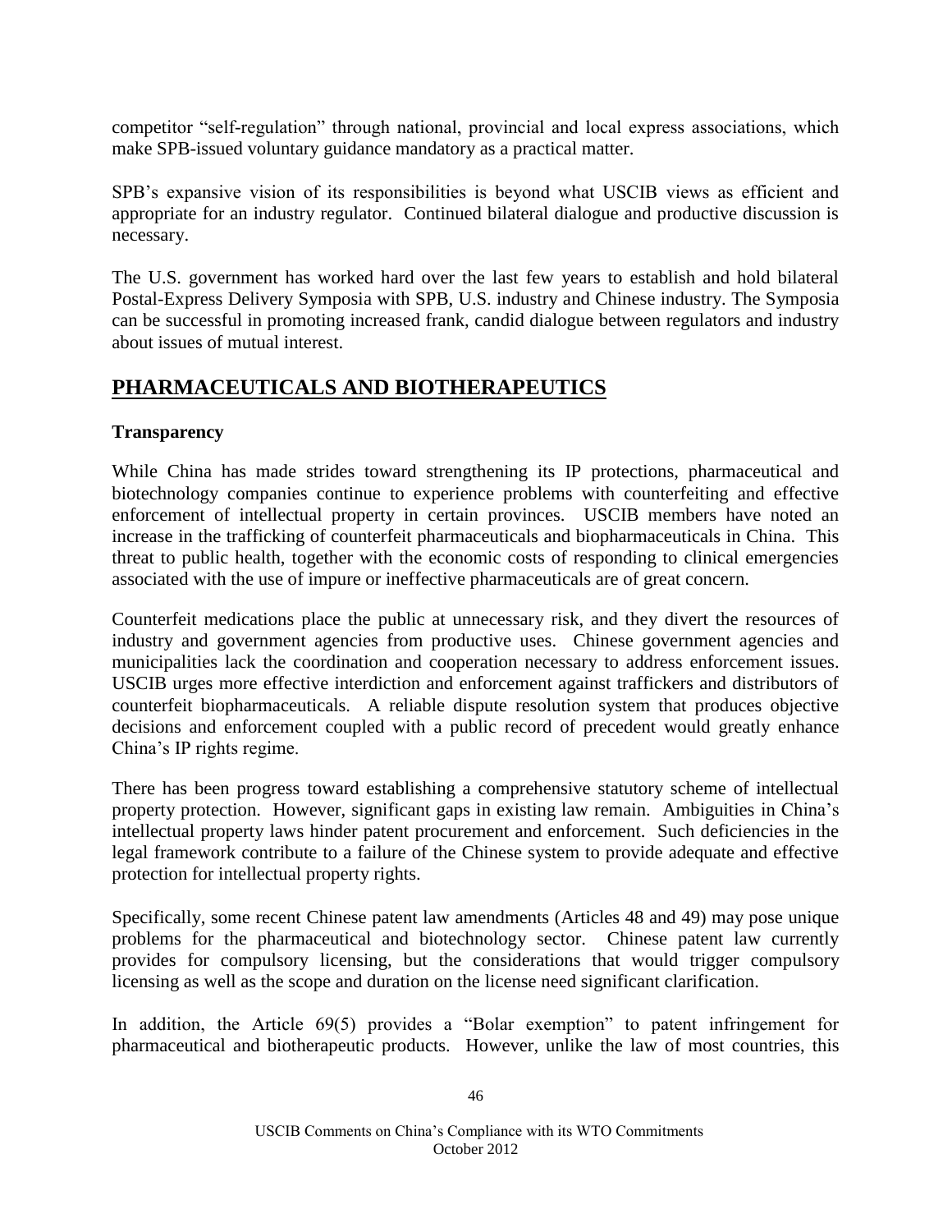competitor "self-regulation" through national, provincial and local express associations, which make SPB-issued voluntary guidance mandatory as a practical matter.

SPB's expansive vision of its responsibilities is beyond what USCIB views as efficient and appropriate for an industry regulator. Continued bilateral dialogue and productive discussion is necessary.

The U.S. government has worked hard over the last few years to establish and hold bilateral Postal-Express Delivery Symposia with SPB, U.S. industry and Chinese industry. The Symposia can be successful in promoting increased frank, candid dialogue between regulators and industry about issues of mutual interest.

## PHARMACEUTICALS AND BIOTHERAPEUTICS

### Transparency

While China has made strides toward strengthening its IP protections, pharmaceutical and biotechnology companies continue to experience problems with counterfeiting and effective enforcement of intellectual property in certain provinces. USCIB members have noted an increase in the trafficking of counterfeit pharmaceuticals and biopharmaceuticals in China. This threat to public health, together with the economic costs of responding to clinical emergencies associated with the use of impure or ineffective pharmaceuticals are of great concern.

Counterfeit medications place the public at unnecessary risk, and they divert the resources of industry and government agencies from productive uses. Chinese government agencies and municipalities lack the coordination and cooperation necessary to address enforcement issues. USCIB urges more effective interdiction and enforcement against traffickers and distributors of counterfeit biopharmaceuticals. A reliable dispute resolution system that produces objective decisions and enforcement coupled with a public record of precedent would greatly enhance China's IP rights regime.

There has been progress toward establishing a comprehensive statutory scheme of intellectual property protection. However, significant gaps in existing law remain. Ambiguities in China's intellectual property laws hinder patent procurement and enforcement. Such deficiencies in the legal framework contribute to a failure of the Chinese system to provide adequate and effective protection for intellectual property rights.

Specifically, some recent Chinese patent law amendments (Articles 48 and 49) may pose unique problems for the pharmaceutical and biotechnology sector. Chinese patent law currently provides for compulsory licensing, but the considerations that would trigger compulsory licensing as well as the scope and duration on the license need significant clarification.

In addition, the Article 69(5) provides a "Bolar exemption" to patent infringement for pharmaceutical and biotherapeutic products. However, unlike the law of most countries, this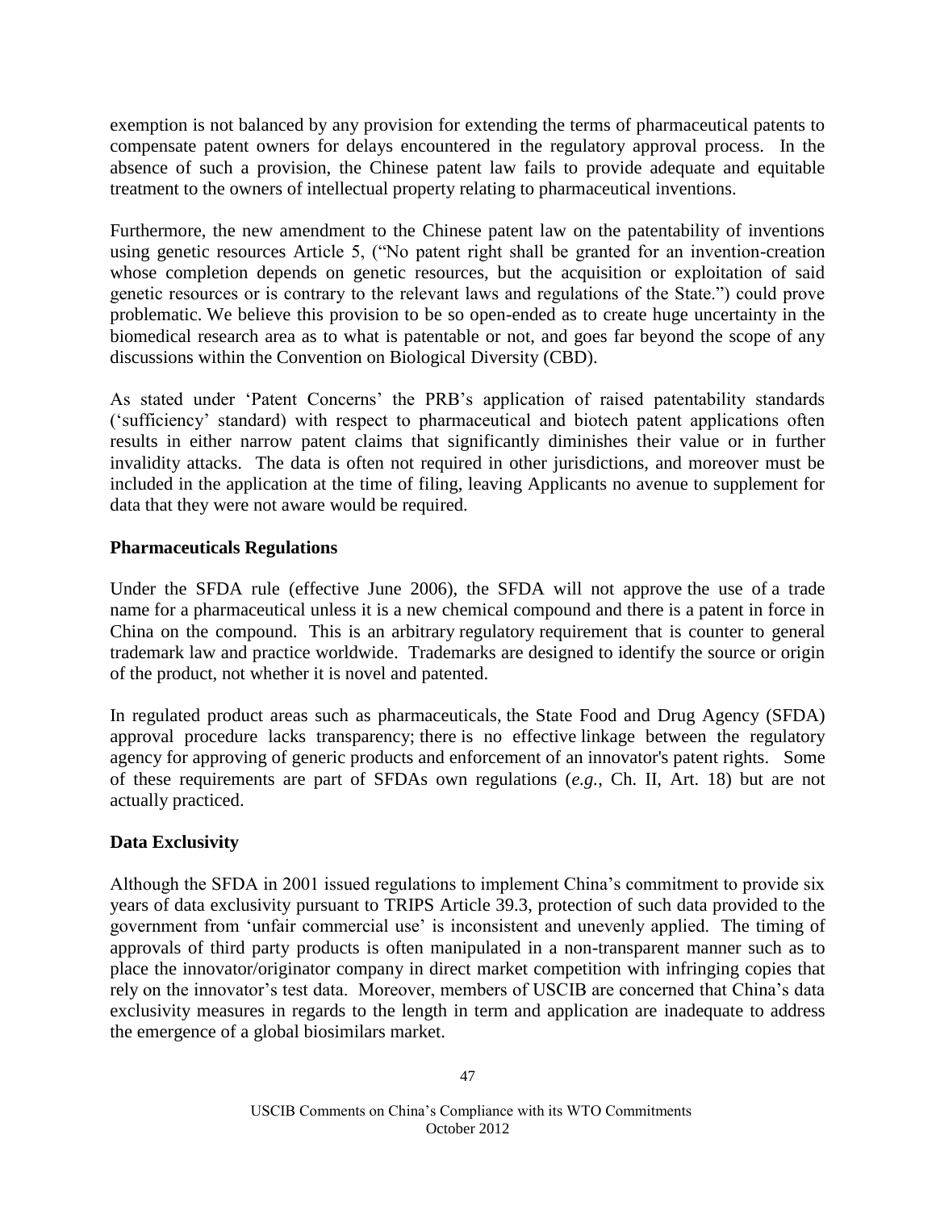exemption is not balanced by any provision for extending the terms of pharmaceutical patents to compensate patent owners for delays encountered in the regulatory approval process. In the absence of such a provision, the Chinese patent law fails to provide adequate and equitable treatment to the owners of intellectual property relating to pharmaceutical inventions.

Furthermore, the new amendment to the Chinese patent law on the patentability of inventions using genetic resources Article 5, ("No patent right shall be granted for an invention-creation whose completion depends on genetic resources, but the acquisition or exploitation of said genetic resources or is contrary to the relevant laws and regulations of the State.") could prove problematic. We believe this provision to be so open-ended as to create huge uncertainty in the biomedical research area as to what is patentable or not, and goes far beyond the scope of any discussions within the Convention on Biological Diversity (CBD).

As stated under 'Patent Concerns' the PRB's application of raised patentability standards ('sufficiency' standard) with respect to pharmaceutical and biotech patent applications often results in either narrow patent claims that significantly diminishes their value or in further invalidity attacks. The data is often not required in other jurisdictions, and moreover must be included in the application at the time of filing, leaving Applicants no avenue to supplement for data that they were not aware would be required.

**Pharmaceuticals Regulations**

Under the SFDA rule (effective June 2006), the SFDA will not approve the use of a trade name for a pharmaceutical unless it is a new chemical compound and there is a patent in force in China on the compound. This is an arbitrary regulatory requirement that is counter to general trademark law and practice worldwide. Trademarks are designed to identify the source or origin of the product, not whether it is novel and patented.

In regulated product areas such as pharmaceuticals, the State Food and Drug Agency (SFDA) approval procedure lacks transparency; there is no effective linkage between the regulatory agency for approving of generic products and enforcement of an innovator's patent rights. Some of these requirements are part of SFDAs own regulations (*e.g.*, Ch. II, Art. 18) but are not actually practiced.

**Data Exclusivity**

Although the SFDA in 2001 issued regulations to implement China's commitment to provide six years of data exclusivity pursuant to TRIPS Article 39.3, protection of such data provided to the government from 'unfair commercial use' is inconsistent and unevenly applied. The timing of approvals of third party products is often manipulated in a non-transparent manner such as to place the innovator/originator company in direct market competition with infringing copies that rely on the innovator's test data. Moreover, members of USCIB are concerned that China's data exclusivity measures in regards to the length in term and application are inadequate to address the emergence of a global biosimilars market.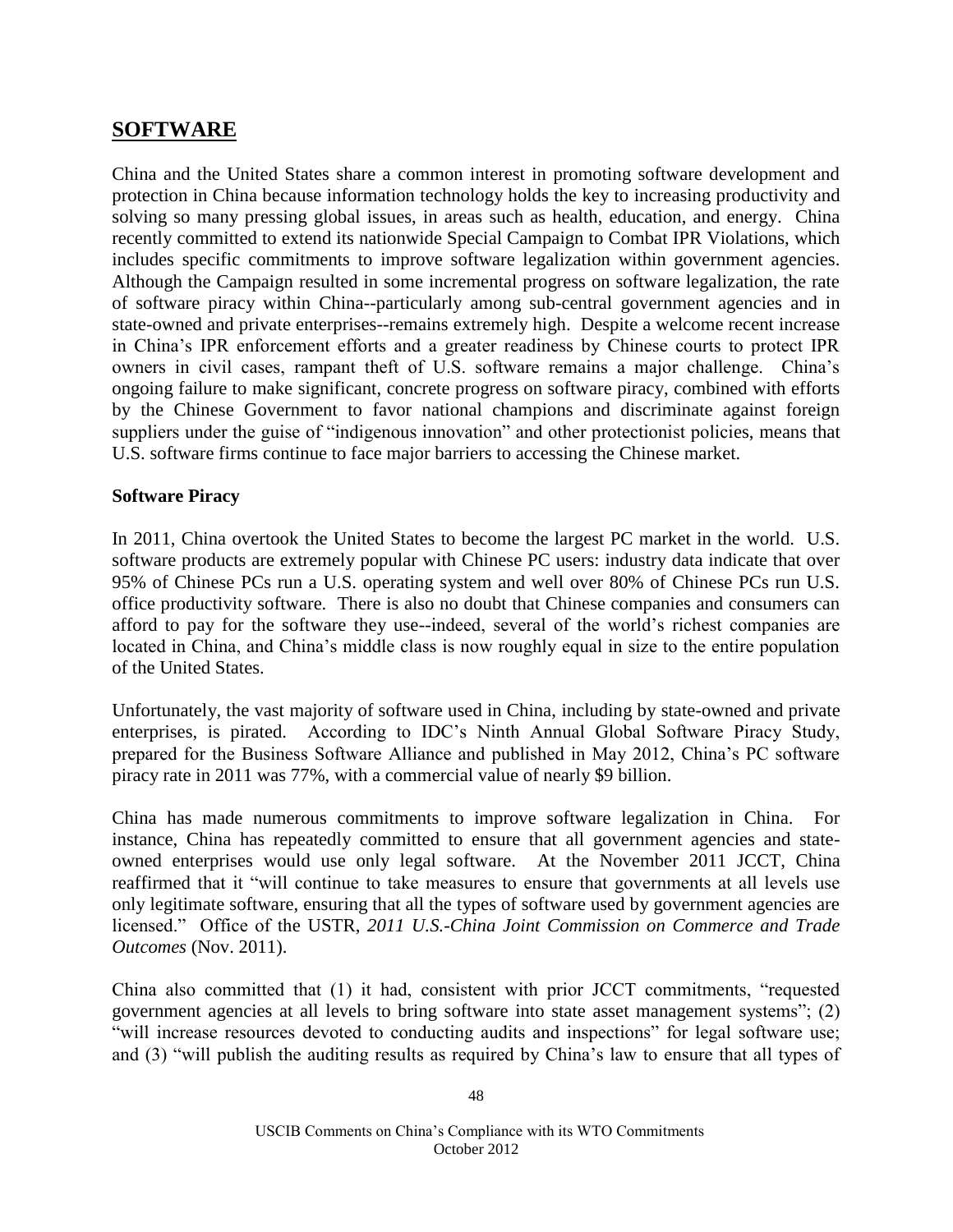## SOFTWARE

China and the United States share a common interest in promoting software development and protection in China because information technology holds the key to increasing productivity and solving so many pressing global issues, in areas such as health, education, and energy. China recently committed to extend its nationwide Special Campaign to Combat IPR Violations, which includes specific commitments to improve software legalization within government agencies. Although the Campaign resulted in some incremental progress on software legalization, the rate of software piracy within China--particularly among sub-central government agencies and in state-owned and private enterprises--remains extremely high. Despite a welcome recent increase in China's IPR enforcement efforts and a greater readiness by Chinese courts to protect IPR owners in civil cases, rampant theft of U.S. software remains a major challenge. China's ongoing failure to make significant, concrete progress on software piracy, combined with efforts by the Chinese Government to favor national champions and discriminate against foreign suppliers under the guise of "indigenous innovation" and other protectionist policies, means that U.S. software firms continue to face major barriers to accessing the Chinese market.

### Software Piracy

In 2011, China overtook the United States to become the largest PC market in the world. U.S. software products are extremely popular with Chinese PC users: industry data indicate that over 95% of Chinese PCs run a U.S. operating system and well over 80% of Chinese PCs run U.S. office productivity software. There is also no doubt that Chinese companies and consumers can afford to pay for the software they use--indeed, several of the world's richest companies are located in China, and China's middle class is now roughly equal in size to the entire population of the United States.

Unfortunately, the vast majority of software used in China, including by state-owned and private enterprises, is pirated. According to IDC's Ninth Annual Global Software Piracy Study, prepared for the Business Software Alliance and published in May 2012, China's PC software piracy rate in 2011 was 77%, with a commercial value of nearly $9 billion.

China has made numerous commitments to improve software legalization in China. For instance, China has repeatedly committed to ensure that all government agencies and state-owned enterprises would use only legal software. At the November 2011 JCCT, China reaffirmed that it "will continue to take measures to ensure that governments at all levels use only legitimate software, ensuring that all the types of software used by government agencies are licensed." Office of the USTR, *2011 U.S.-China Joint Commission on Commerce and Trade Outcomes* (Nov. 2011).

China also committed that (1) it had, consistent with prior JCCT commitments, "requested government agencies at all levels to bring software into state asset management systems"; (2) "will increase resources devoted to conducting audits and inspections" for legal software use; and (3) "will publish the auditing results as required by China's law to ensure that all types of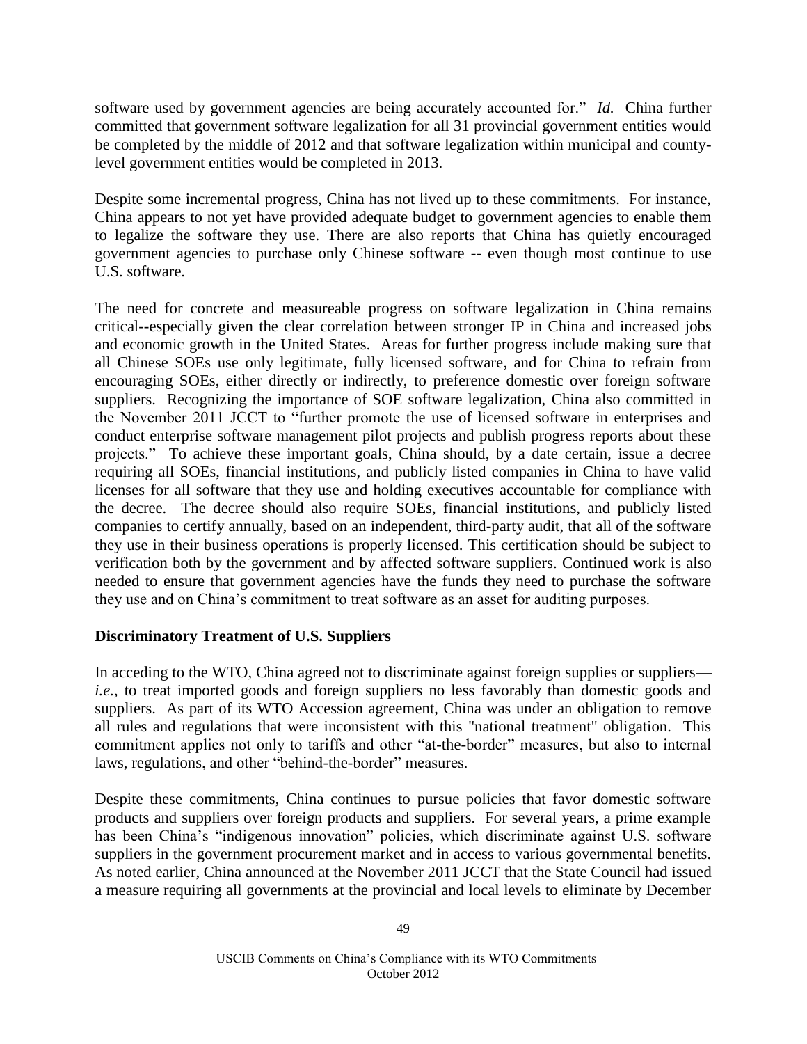software used by government agencies are being accurately accounted for." *Id.* China further committed that government software legalization for all 31 provincial government entities would be completed by the middle of 2012 and that software legalization within municipal and county-level government entities would be completed in 2013.

Despite some incremental progress, China has not lived up to these commitments. For instance, China appears to not yet have provided adequate budget to government agencies to enable them to legalize the software they use. There are also reports that China has quietly encouraged government agencies to purchase only Chinese software -- even though most continue to use U.S. software.

The need for concrete and measureable progress on software legalization in China remains critical--especially given the clear correlation between stronger IP in China and increased jobs and economic growth in the United States. Areas for further progress include making sure that <u>all</u> Chinese SOEs use only legitimate, fully licensed software, and for China to refrain from encouraging SOEs, either directly or indirectly, to preference domestic over foreign software suppliers. Recognizing the importance of SOE software legalization, China also committed in the November 2011 JCCT to "further promote the use of licensed software in enterprises and conduct enterprise software management pilot projects and publish progress reports about these projects." To achieve these important goals, China should, by a date certain, issue a decree requiring all SOEs, financial institutions, and publicly listed companies in China to have valid licenses for all software that they use and holding executives accountable for compliance with the decree. The decree should also require SOEs, financial institutions, and publicly listed companies to certify annually, based on an independent, third-party audit, that all of the software they use in their business operations is properly licensed. This certification should be subject to verification both by the government and by affected software suppliers. Continued work is also needed to ensure that government agencies have the funds they need to purchase the software they use and on China's commitment to treat software as an asset for auditing purposes.

**Discriminatory Treatment of U.S. Suppliers**

In acceding to the WTO, China agreed not to discriminate against foreign supplies or suppliers—*i.e.*, to treat imported goods and foreign suppliers no less favorably than domestic goods and suppliers. As part of its WTO Accession agreement, China was under an obligation to remove all rules and regulations that were inconsistent with this "national treatment" obligation. This commitment applies not only to tariffs and other "at-the-border" measures, but also to internal laws, regulations, and other "behind-the-border" measures.

Despite these commitments, China continues to pursue policies that favor domestic software products and suppliers over foreign products and suppliers. For several years, a prime example has been China's "indigenous innovation" policies, which discriminate against U.S. software suppliers in the government procurement market and in access to various governmental benefits. As noted earlier, China announced at the November 2011 JCCT that the State Council had issued a measure requiring all governments at the provincial and local levels to eliminate by December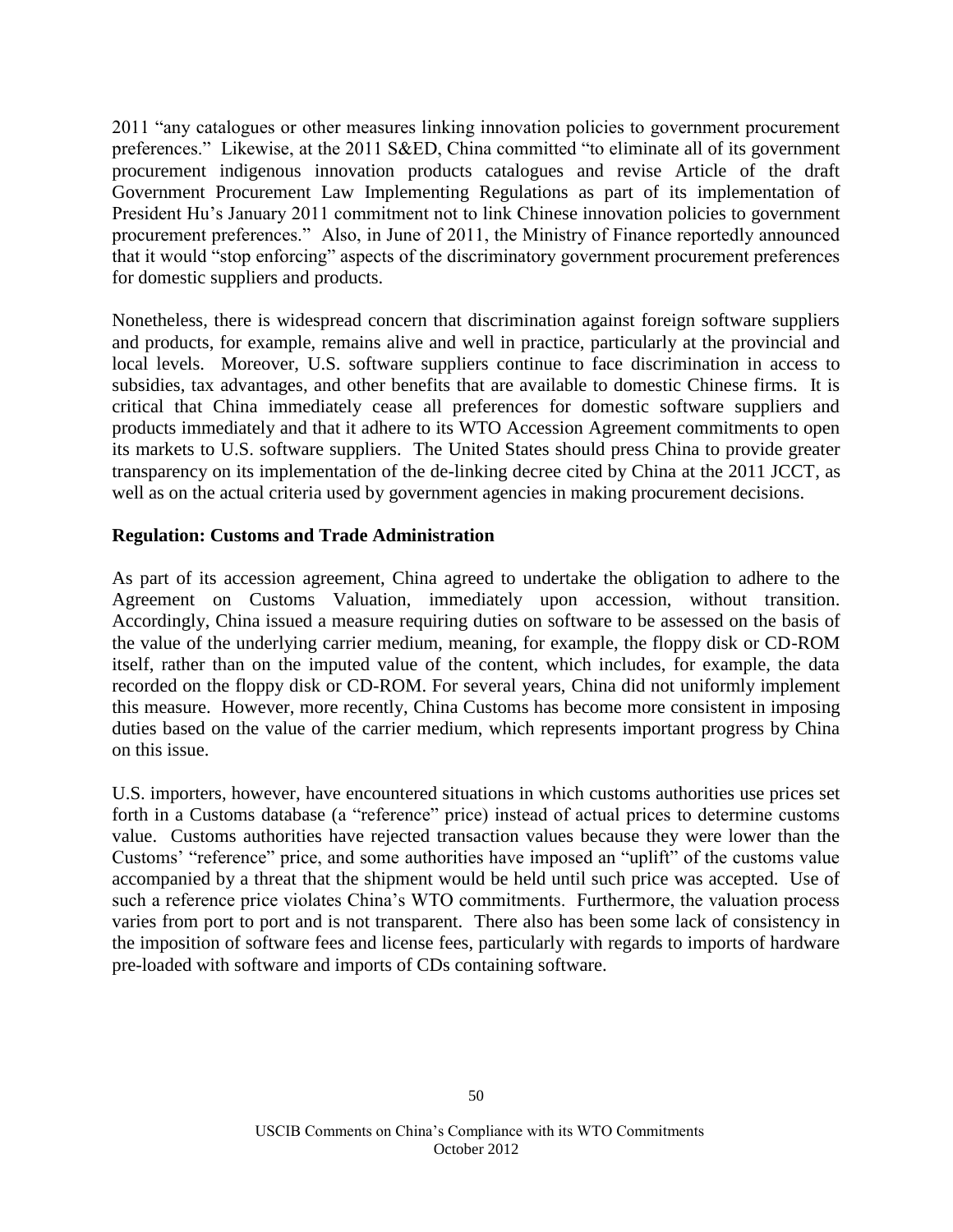2011 "any catalogues or other measures linking innovation policies to government procurement preferences." Likewise, at the 2011 S&ED, China committed "to eliminate all of its government procurement indigenous innovation products catalogues and revise Article of the draft Government Procurement Law Implementing Regulations as part of its implementation of President Hu's January 2011 commitment not to link Chinese innovation policies to government procurement preferences." Also, in June of 2011, the Ministry of Finance reportedly announced that it would "stop enforcing" aspects of the discriminatory government procurement preferences for domestic suppliers and products.

Nonetheless, there is widespread concern that discrimination against foreign software suppliers and products, for example, remains alive and well in practice, particularly at the provincial and local levels. Moreover, U.S. software suppliers continue to face discrimination in access to subsidies, tax advantages, and other benefits that are available to domestic Chinese firms. It is critical that China immediately cease all preferences for domestic software suppliers and products immediately and that it adhere to its WTO Accession Agreement commitments to open its markets to U.S. software suppliers. The United States should press China to provide greater transparency on its implementation of the de-linking decree cited by China at the 2011 JCCT, as well as on the actual criteria used by government agencies in making procurement decisions.

**Regulation: Customs and Trade Administration**

As part of its accession agreement, China agreed to undertake the obligation to adhere to the Agreement on Customs Valuation, immediately upon accession, without transition. Accordingly, China issued a measure requiring duties on software to be assessed on the basis of the value of the underlying carrier medium, meaning, for example, the floppy disk or CD-ROM itself, rather than on the imputed value of the content, which includes, for example, the data recorded on the floppy disk or CD-ROM. For several years, China did not uniformly implement this measure. However, more recently, China Customs has become more consistent in imposing duties based on the value of the carrier medium, which represents important progress by China on this issue.

U.S. importers, however, have encountered situations in which customs authorities use prices set forth in a Customs database (a "reference" price) instead of actual prices to determine customs value. Customs authorities have rejected transaction values because they were lower than the Customs' "reference" price, and some authorities have imposed an "uplift" of the customs value accompanied by a threat that the shipment would be held until such price was accepted. Use of such a reference price violates China's WTO commitments. Furthermore, the valuation process varies from port to port and is not transparent. There also has been some lack of consistency in the imposition of software fees and license fees, particularly with regards to imports of hardware pre-loaded with software and imports of CDs containing software.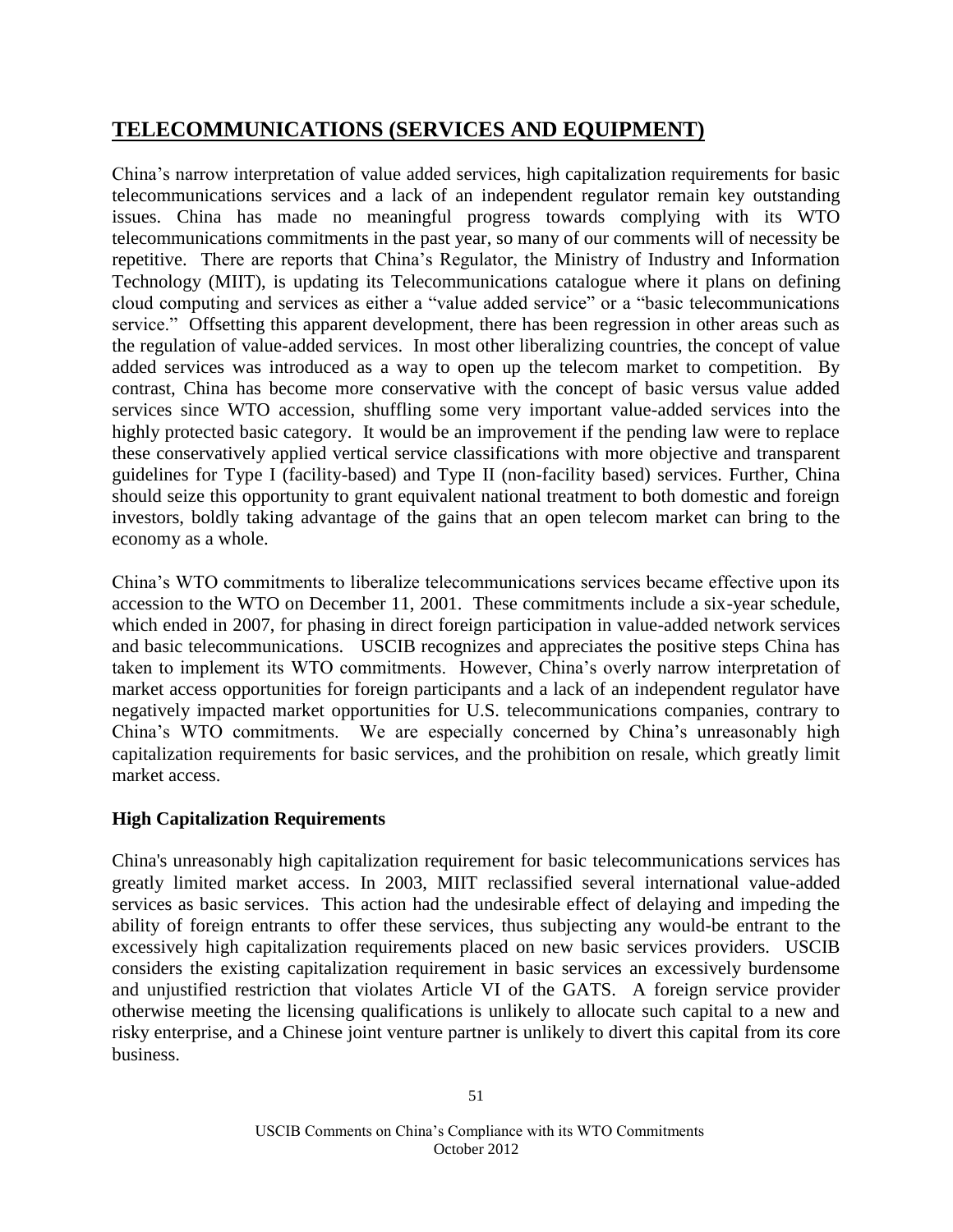## TELECOMMUNICATIONS (SERVICES AND EQUIPMENT)

China's narrow interpretation of value added services, high capitalization requirements for basic telecommunications services and a lack of an independent regulator remain key outstanding issues. China has made no meaningful progress towards complying with its WTO telecommunications commitments in the past year, so many of our comments will of necessity be repetitive. There are reports that China's Regulator, the Ministry of Industry and Information Technology (MIIT), is updating its Telecommunications catalogue where it plans on defining cloud computing and services as either a "value added service" or a "basic telecommunications service." Offsetting this apparent development, there has been regression in other areas such as the regulation of value-added services. In most other liberalizing countries, the concept of value added services was introduced as a way to open up the telecom market to competition. By contrast, China has become more conservative with the concept of basic versus value added services since WTO accession, shuffling some very important value-added services into the highly protected basic category. It would be an improvement if the pending law were to replace these conservatively applied vertical service classifications with more objective and transparent guidelines for Type I (facility-based) and Type II (non-facility based) services. Further, China should seize this opportunity to grant equivalent national treatment to both domestic and foreign investors, boldly taking advantage of the gains that an open telecom market can bring to the economy as a whole.

China's WTO commitments to liberalize telecommunications services became effective upon its accession to the WTO on December 11, 2001. These commitments include a six-year schedule, which ended in 2007, for phasing in direct foreign participation in value-added network services and basic telecommunications. USCIB recognizes and appreciates the positive steps China has taken to implement its WTO commitments. However, China's overly narrow interpretation of market access opportunities for foreign participants and a lack of an independent regulator have negatively impacted market opportunities for U.S. telecommunications companies, contrary to China's WTO commitments. We are especially concerned by China's unreasonably high capitalization requirements for basic services, and the prohibition on resale, which greatly limit market access.

### High Capitalization Requirements

China's unreasonably high capitalization requirement for basic telecommunications services has greatly limited market access. In 2003, MIIT reclassified several international value-added services as basic services. This action had the undesirable effect of delaying and impeding the ability of foreign entrants to offer these services, thus subjecting any would-be entrant to the excessively high capitalization requirements placed on new basic services providers. USCIB considers the existing capitalization requirement in basic services an excessively burdensome and unjustified restriction that violates Article VI of the GATS. A foreign service provider otherwise meeting the licensing qualifications is unlikely to allocate such capital to a new and risky enterprise, and a Chinese joint venture partner is unlikely to divert this capital from its core business.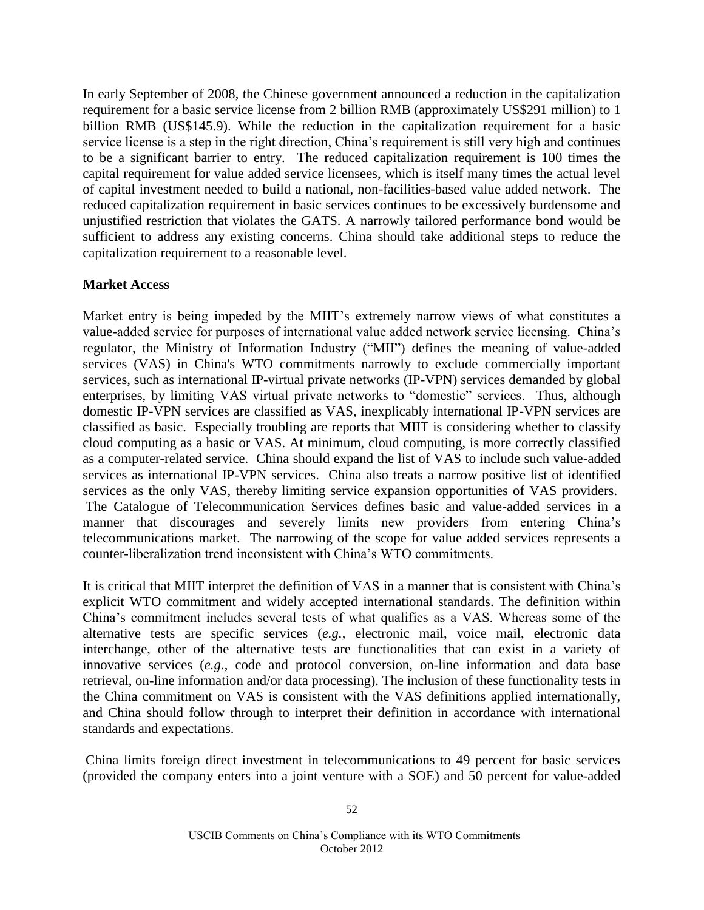In early September of 2008, the Chinese government announced a reduction in the capitalization requirement for a basic service license from 2 billion RMB (approximately US$291 million) to 1 billion RMB (US$145.9). While the reduction in the capitalization requirement for a basic service license is a step in the right direction, China's requirement is still very high and continues to be a significant barrier to entry. The reduced capitalization requirement is 100 times the capital requirement for value added service licensees, which is itself many times the actual level of capital investment needed to build a national, non-facilities-based value added network. The reduced capitalization requirement in basic services continues to be excessively burdensome and unjustified restriction that violates the GATS. A narrowly tailored performance bond would be sufficient to address any existing concerns. China should take additional steps to reduce the capitalization requirement to a reasonable level.

**Market Access**

Market entry is being impeded by the MIIT's extremely narrow views of what constitutes a value-added service for purposes of international value added network service licensing. China's regulator, the Ministry of Information Industry ("MII") defines the meaning of value-added services (VAS) in China's WTO commitments narrowly to exclude commercially important services, such as international IP-virtual private networks (IP-VPN) services demanded by global enterprises, by limiting VAS virtual private networks to "domestic" services. Thus, although domestic IP-VPN services are classified as VAS, inexplicably international IP-VPN services are classified as basic. Especially troubling are reports that MIIT is considering whether to classify cloud computing as a basic or VAS. At minimum, cloud computing, is more correctly classified as a computer-related service. China should expand the list of VAS to include such value-added services as international IP-VPN services. China also treats a narrow positive list of identified services as the only VAS, thereby limiting service expansion opportunities of VAS providers. The Catalogue of Telecommunication Services defines basic and value-added services in a manner that discourages and severely limits new providers from entering China's telecommunications market. The narrowing of the scope for value added services represents a counter-liberalization trend inconsistent with China's WTO commitments.

It is critical that MIIT interpret the definition of VAS in a manner that is consistent with China's explicit WTO commitment and widely accepted international standards. The definition within China's commitment includes several tests of what qualifies as a VAS. Whereas some of the alternative tests are specific services (*e.g.*, electronic mail, voice mail, electronic data interchange, other of the alternative tests are functionalities that can exist in a variety of innovative services (*e.g.*, code and protocol conversion, on-line information and data base retrieval, on-line information and/or data processing). The inclusion of these functionality tests in the China commitment on VAS is consistent with the VAS definitions applied internationally, and China should follow through to interpret their definition in accordance with international standards and expectations.

China limits foreign direct investment in telecommunications to 49 percent for basic services (provided the company enters into a joint venture with a SOE) and 50 percent for value-added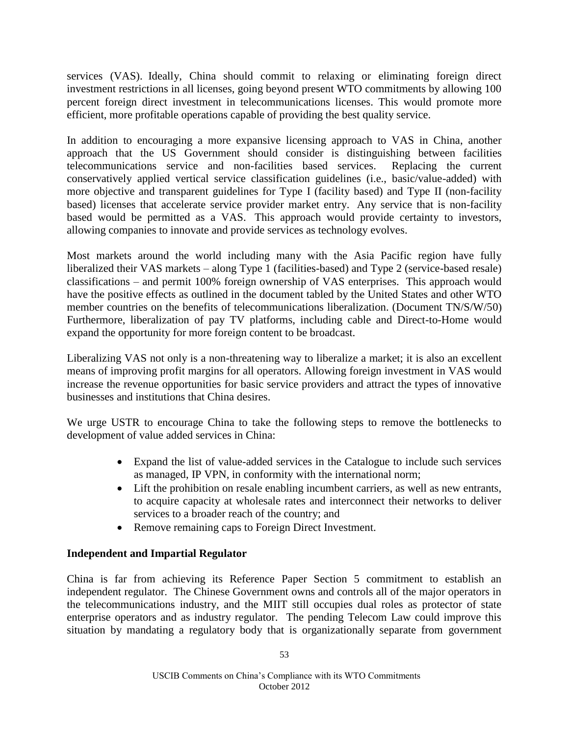services (VAS). Ideally, China should commit to relaxing or eliminating foreign direct investment restrictions in all licenses, going beyond present WTO commitments by allowing 100 percent foreign direct investment in telecommunications licenses. This would promote more efficient, more profitable operations capable of providing the best quality service.

In addition to encouraging a more expansive licensing approach to VAS in China, another approach that the US Government should consider is distinguishing between facilities telecommunications service and non-facilities based services. Replacing the current conservatively applied vertical service classification guidelines (i.e., basic/value-added) with more objective and transparent guidelines for Type I (facility based) and Type II (non-facility based) licenses that accelerate service provider market entry. Any service that is non-facility based would be permitted as a VAS. This approach would provide certainty to investors, allowing companies to innovate and provide services as technology evolves.

Most markets around the world including many with the Asia Pacific region have fully liberalized their VAS markets – along Type 1 (facilities-based) and Type 2 (service-based resale) classifications – and permit 100% foreign ownership of VAS enterprises. This approach would have the positive effects as outlined in the document tabled by the United States and other WTO member countries on the benefits of telecommunications liberalization. (Document TN/S/W/50) Furthermore, liberalization of pay TV platforms, including cable and Direct-to-Home would expand the opportunity for more foreign content to be broadcast.

Liberalizing VAS not only is a non-threatening way to liberalize a market; it is also an excellent means of improving profit margins for all operators. Allowing foreign investment in VAS would increase the revenue opportunities for basic service providers and attract the types of innovative businesses and institutions that China desires.

We urge USTR to encourage China to take the following steps to remove the bottlenecks to development of value added services in China:

- Expand the list of value-added services in the Catalogue to include such services as managed, IP VPN, in conformity with the international norm;
- Lift the prohibition on resale enabling incumbent carriers, as well as new entrants, to acquire capacity at wholesale rates and interconnect their networks to deliver services to a broader reach of the country; and
- Remove remaining caps to Foreign Direct Investment.

**Independent and Impartial Regulator**

China is far from achieving its Reference Paper Section 5 commitment to establish an independent regulator. The Chinese Government owns and controls all of the major operators in the telecommunications industry, and the MIIT still occupies dual roles as protector of state enterprise operators and as industry regulator. The pending Telecom Law could improve this situation by mandating a regulatory body that is organizationally separate from government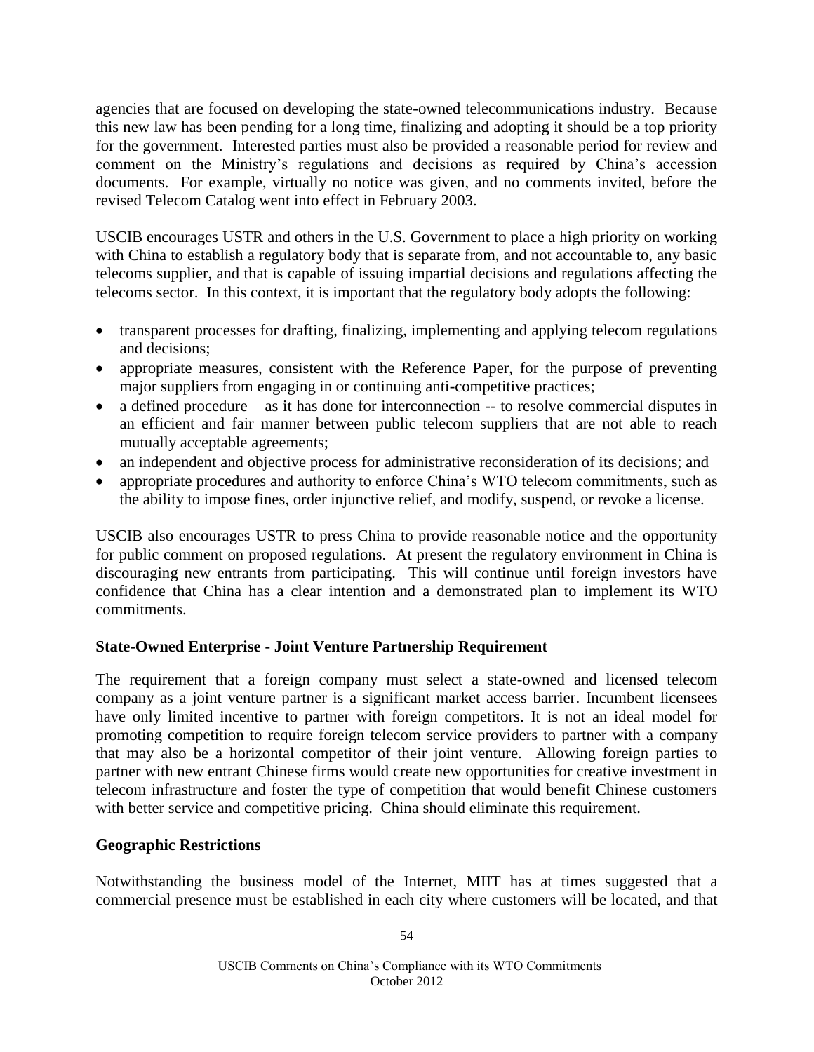agencies that are focused on developing the state-owned telecommunications industry. Because this new law has been pending for a long time, finalizing and adopting it should be a top priority for the government. Interested parties must also be provided a reasonable period for review and comment on the Ministry's regulations and decisions as required by China's accession documents. For example, virtually no notice was given, and no comments invited, before the revised Telecom Catalog went into effect in February 2003.

USCIB encourages USTR and others in the U.S. Government to place a high priority on working with China to establish a regulatory body that is separate from, and not accountable to, any basic telecoms supplier, and that is capable of issuing impartial decisions and regulations affecting the telecoms sector. In this context, it is important that the regulatory body adopts the following:

- transparent processes for drafting, finalizing, implementing and applying telecom regulations and decisions;
- appropriate measures, consistent with the Reference Paper, for the purpose of preventing major suppliers from engaging in or continuing anti-competitive practices;
- a defined procedure – as it has done for interconnection -- to resolve commercial disputes in an efficient and fair manner between public telecom suppliers that are not able to reach mutually acceptable agreements;
- an independent and objective process for administrative reconsideration of its decisions; and
- appropriate procedures and authority to enforce China's WTO telecom commitments, such as the ability to impose fines, order injunctive relief, and modify, suspend, or revoke a license.

USCIB also encourages USTR to press China to provide reasonable notice and the opportunity for public comment on proposed regulations. At present the regulatory environment in China is discouraging new entrants from participating. This will continue until foreign investors have confidence that China has a clear intention and a demonstrated plan to implement its WTO commitments.

**State-Owned Enterprise - Joint Venture Partnership Requirement**

The requirement that a foreign company must select a state-owned and licensed telecom company as a joint venture partner is a significant market access barrier. Incumbent licensees have only limited incentive to partner with foreign competitors. It is not an ideal model for promoting competition to require foreign telecom service providers to partner with a company that may also be a horizontal competitor of their joint venture. Allowing foreign parties to partner with new entrant Chinese firms would create new opportunities for creative investment in telecom infrastructure and foster the type of competition that would benefit Chinese customers with better service and competitive pricing. China should eliminate this requirement.

**Geographic Restrictions**

Notwithstanding the business model of the Internet, MIIT has at times suggested that a commercial presence must be established in each city where customers will be located, and that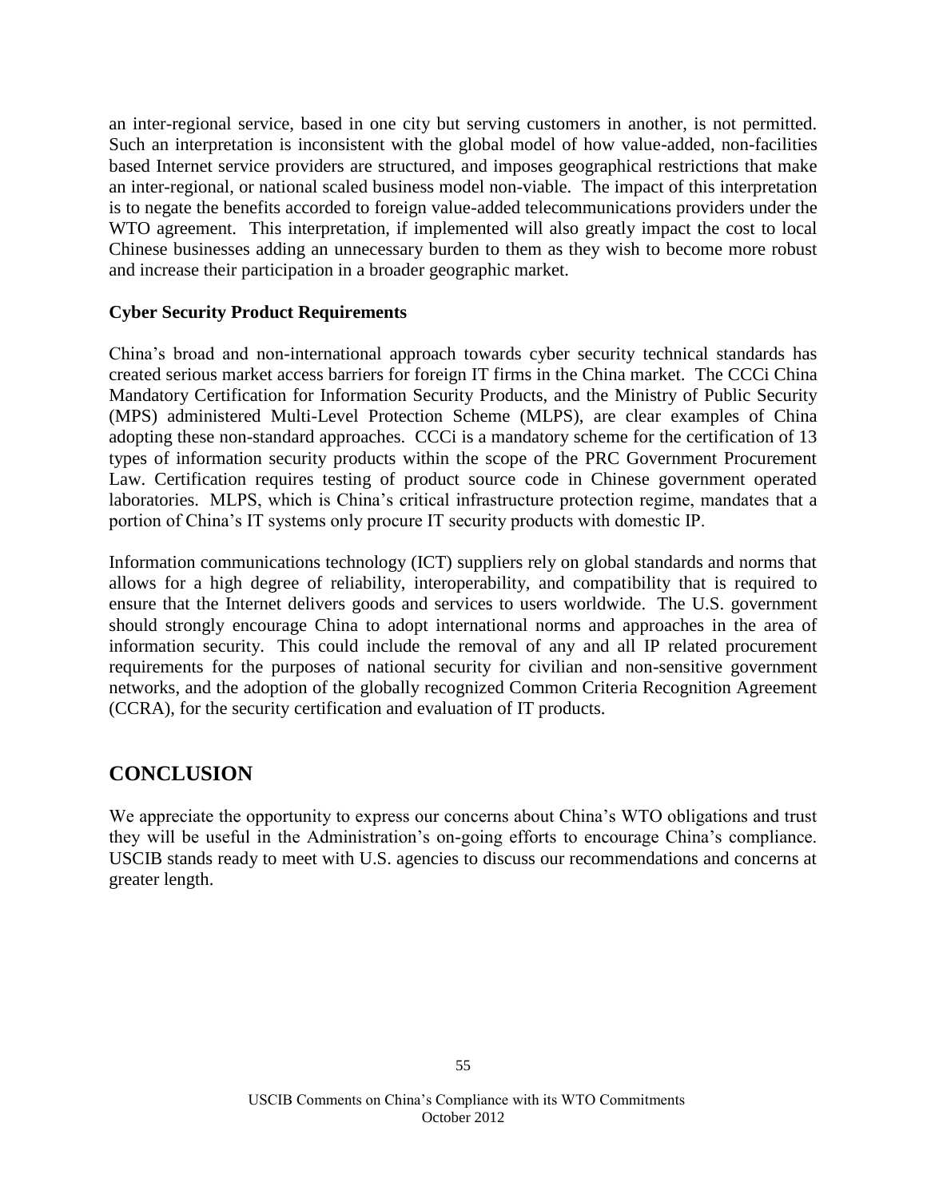an inter-regional service, based in one city but serving customers in another, is not permitted. Such an interpretation is inconsistent with the global model of how value-added, non-facilities based Internet service providers are structured, and imposes geographical restrictions that make an inter-regional, or national scaled business model non-viable. The impact of this interpretation is to negate the benefits accorded to foreign value-added telecommunications providers under the WTO agreement. This interpretation, if implemented will also greatly impact the cost to local Chinese businesses adding an unnecessary burden to them as they wish to become more robust and increase their participation in a broader geographic market.

**Cyber Security Product Requirements**

China's broad and non-international approach towards cyber security technical standards has created serious market access barriers for foreign IT firms in the China market. The CCCi China Mandatory Certification for Information Security Products, and the Ministry of Public Security (MPS) administered Multi-Level Protection Scheme (MLPS), are clear examples of China adopting these non-standard approaches. CCCi is a mandatory scheme for the certification of 13 types of information security products within the scope of the PRC Government Procurement Law. Certification requires testing of product source code in Chinese government operated laboratories. MLPS, which is China's critical infrastructure protection regime, mandates that a portion of China's IT systems only procure IT security products with domestic IP.

Information communications technology (ICT) suppliers rely on global standards and norms that allows for a high degree of reliability, interoperability, and compatibility that is required to ensure that the Internet delivers goods and services to users worldwide. The U.S. government should strongly encourage China to adopt international norms and approaches in the area of information security. This could include the removal of any and all IP related procurement requirements for the purposes of national security for civilian and non-sensitive government networks, and the adoption of the globally recognized Common Criteria Recognition Agreement (CCRA), for the security certification and evaluation of IT products.

## CONCLUSION

We appreciate the opportunity to express our concerns about China's WTO obligations and trust they will be useful in the Administration's on-going efforts to encourage China's compliance. USCIB stands ready to meet with U.S. agencies to discuss our recommendations and concerns at greater length.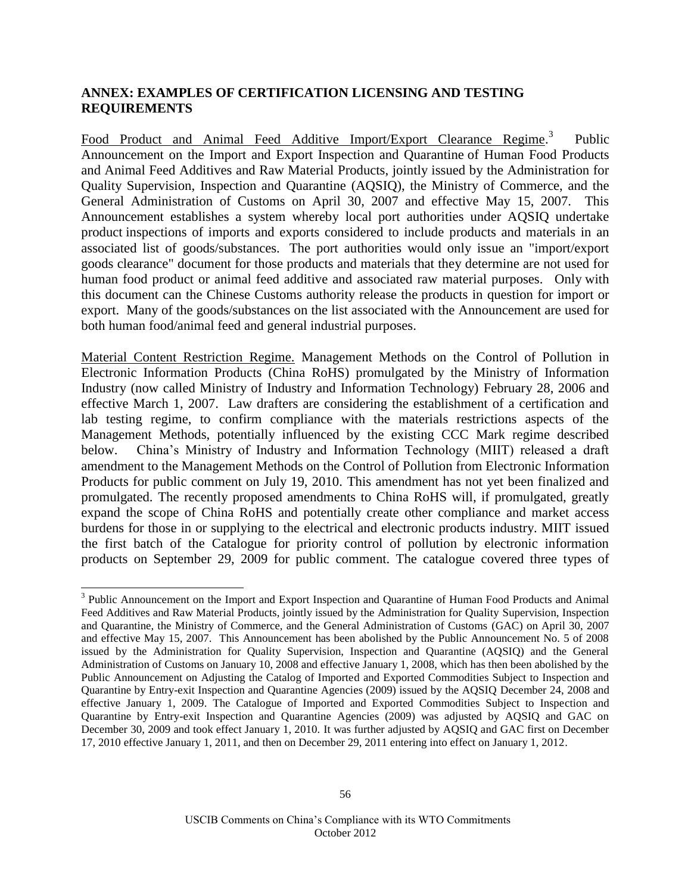## ANNEX: EXAMPLES OF CERTIFICATION LICENSING AND TESTING REQUIREMENTS

Food Product and Animal Feed Additive Import/Export Clearance Regime.[3] Public Announcement on the Import and Export Inspection and Quarantine of Human Food Products and Animal Feed Additives and Raw Material Products, jointly issued by the Administration for Quality Supervision, Inspection and Quarantine (AQSIQ), the Ministry of Commerce, and the General Administration of Customs on April 30, 2007 and effective May 15, 2007. This Announcement establishes a system whereby local port authorities under AQSIQ undertake product inspections of imports and exports considered to include products and materials in an associated list of goods/substances. The port authorities would only issue an "import/export goods clearance" document for those products and materials that they determine are not used for human food product or animal feed additive and associated raw material purposes. Only with this document can the Chinese Customs authority release the products in question for import or export. Many of the goods/substances on the list associated with the Announcement are used for both human food/animal feed and general industrial purposes.

Material Content Restriction Regime. Management Methods on the Control of Pollution in Electronic Information Products (China RoHS) promulgated by the Ministry of Information Industry (now called Ministry of Industry and Information Technology) February 28, 2006 and effective March 1, 2007. Law drafters are considering the establishment of a certification and lab testing regime, to confirm compliance with the materials restrictions aspects of the Management Methods, potentially influenced by the existing CCC Mark regime described below. China's Ministry of Industry and Information Technology (MIIT) released a draft amendment to the Management Methods on the Control of Pollution from Electronic Information Products for public comment on July 19, 2010. This amendment has not yet been finalized and promulgated. The recently proposed amendments to China RoHS will, if promulgated, greatly expand the scope of China RoHS and potentially create other compliance and market access burdens for those in or supplying to the electrical and electronic products industry. MIIT issued the first batch of the Catalogue for priority control of pollution by electronic information products on September 29, 2009 for public comment. The catalogue covered three types of

---

[3] Public Announcement on the Import and Export Inspection and Quarantine of Human Food Products and Animal Feed Additives and Raw Material Products, jointly issued by the Administration for Quality Supervision, Inspection and Quarantine, the Ministry of Commerce, and the General Administration of Customs (GAC) on April 30, 2007 and effective May 15, 2007. This Announcement has been abolished by the Public Announcement No. 5 of 2008 issued by the Administration for Quality Supervision, Inspection and Quarantine (AQSIQ) and the General Administration of Customs on January 10, 2008 and effective January 1, 2008, which has then been abolished by the Public Announcement on Adjusting the Catalog of Imported and Exported Commodities Subject to Inspection and Quarantine by Entry-exit Inspection and Quarantine Agencies (2009) issued by the AQSIQ December 24, 2008 and effective January 1, 2009. The Catalogue of Imported and Exported Commodities Subject to Inspection and Quarantine by Entry-exit Inspection and Quarantine Agencies (2009) was adjusted by AQSIQ and GAC on December 30, 2009 and took effect January 1, 2010. It was further adjusted by AQSIQ and GAC first on December 17, 2010 effective January 1, 2011, and then on December 29, 2011 entering into effect on January 1, 2012.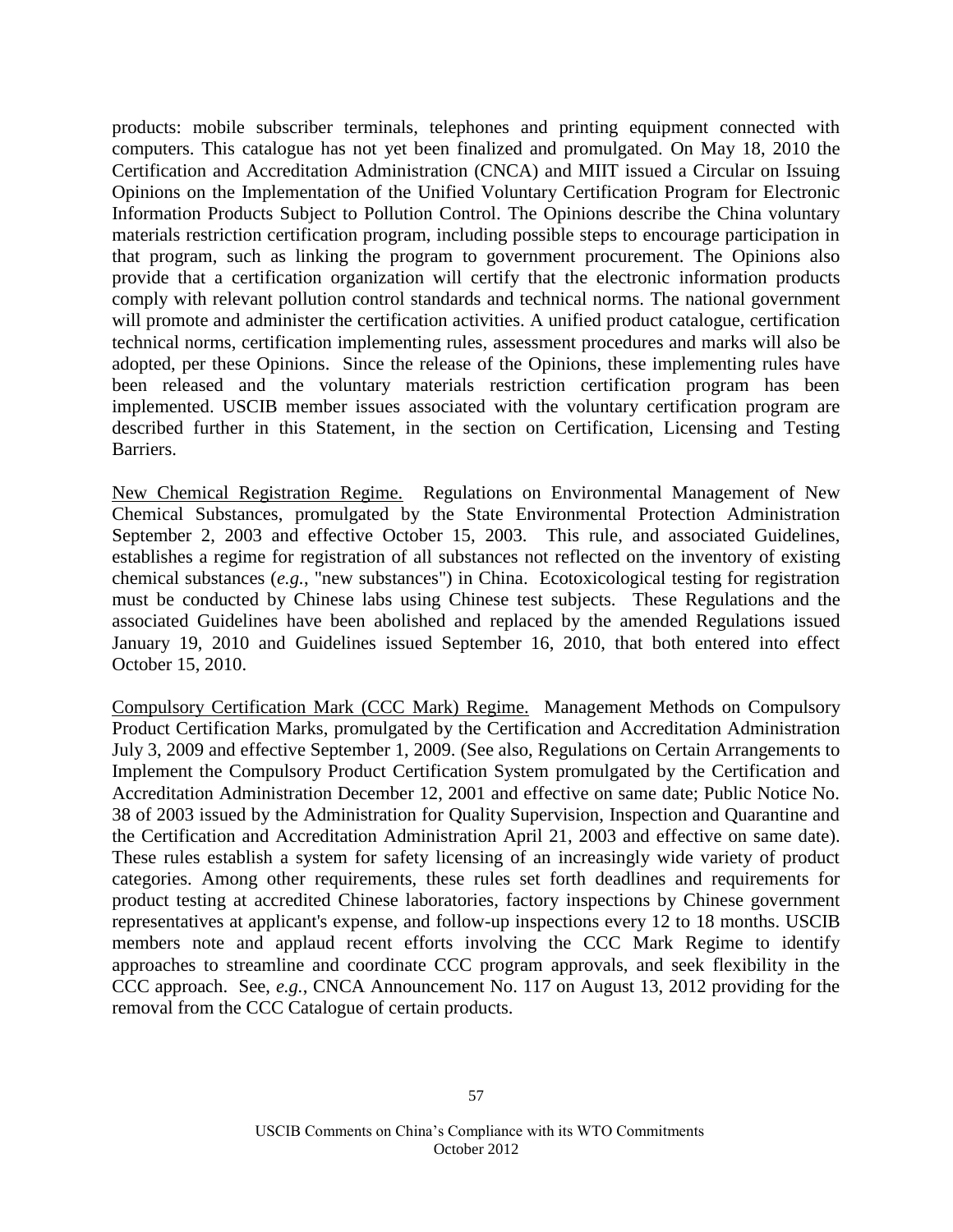products: mobile subscriber terminals, telephones and printing equipment connected with computers. This catalogue has not yet been finalized and promulgated. On May 18, 2010 the Certification and Accreditation Administration (CNCA) and MIIT issued a Circular on Issuing Opinions on the Implementation of the Unified Voluntary Certification Program for Electronic Information Products Subject to Pollution Control. The Opinions describe the China voluntary materials restriction certification program, including possible steps to encourage participation in that program, such as linking the program to government procurement. The Opinions also provide that a certification organization will certify that the electronic information products comply with relevant pollution control standards and technical norms. The national government will promote and administer the certification activities. A unified product catalogue, certification technical norms, certification implementing rules, assessment procedures and marks will also be adopted, per these Opinions. Since the release of the Opinions, these implementing rules have been released and the voluntary materials restriction certification program has been implemented. USCIB member issues associated with the voluntary certification program are described further in this Statement, in the section on Certification, Licensing and Testing Barriers.

<u>New Chemical Registration Regime.</u> Regulations on Environmental Management of New Chemical Substances, promulgated by the State Environmental Protection Administration September 2, 2003 and effective October 15, 2003. This rule, and associated Guidelines, establishes a regime for registration of all substances not reflected on the inventory of existing chemical substances (*e.g.*, "new substances") in China. Ecotoxicological testing for registration must be conducted by Chinese labs using Chinese test subjects. These Regulations and the associated Guidelines have been abolished and replaced by the amended Regulations issued January 19, 2010 and Guidelines issued September 16, 2010, that both entered into effect October 15, 2010.

<u>Compulsory Certification Mark (CCC Mark) Regime.</u> Management Methods on Compulsory Product Certification Marks, promulgated by the Certification and Accreditation Administration July 3, 2009 and effective September 1, 2009. (See also, Regulations on Certain Arrangements to Implement the Compulsory Product Certification System promulgated by the Certification and Accreditation Administration December 12, 2001 and effective on same date; Public Notice No. 38 of 2003 issued by the Administration for Quality Supervision, Inspection and Quarantine and the Certification and Accreditation Administration April 21, 2003 and effective on same date). These rules establish a system for safety licensing of an increasingly wide variety of product categories. Among other requirements, these rules set forth deadlines and requirements for product testing at accredited Chinese laboratories, factory inspections by Chinese government representatives at applicant's expense, and follow-up inspections every 12 to 18 months. USCIB members note and applaud recent efforts involving the CCC Mark Regime to identify approaches to streamline and coordinate CCC program approvals, and seek flexibility in the CCC approach. See, *e.g.*, CNCA Announcement No. 117 on August 13, 2012 providing for the removal from the CCC Catalogue of certain products.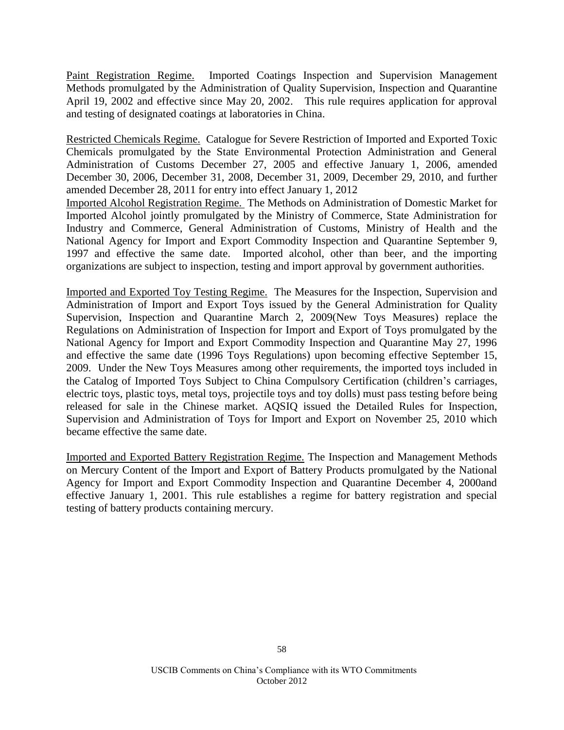Paint Registration Regime. Imported Coatings Inspection and Supervision Management Methods promulgated by the Administration of Quality Supervision, Inspection and Quarantine April 19, 2002 and effective since May 20, 2002. This rule requires application for approval and testing of designated coatings at laboratories in China.

Restricted Chemicals Regime. Catalogue for Severe Restriction of Imported and Exported Toxic Chemicals promulgated by the State Environmental Protection Administration and General Administration of Customs December 27, 2005 and effective January 1, 2006, amended December 30, 2006, December 31, 2008, December 31, 2009, December 29, 2010, and further amended December 28, 2011 for entry into effect January 1, 2012

Imported Alcohol Registration Regime. The Methods on Administration of Domestic Market for Imported Alcohol jointly promulgated by the Ministry of Commerce, State Administration for Industry and Commerce, General Administration of Customs, Ministry of Health and the National Agency for Import and Export Commodity Inspection and Quarantine September 9, 1997 and effective the same date. Imported alcohol, other than beer, and the importing organizations are subject to inspection, testing and import approval by government authorities.

Imported and Exported Toy Testing Regime. The Measures for the Inspection, Supervision and Administration of Import and Export Toys issued by the General Administration for Quality Supervision, Inspection and Quarantine March 2, 2009(New Toys Measures) replace the Regulations on Administration of Inspection for Import and Export of Toys promulgated by the National Agency for Import and Export Commodity Inspection and Quarantine May 27, 1996 and effective the same date (1996 Toys Regulations) upon becoming effective September 15, 2009. Under the New Toys Measures among other requirements, the imported toys included in the Catalog of Imported Toys Subject to China Compulsory Certification (children's carriages, electric toys, plastic toys, metal toys, projectile toys and toy dolls) must pass testing before being released for sale in the Chinese market. AQSIQ issued the Detailed Rules for Inspection, Supervision and Administration of Toys for Import and Export on November 25, 2010 which became effective the same date.

Imported and Exported Battery Registration Regime. The Inspection and Management Methods on Mercury Content of the Import and Export of Battery Products promulgated by the National Agency for Import and Export Commodity Inspection and Quarantine December 4, 2000and effective January 1, 2001. This rule establishes a regime for battery registration and special testing of battery products containing mercury.